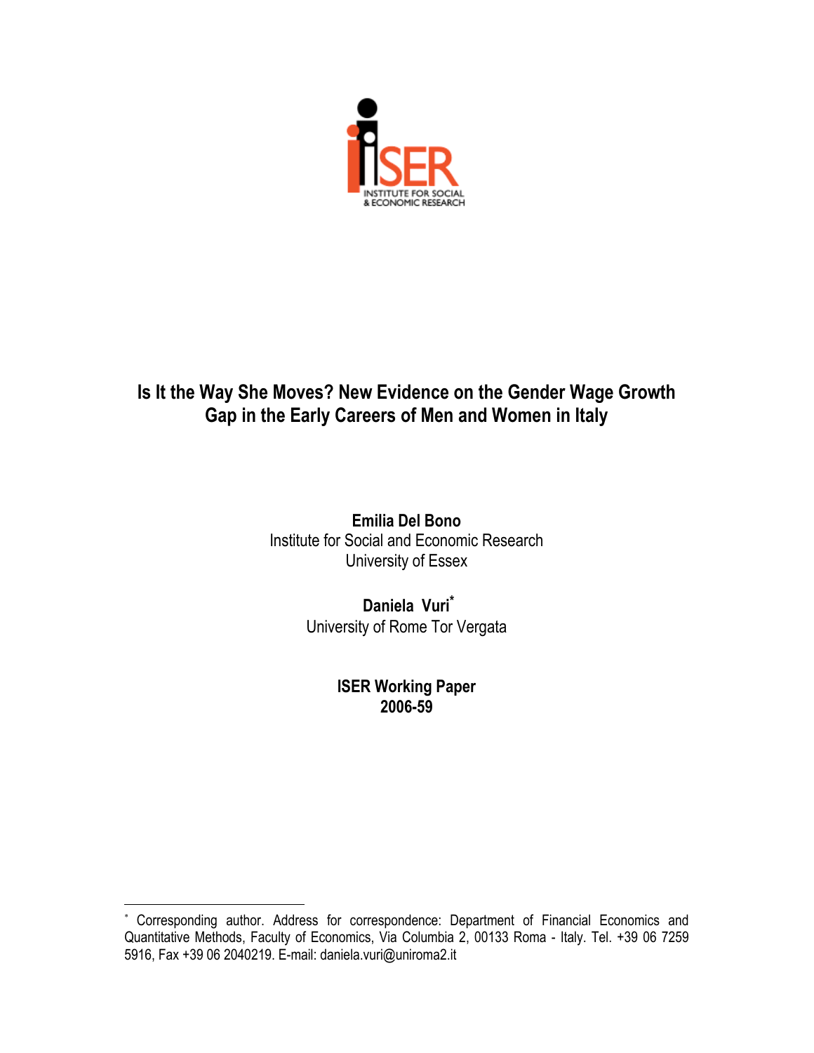# Is It the Way She Moves? New Evidence on the Gender Wage Growth Gap in the Early Careers of Men and Women in Italy

**Emilia Del Bono**
Institute for Social and Economic Research
University of Essex

**Daniela Vuri***
University of Rome Tor Vergata

**ISER Working Paper**
**2006-59**

---

* Corresponding author. Address for correspondence: Department of Financial Economics and Quantitative Methods, Faculty of Economics, Via Columbia 2, 00133 Roma - Italy. Tel. +39 06 7259 5916, Fax +39 06 2040219. E-mail: daniela.vuri@uniroma2.it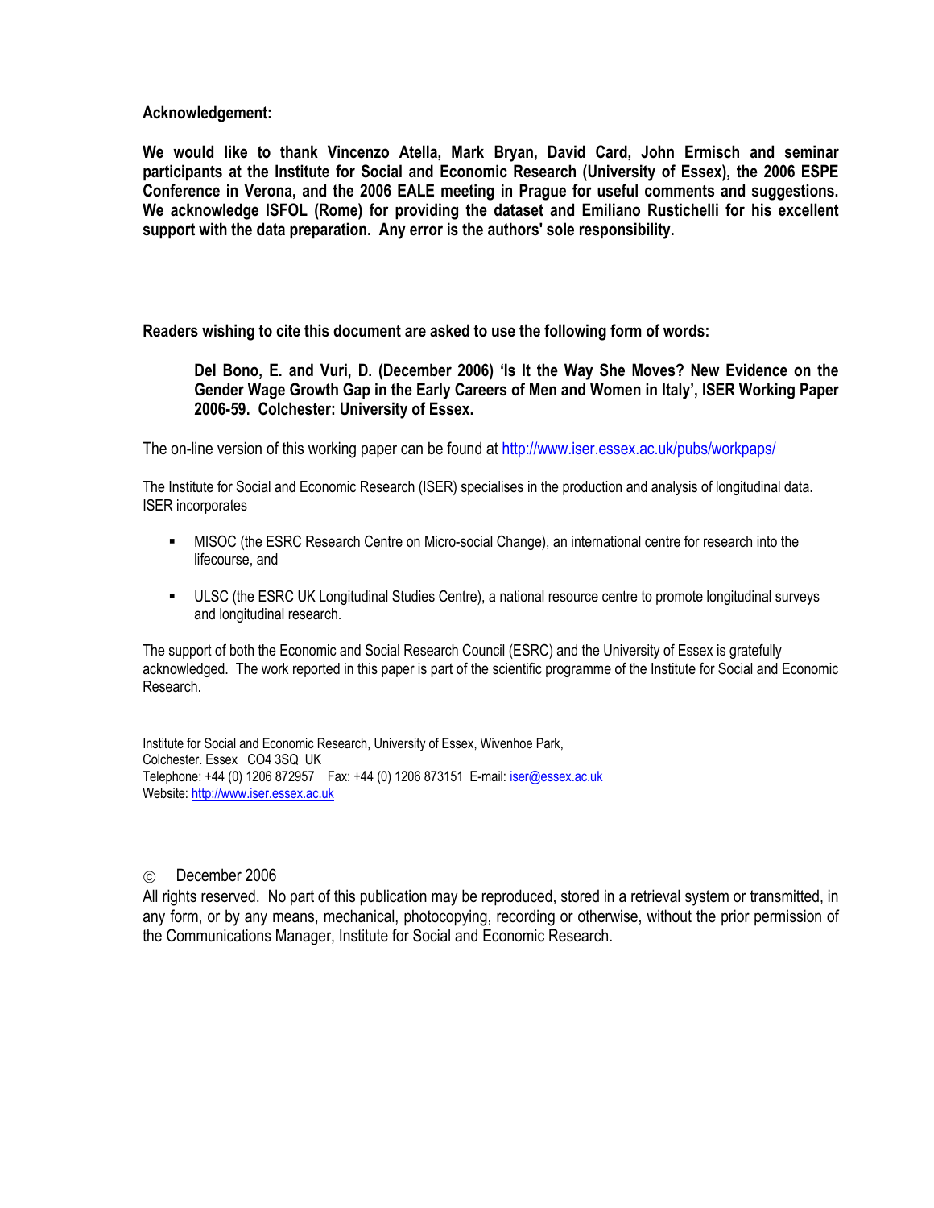**Acknowledgement:**

**We would like to thank Vincenzo Atella, Mark Bryan, David Card, John Ermisch and seminar participants at the Institute for Social and Economic Research (University of Essex), the 2006 ESPE Conference in Verona, and the 2006 EALE meeting in Prague for useful comments and suggestions. We acknowledge ISFOL (Rome) for providing the dataset and Emiliano Rustichelli for his excellent support with the data preparation. Any error is the authors' sole responsibility.**

**Readers wishing to cite this document are asked to use the following form of words:**

> **Del Bono, E. and Vuri, D. (December 2006) 'Is It the Way She Moves? New Evidence on the Gender Wage Growth Gap in the Early Careers of Men and Women in Italy', ISER Working Paper 2006-59. Colchester: University of Essex.**

The on-line version of this working paper can be found at http://www.iser.essex.ac.uk/pubs/workpaps/

The Institute for Social and Economic Research (ISER) specialises in the production and analysis of longitudinal data. ISER incorporates

- MISOC (the ESRC Research Centre on Micro-social Change), an international centre for research into the lifecourse, and
- ULSC (the ESRC UK Longitudinal Studies Centre), a national resource centre to promote longitudinal surveys and longitudinal research.

The support of both the Economic and Social Research Council (ESRC) and the University of Essex is gratefully acknowledged. The work reported in this paper is part of the scientific programme of the Institute for Social and Economic Research.

Institute for Social and Economic Research, University of Essex, Wivenhoe Park,
Colchester. Essex CO4 3SQ UK
Telephone: +44 (0) 1206 872957 Fax: +44 (0) 1206 873151 E-mail: iser@essex.ac.uk
Website: http://www.iser.essex.ac.uk

© December 2006

All rights reserved. No part of this publication may be reproduced, stored in a retrieval system or transmitted, in any form, or by any means, mechanical, photocopying, recording or otherwise, without the prior permission of the Communications Manager, Institute for Social and Economic Research.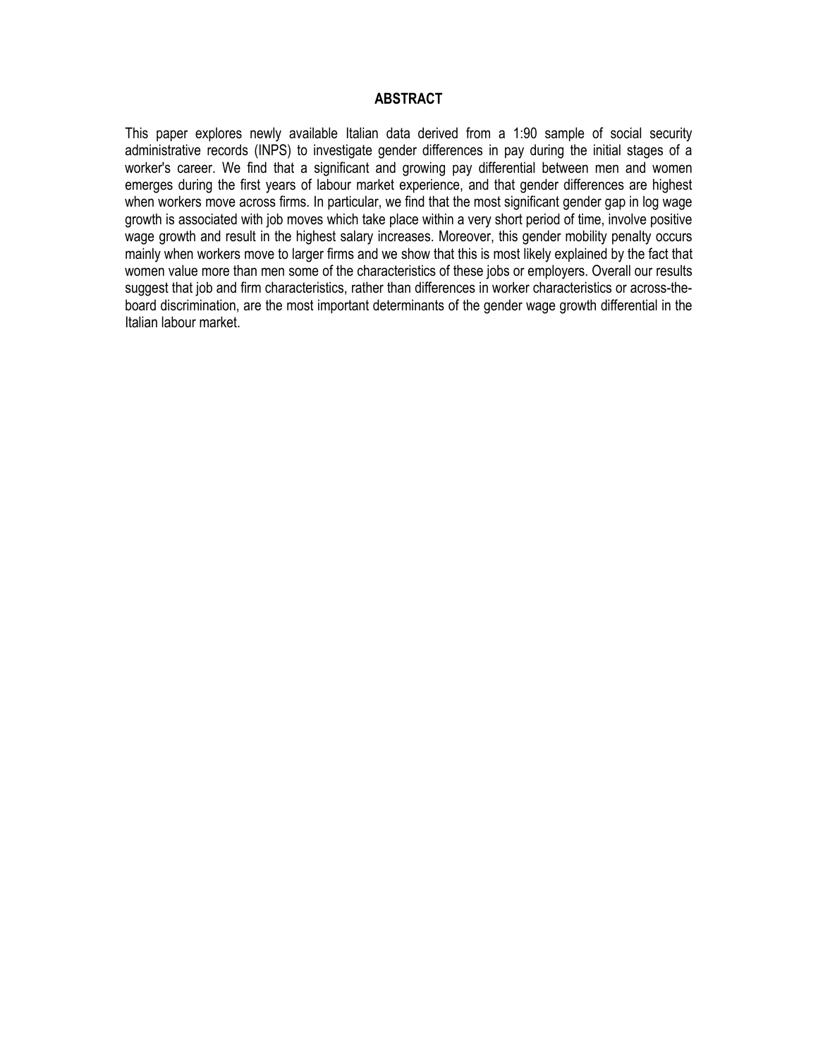## ABSTRACT

This paper explores newly available Italian data derived from a 1:90 sample of social security administrative records (INPS) to investigate gender differences in pay during the initial stages of a worker's career. We find that a significant and growing pay differential between men and women emerges during the first years of labour market experience, and that gender differences are highest when workers move across firms. In particular, we find that the most significant gender gap in log wage growth is associated with job moves which take place within a very short period of time, involve positive wage growth and result in the highest salary increases. Moreover, this gender mobility penalty occurs mainly when workers move to larger firms and we show that this is most likely explained by the fact that women value more than men some of the characteristics of these jobs or employers. Overall our results suggest that job and firm characteristics, rather than differences in worker characteristics or across-the-board discrimination, are the most important determinants of the gender wage growth differential in the Italian labour market.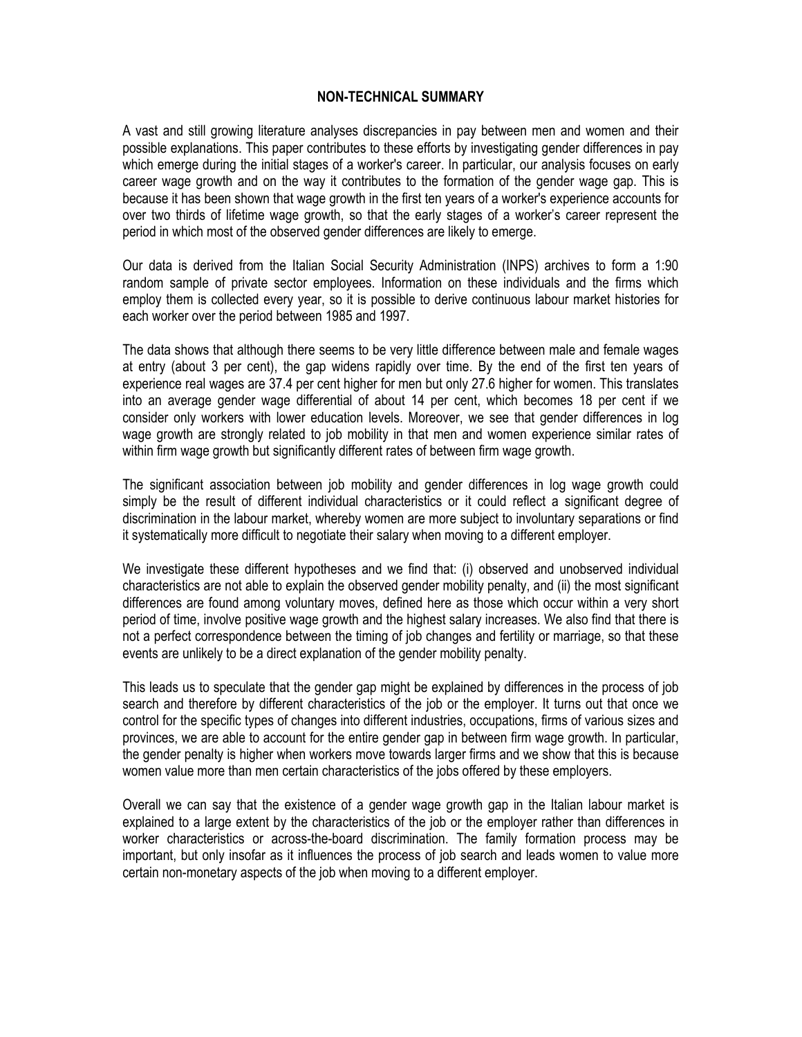## NON-TECHNICAL SUMMARY

A vast and still growing literature analyses discrepancies in pay between men and women and their possible explanations. This paper contributes to these efforts by investigating gender differences in pay which emerge during the initial stages of a worker's career. In particular, our analysis focuses on early career wage growth and on the way it contributes to the formation of the gender wage gap. This is because it has been shown that wage growth in the first ten years of a worker's experience accounts for over two thirds of lifetime wage growth, so that the early stages of a worker's career represent the period in which most of the observed gender differences are likely to emerge.

Our data is derived from the Italian Social Security Administration (INPS) archives to form a 1:90 random sample of private sector employees. Information on these individuals and the firms which employ them is collected every year, so it is possible to derive continuous labour market histories for each worker over the period between 1985 and 1997.

The data shows that although there seems to be very little difference between male and female wages at entry (about 3 per cent), the gap widens rapidly over time. By the end of the first ten years of experience real wages are 37.4 per cent higher for men but only 27.6 higher for women. This translates into an average gender wage differential of about 14 per cent, which becomes 18 per cent if we consider only workers with lower education levels. Moreover, we see that gender differences in log wage growth are strongly related to job mobility in that men and women experience similar rates of within firm wage growth but significantly different rates of between firm wage growth.

The significant association between job mobility and gender differences in log wage growth could simply be the result of different individual characteristics or it could reflect a significant degree of discrimination in the labour market, whereby women are more subject to involuntary separations or find it systematically more difficult to negotiate their salary when moving to a different employer.

We investigate these different hypotheses and we find that: (i) observed and unobserved individual characteristics are not able to explain the observed gender mobility penalty, and (ii) the most significant differences are found among voluntary moves, defined here as those which occur within a very short period of time, involve positive wage growth and the highest salary increases. We also find that there is not a perfect correspondence between the timing of job changes and fertility or marriage, so that these events are unlikely to be a direct explanation of the gender mobility penalty.

This leads us to speculate that the gender gap might be explained by differences in the process of job search and therefore by different characteristics of the job or the employer. It turns out that once we control for the specific types of changes into different industries, occupations, firms of various sizes and provinces, we are able to account for the entire gender gap in between firm wage growth. In particular, the gender penalty is higher when workers move towards larger firms and we show that this is because women value more than men certain characteristics of the jobs offered by these employers.

Overall we can say that the existence of a gender wage growth gap in the Italian labour market is explained to a large extent by the characteristics of the job or the employer rather than differences in worker characteristics or across-the-board discrimination. The family formation process may be important, but only insofar as it influences the process of job search and leads women to value more certain non-monetary aspects of the job when moving to a different employer.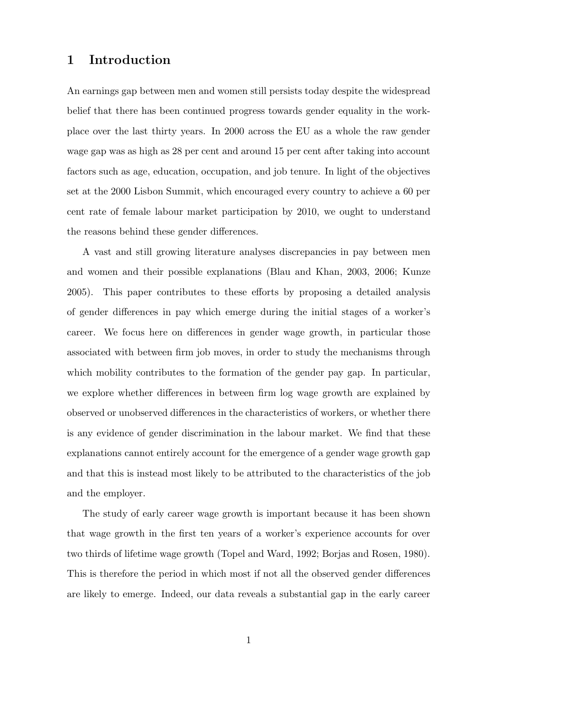# 1 Introduction

An earnings gap between men and women still persists today despite the widespread belief that there has been continued progress towards gender equality in the workplace over the last thirty years. In 2000 across the EU as a whole the raw gender wage gap was as high as 28 per cent and around 15 per cent after taking into account factors such as age, education, occupation, and job tenure. In light of the objectives set at the 2000 Lisbon Summit, which encouraged every country to achieve a 60 per cent rate of female labour market participation by 2010, we ought to understand the reasons behind these gender differences.

A vast and still growing literature analyses discrepancies in pay between men and women and their possible explanations (Blau and Khan, 2003, 2006; Kunze 2005). This paper contributes to these efforts by proposing a detailed analysis of gender differences in pay which emerge during the initial stages of a worker's career. We focus here on differences in gender wage growth, in particular those associated with between firm job moves, in order to study the mechanisms through which mobility contributes to the formation of the gender pay gap. In particular, we explore whether differences in between firm log wage growth are explained by observed or unobserved differences in the characteristics of workers, or whether there is any evidence of gender discrimination in the labour market. We find that these explanations cannot entirely account for the emergence of a gender wage growth gap and that this is instead most likely to be attributed to the characteristics of the job and the employer.

The study of early career wage growth is important because it has been shown that wage growth in the first ten years of a worker's experience accounts for over two thirds of lifetime wage growth (Topel and Ward, 1992; Borjas and Rosen, 1980). This is therefore the period in which most if not all the observed gender differences are likely to emerge. Indeed, our data reveals a substantial gap in the early career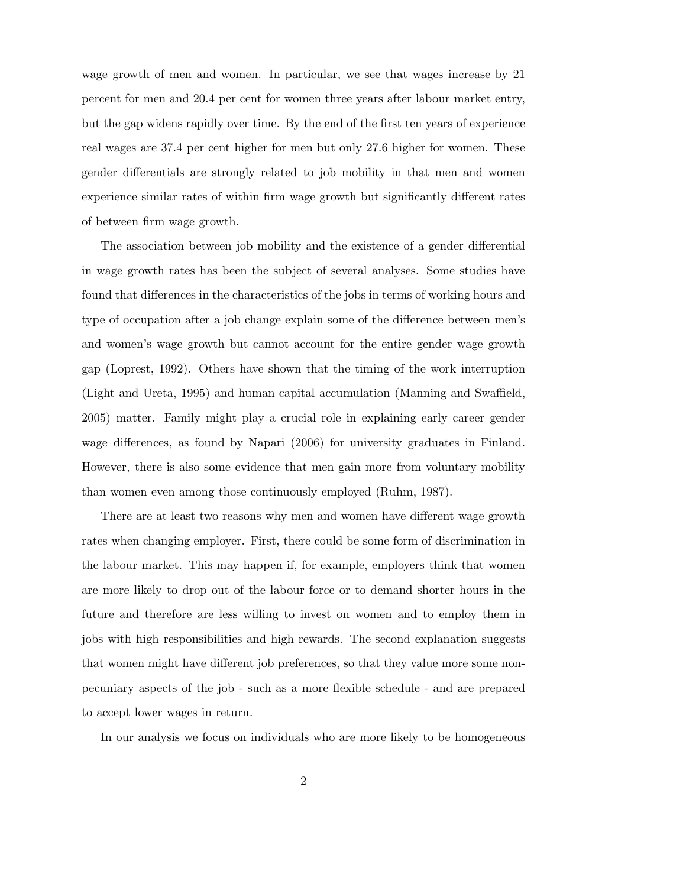wage growth of men and women. In particular, we see that wages increase by 21 percent for men and 20.4 per cent for women three years after labour market entry, but the gap widens rapidly over time. By the end of the first ten years of experience real wages are 37.4 per cent higher for men but only 27.6 higher for women. These gender differentials are strongly related to job mobility in that men and women experience similar rates of within firm wage growth but significantly different rates of between firm wage growth.

The association between job mobility and the existence of a gender differential in wage growth rates has been the subject of several analyses. Some studies have found that differences in the characteristics of the jobs in terms of working hours and type of occupation after a job change explain some of the difference between men's and women's wage growth but cannot account for the entire gender wage growth gap (Loprest, 1992). Others have shown that the timing of the work interruption (Light and Ureta, 1995) and human capital accumulation (Manning and Swaffield, 2005) matter. Family might play a crucial role in explaining early career gender wage differences, as found by Napari (2006) for university graduates in Finland. However, there is also some evidence that men gain more from voluntary mobility than women even among those continuously employed (Ruhm, 1987).

There are at least two reasons why men and women have different wage growth rates when changing employer. First, there could be some form of discrimination in the labour market. This may happen if, for example, employers think that women are more likely to drop out of the labour force or to demand shorter hours in the future and therefore are less willing to invest on women and to employ them in jobs with high responsibilities and high rewards. The second explanation suggests that women might have different job preferences, so that they value more some non-pecuniary aspects of the job - such as a more flexible schedule - and are prepared to accept lower wages in return.

In our analysis we focus on individuals who are more likely to be homogeneous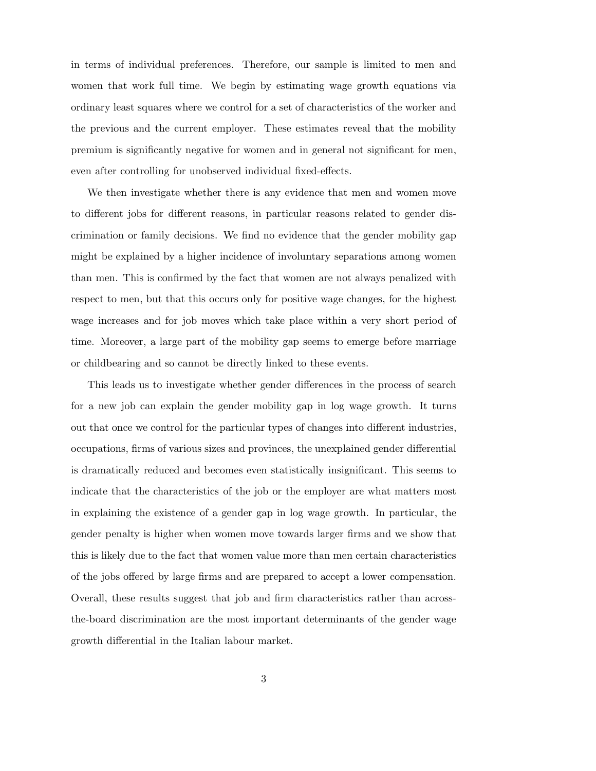in terms of individual preferences. Therefore, our sample is limited to men and women that work full time. We begin by estimating wage growth equations via ordinary least squares where we control for a set of characteristics of the worker and the previous and the current employer. These estimates reveal that the mobility premium is significantly negative for women and in general not significant for men, even after controlling for unobserved individual fixed-effects.

We then investigate whether there is any evidence that men and women move to different jobs for different reasons, in particular reasons related to gender discrimination or family decisions. We find no evidence that the gender mobility gap might be explained by a higher incidence of involuntary separations among women than men. This is confirmed by the fact that women are not always penalized with respect to men, but that this occurs only for positive wage changes, for the highest wage increases and for job moves which take place within a very short period of time. Moreover, a large part of the mobility gap seems to emerge before marriage or childbearing and so cannot be directly linked to these events.

This leads us to investigate whether gender differences in the process of search for a new job can explain the gender mobility gap in log wage growth. It turns out that once we control for the particular types of changes into different industries, occupations, firms of various sizes and provinces, the unexplained gender differential is dramatically reduced and becomes even statistically insignificant. This seems to indicate that the characteristics of the job or the employer are what matters most in explaining the existence of a gender gap in log wage growth. In particular, the gender penalty is higher when women move towards larger firms and we show that this is likely due to the fact that women value more than men certain characteristics of the jobs offered by large firms and are prepared to accept a lower compensation. Overall, these results suggest that job and firm characteristics rather than across-the-board discrimination are the most important determinants of the gender wage growth differential in the Italian labour market.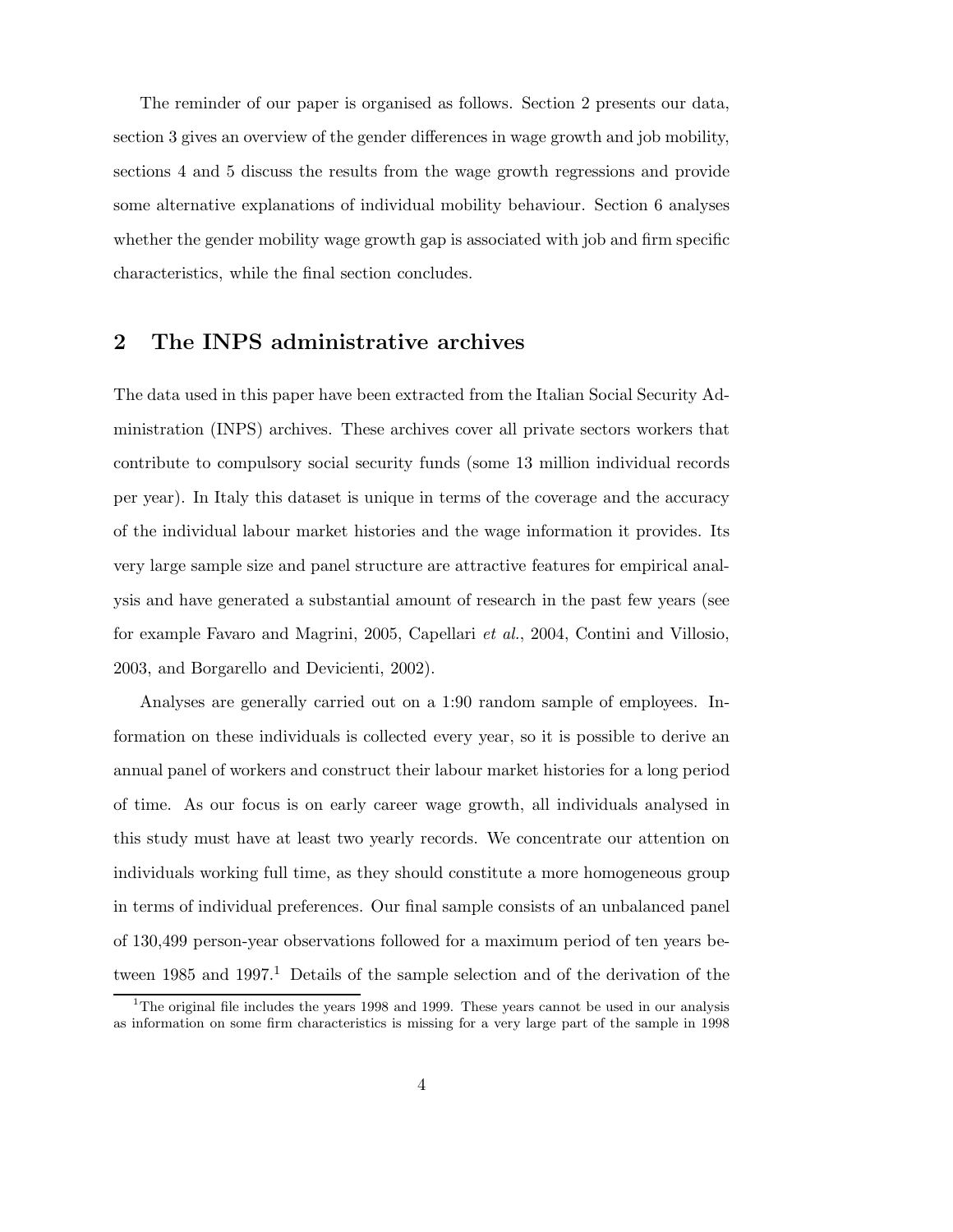The reminder of our paper is organised as follows. Section 2 presents our data, section 3 gives an overview of the gender differences in wage growth and job mobility, sections 4 and 5 discuss the results from the wage growth regressions and provide some alternative explanations of individual mobility behaviour. Section 6 analyses whether the gender mobility wage growth gap is associated with job and firm specific characteristics, while the final section concludes.

## 2 The INPS administrative archives

The data used in this paper have been extracted from the Italian Social Security Administration (INPS) archives. These archives cover all private sectors workers that contribute to compulsory social security funds (some 13 million individual records per year). In Italy this dataset is unique in terms of the coverage and the accuracy of the individual labour market histories and the wage information it provides. Its very large sample size and panel structure are attractive features for empirical analysis and have generated a substantial amount of research in the past few years (see for example Favaro and Magrini, 2005, Capellari *et al.*, 2004, Contini and Villosio, 2003, and Borgarello and Devicienti, 2002).

Analyses are generally carried out on a 1:90 random sample of employees. Information on these individuals is collected every year, so it is possible to derive an annual panel of workers and construct their labour market histories for a long period of time. As our focus is on early career wage growth, all individuals analysed in this study must have at least two yearly records. We concentrate our attention on individuals working full time, as they should constitute a more homogeneous group in terms of individual preferences. Our final sample consists of an unbalanced panel of 130,499 person-year observations followed for a maximum period of ten years between 1985 and 1997.[1] Details of the sample selection and of the derivation of the

[1] The original file includes the years 1998 and 1999. These years cannot be used in our analysis as information on some firm characteristics is missing for a very large part of the sample in 1998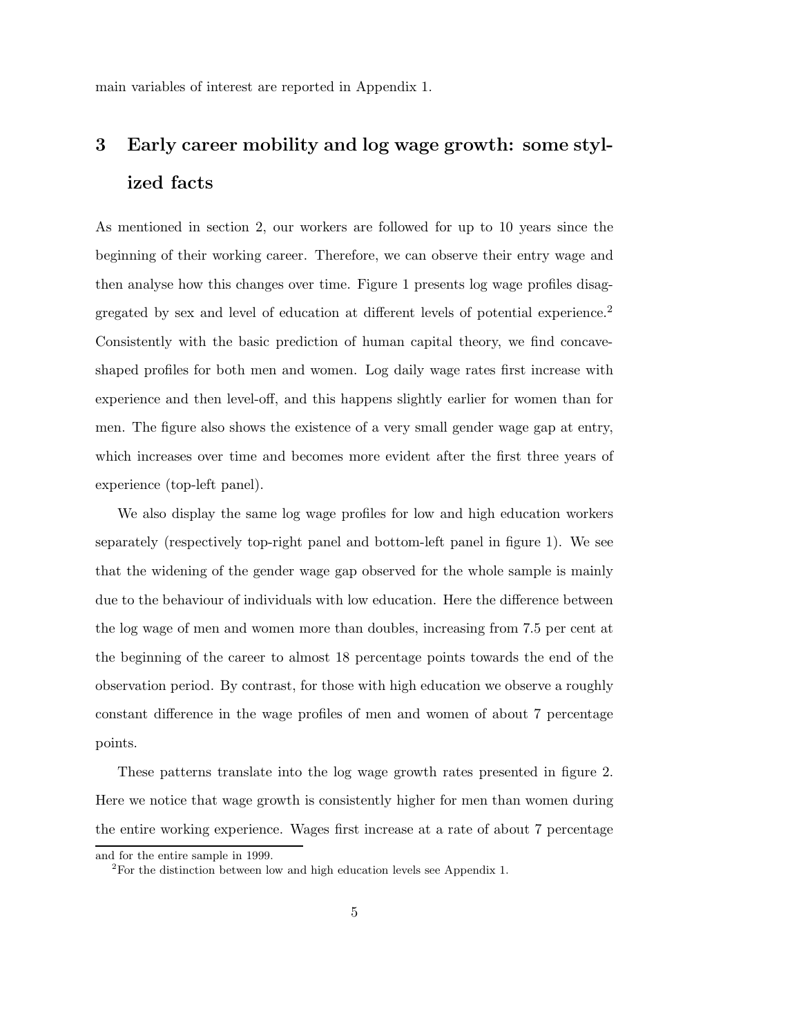main variables of interest are reported in Appendix 1.

## 3 Early career mobility and log wage growth: some stylized facts

As mentioned in section 2, our workers are followed for up to 10 years since the beginning of their working career. Therefore, we can observe their entry wage and then analyse how this changes over time. Figure 1 presents log wage profiles disaggregated by sex and level of education at different levels of potential experience.[2] Consistently with the basic prediction of human capital theory, we find concave-shaped profiles for both men and women. Log daily wage rates first increase with experience and then level-off, and this happens slightly earlier for women than for men. The figure also shows the existence of a very small gender wage gap at entry, which increases over time and becomes more evident after the first three years of experience (top-left panel).

We also display the same log wage profiles for low and high education workers separately (respectively top-right panel and bottom-left panel in figure 1). We see that the widening of the gender wage gap observed for the whole sample is mainly due to the behaviour of individuals with low education. Here the difference between the log wage of men and women more than doubles, increasing from 7.5 per cent at the beginning of the career to almost 18 percentage points towards the end of the observation period. By contrast, for those with high education we observe a roughly constant difference in the wage profiles of men and women of about 7 percentage points.

These patterns translate into the log wage growth rates presented in figure 2. Here we notice that wage growth is consistently higher for men than women during the entire working experience. Wages first increase at a rate of about 7 percentage

and for the entire sample in 1999.

[2]For the distinction between low and high education levels see Appendix 1.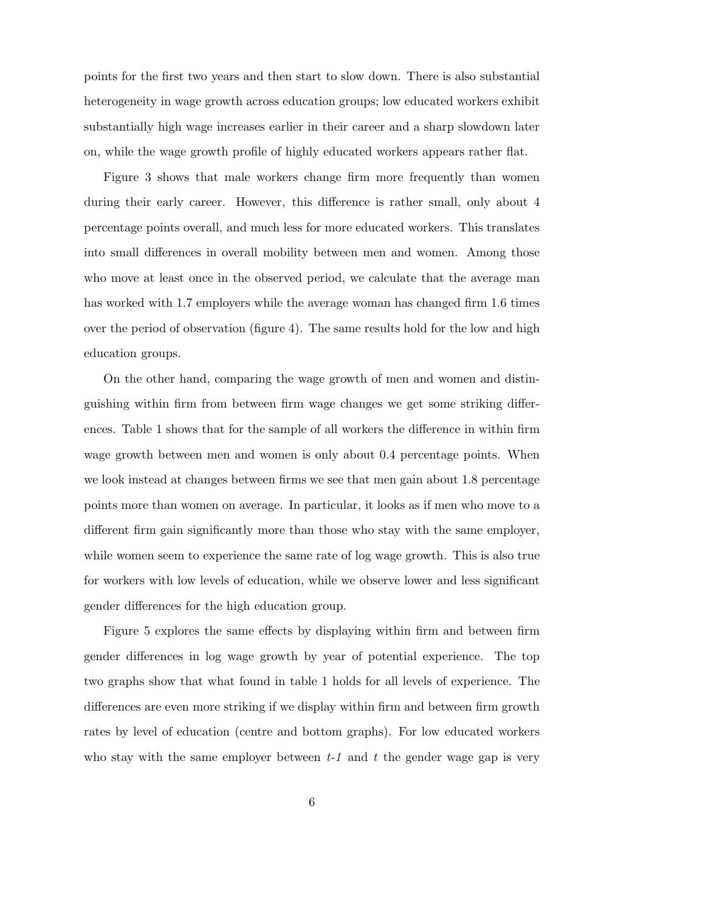points for the first two years and then start to slow down. There is also substantial heterogeneity in wage growth across education groups; low educated workers exhibit substantially high wage increases earlier in their career and a sharp slowdown later on, while the wage growth profile of highly educated workers appears rather flat.

Figure 3 shows that male workers change firm more frequently than women during their early career. However, this difference is rather small, only about 4 percentage points overall, and much less for more educated workers. This translates into small differences in overall mobility between men and women. Among those who move at least once in the observed period, we calculate that the average man has worked with 1.7 employers while the average woman has changed firm 1.6 times over the period of observation (figure 4). The same results hold for the low and high education groups.

On the other hand, comparing the wage growth of men and women and distinguishing within firm from between firm wage changes we get some striking differences. Table 1 shows that for the sample of all workers the difference in within firm wage growth between men and women is only about 0.4 percentage points. When we look instead at changes between firms we see that men gain about 1.8 percentage points more than women on average. In particular, it looks as if men who move to a different firm gain significantly more than those who stay with the same employer, while women seem to experience the same rate of log wage growth. This is also true for workers with low levels of education, while we observe lower and less significant gender differences for the high education group.

Figure 5 explores the same effects by displaying within firm and between firm gender differences in log wage growth by year of potential experience. The top two graphs show that what found in table 1 holds for all levels of experience. The differences are even more striking if we display within firm and between firm growth rates by level of education (centre and bottom graphs). For low educated workers who stay with the same employer between *t-1* and *t* the gender wage gap is very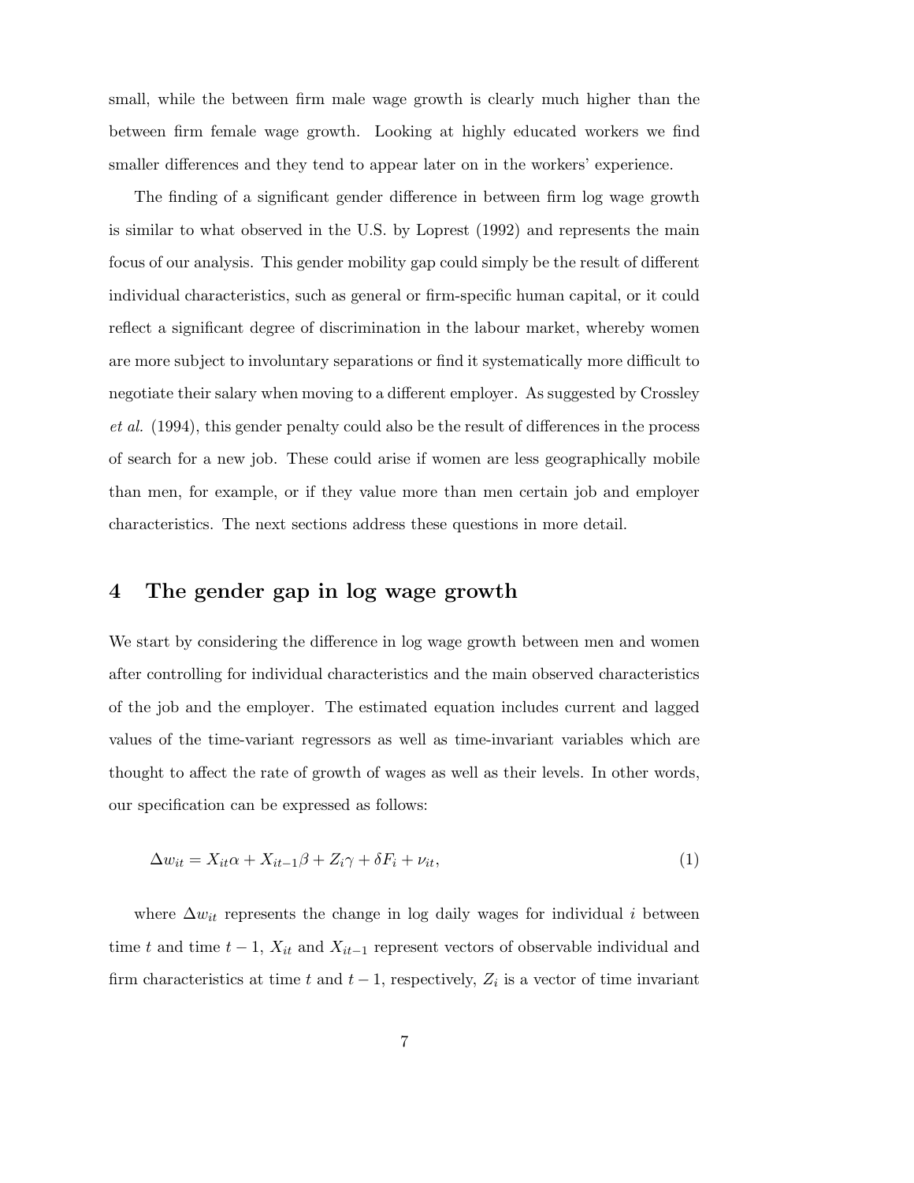small, while the between firm male wage growth is clearly much higher than the between firm female wage growth. Looking at highly educated workers we find smaller differences and they tend to appear later on in the workers' experience.

The finding of a significant gender difference in between firm log wage growth is similar to what observed in the U.S. by Loprest (1992) and represents the main focus of our analysis. This gender mobility gap could simply be the result of different individual characteristics, such as general or firm-specific human capital, or it could reflect a significant degree of discrimination in the labour market, whereby women are more subject to involuntary separations or find it systematically more difficult to negotiate their salary when moving to a different employer. As suggested by Crossley *et al.* (1994), this gender penalty could also be the result of differences in the process of search for a new job. These could arise if women are less geographically mobile than men, for example, or if they value more than men certain job and employer characteristics. The next sections address these questions in more detail.

## 4 The gender gap in log wage growth

We start by considering the difference in log wage growth between men and women after controlling for individual characteristics and the main observed characteristics of the job and the employer. The estimated equation includes current and lagged values of the time-variant regressors as well as time-invariant variables which are thought to affect the rate of growth of wages as well as their levels. In other words, our specification can be expressed as follows:

$$\Delta w_{it} = X_{it}\alpha + X_{it-1}\beta + Z_i\gamma + \delta F_i + \nu_{it}, \tag{1}$$

where $\Delta w_{it}$ represents the change in log daily wages for individual $i$ between time $t$ and time $t-1$, $X_{it}$ and $X_{it-1}$ represent vectors of observable individual and firm characteristics at time $t$ and $t-1$, respectively, $Z_i$ is a vector of time invariant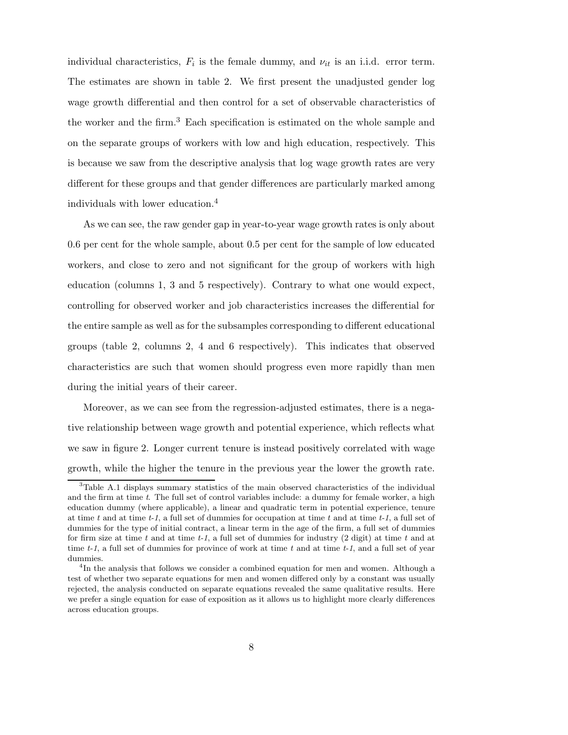individual characteristics, $F_i$ is the female dummy, and $\nu_{it}$ is an i.i.d. error term. The estimates are shown in table 2. We first present the unadjusted gender log wage growth differential and then control for a set of observable characteristics of the worker and the firm.[3] Each specification is estimated on the whole sample and on the separate groups of workers with low and high education, respectively. This is because we saw from the descriptive analysis that log wage growth rates are very different for these groups and that gender differences are particularly marked among individuals with lower education.[4]

As we can see, the raw gender gap in year-to-year wage growth rates is only about 0.6 per cent for the whole sample, about 0.5 per cent for the sample of low educated workers, and close to zero and not significant for the group of workers with high education (columns 1, 3 and 5 respectively). Contrary to what one would expect, controlling for observed worker and job characteristics increases the differential for the entire sample as well as for the subsamples corresponding to different educational groups (table 2, columns 2, 4 and 6 respectively). This indicates that observed characteristics are such that women should progress even more rapidly than men during the initial years of their career.

Moreover, as we can see from the regression-adjusted estimates, there is a negative relationship between wage growth and potential experience, which reflects what we saw in figure 2. Longer current tenure is instead positively correlated with wage growth, while the higher the tenure in the previous year the lower the growth rate.

---

[3] Table A.1 displays summary statistics of the main observed characteristics of the individual and the firm at time $t$. The full set of control variables include: a dummy for female worker, a high education dummy (where applicable), a linear and quadratic term in potential experience, tenure at time $t$ and at time $t$-$1$, a full set of dummies for occupation at time $t$ and at time $t$-$1$, a full set of dummies for the type of initial contract, a linear term in the age of the firm, a full set of dummies for firm size at time $t$ and at time $t$-$1$, a full set of dummies for industry (2 digit) at time $t$ and at time $t$-$1$, a full set of dummies for province of work at time $t$ and at time $t$-$1$, and a full set of year dummies.

[4] In the analysis that follows we consider a combined equation for men and women. Although a test of whether two separate equations for men and women differed only by a constant was usually rejected, the analysis conducted on separate equations revealed the same qualitative results. Here we prefer a single equation for ease of exposition as it allows us to highlight more clearly differences across education groups.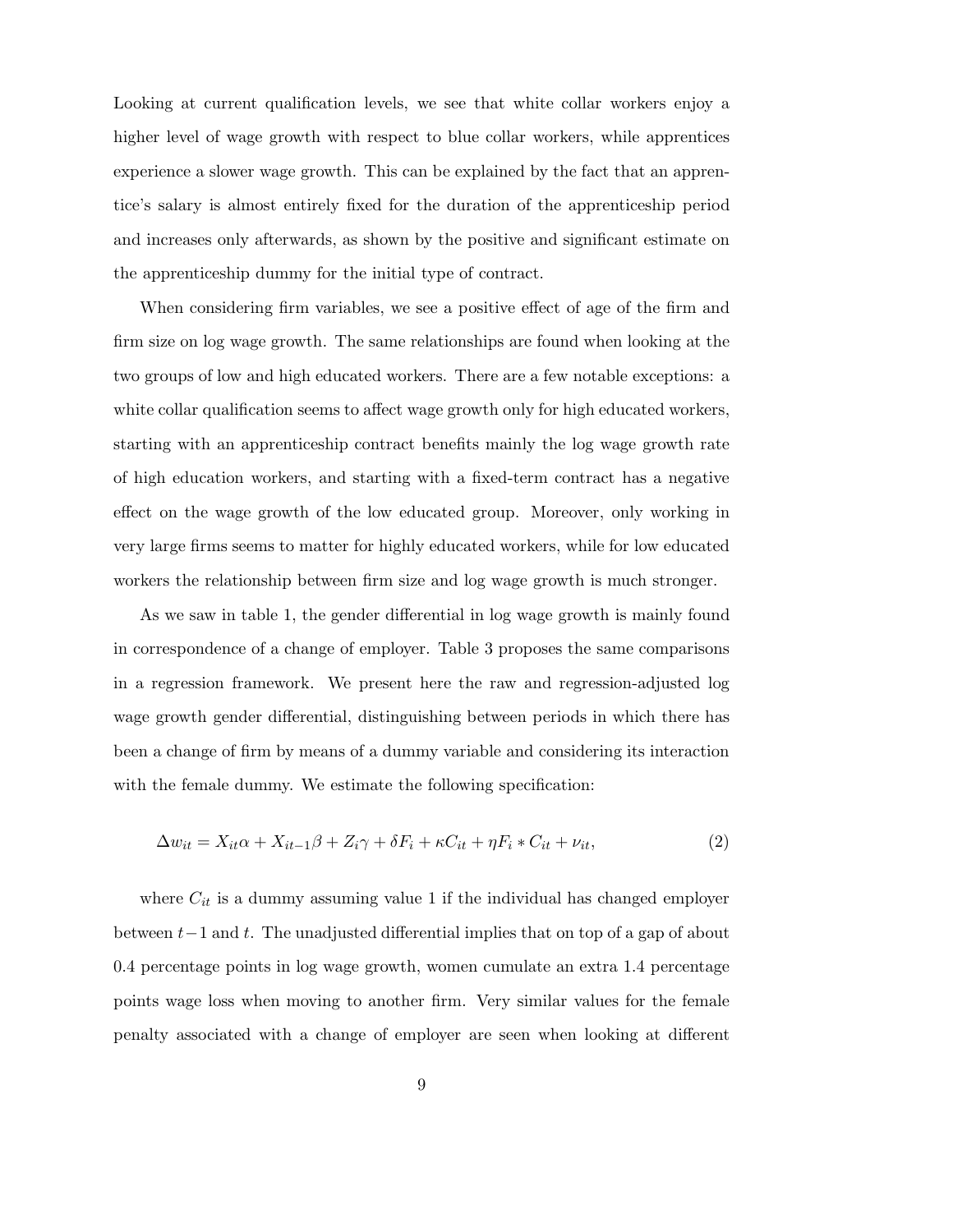Looking at current qualification levels, we see that white collar workers enjoy a higher level of wage growth with respect to blue collar workers, while apprentices experience a slower wage growth. This can be explained by the fact that an apprentice's salary is almost entirely fixed for the duration of the apprenticeship period and increases only afterwards, as shown by the positive and significant estimate on the apprenticeship dummy for the initial type of contract.

When considering firm variables, we see a positive effect of age of the firm and firm size on log wage growth. The same relationships are found when looking at the two groups of low and high educated workers. There are a few notable exceptions: a white collar qualification seems to affect wage growth only for high educated workers, starting with an apprenticeship contract benefits mainly the log wage growth rate of high education workers, and starting with a fixed-term contract has a negative effect on the wage growth of the low educated group. Moreover, only working in very large firms seems to matter for highly educated workers, while for low educated workers the relationship between firm size and log wage growth is much stronger.

As we saw in table 1, the gender differential in log wage growth is mainly found in correspondence of a change of employer. Table 3 proposes the same comparisons in a regression framework. We present here the raw and regression-adjusted log wage growth gender differential, distinguishing between periods in which there has been a change of firm by means of a dummy variable and considering its interaction with the female dummy. We estimate the following specification:

$$\Delta w_{it} = X_{it}\alpha + X_{it-1}\beta + Z_i\gamma + \delta F_i + \kappa C_{it} + \eta F_i * C_{it} + \nu_{it}, \tag{2}$$

where $C_{it}$ is a dummy assuming value 1 if the individual has changed employer between $t-1$ and $t$. The unadjusted differential implies that on top of a gap of about 0.4 percentage points in log wage growth, women cumulate an extra 1.4 percentage points wage loss when moving to another firm. Very similar values for the female penalty associated with a change of employer are seen when looking at different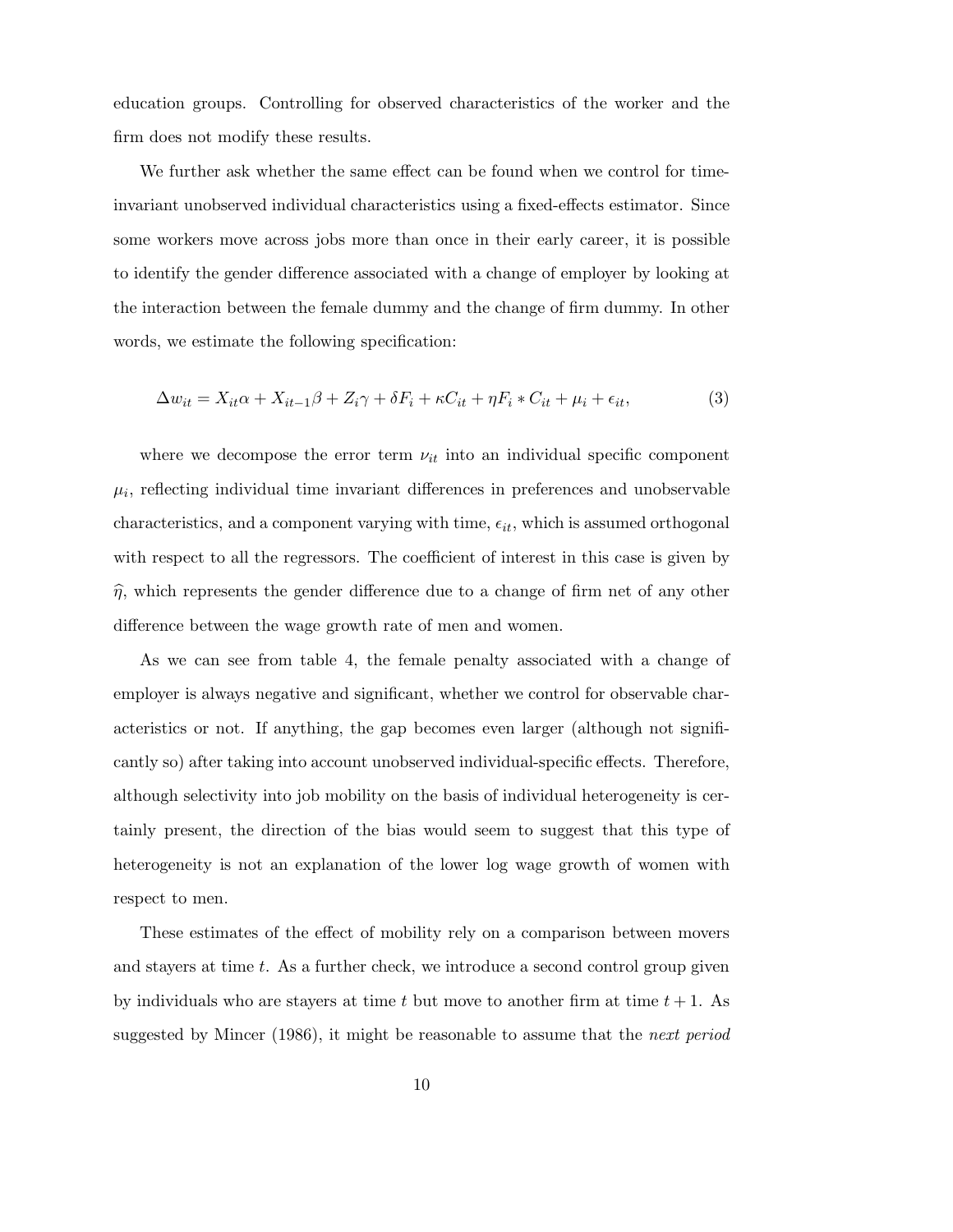education groups. Controlling for observed characteristics of the worker and the firm does not modify these results.

We further ask whether the same effect can be found when we control for time-invariant unobserved individual characteristics using a fixed-effects estimator. Since some workers move across jobs more than once in their early career, it is possible to identify the gender difference associated with a change of employer by looking at the interaction between the female dummy and the change of firm dummy. In other words, we estimate the following specification:

$$\Delta w_{it} = X_{it}\alpha + X_{it-1}\beta + Z_i\gamma + \delta F_i + \kappa C_{it} + \eta F_i * C_{it} + \mu_i + \epsilon_{it}, \tag{3}$$

where we decompose the error term $\nu_{it}$ into an individual specific component $\mu_i$, reflecting individual time invariant differences in preferences and unobservable characteristics, and a component varying with time, $\epsilon_{it}$, which is assumed orthogonal with respect to all the regressors. The coefficient of interest in this case is given by $\widehat{\eta}$, which represents the gender difference due to a change of firm net of any other difference between the wage growth rate of men and women.

As we can see from table 4, the female penalty associated with a change of employer is always negative and significant, whether we control for observable characteristics or not. If anything, the gap becomes even larger (although not significantly so) after taking into account unobserved individual-specific effects. Therefore, although selectivity into job mobility on the basis of individual heterogeneity is certainly present, the direction of the bias would seem to suggest that this type of heterogeneity is not an explanation of the lower log wage growth of women with respect to men.

These estimates of the effect of mobility rely on a comparison between movers and stayers at time $t$. As a further check, we introduce a second control group given by individuals who are stayers at time $t$ but move to another firm at time $t+1$. As suggested by Mincer (1986), it might be reasonable to assume that the *next period*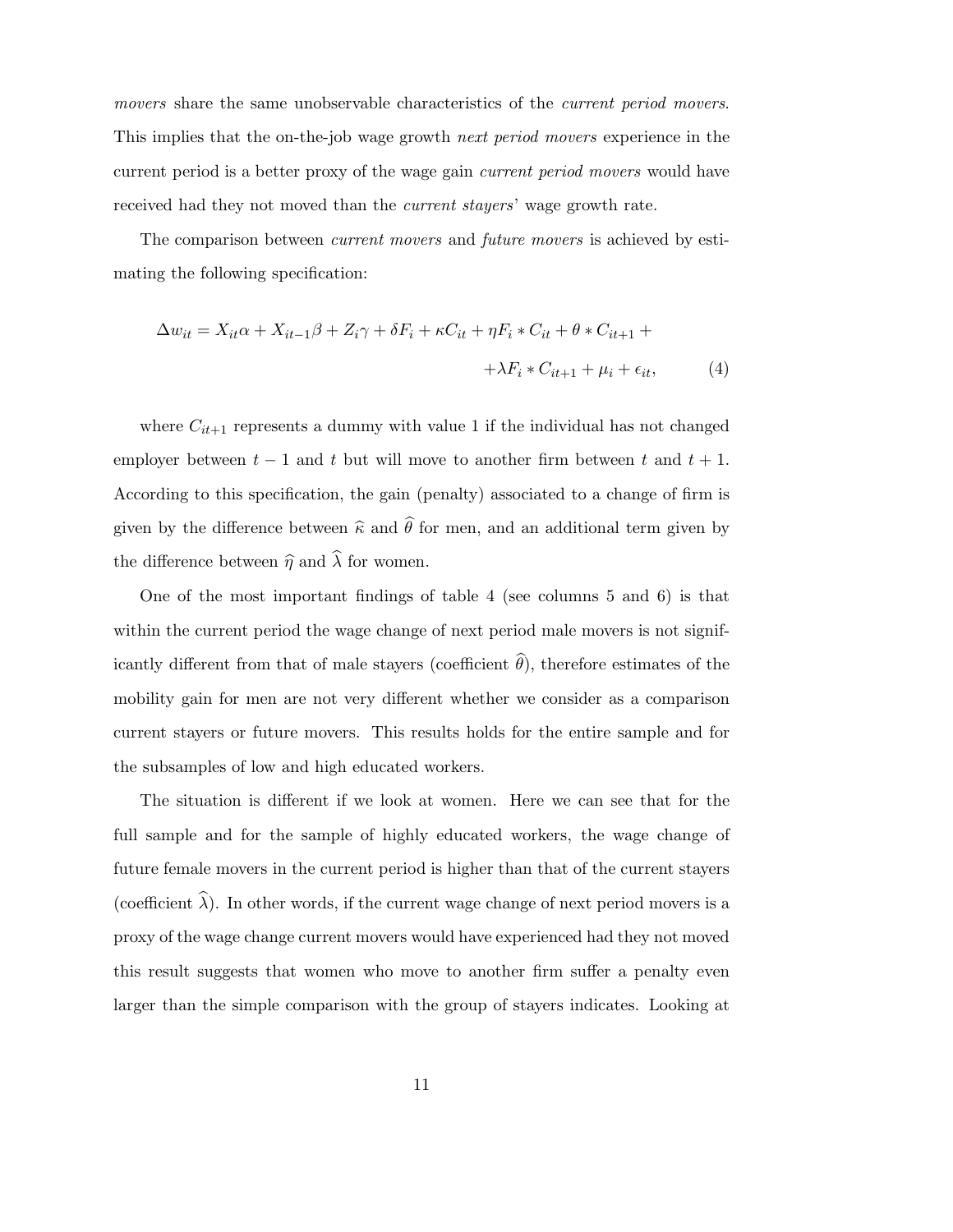*movers* share the same unobservable characteristics of the *current period movers*. This implies that the on-the-job wage growth *next period movers* experience in the current period is a better proxy of the wage gain *current period movers* would have received had they not moved than the *current stayers*' wage growth rate.

The comparison between *current movers* and *future movers* is achieved by estimating the following specification:

$$\Delta w_{it} = X_{it}\alpha + X_{it-1}\beta + Z_i\gamma + \delta F_i + \kappa C_{it} + \eta F_i * C_{it} + \theta * C_{it+1} + \\ + \lambda F_i * C_{it+1} + \mu_i + \epsilon_{it}, \qquad (4)$$

where $C_{it+1}$ represents a dummy with value 1 if the individual has not changed employer between $t-1$ and $t$ but will move to another firm between $t$ and $t+1$. According to this specification, the gain (penalty) associated to a change of firm is given by the difference between $\widehat{\kappa}$ and $\widehat{\theta}$ for men, and an additional term given by the difference between $\widehat{\eta}$ and $\widehat{\lambda}$ for women.

One of the most important findings of table 4 (see columns 5 and 6) is that within the current period the wage change of next period male movers is not significantly different from that of male stayers (coefficient $\widehat{\theta}$), therefore estimates of the mobility gain for men are not very different whether we consider as a comparison current stayers or future movers. This results holds for the entire sample and for the subsamples of low and high educated workers.

The situation is different if we look at women. Here we can see that for the full sample and for the sample of highly educated workers, the wage change of future female movers in the current period is higher than that of the current stayers (coefficient $\widehat{\lambda}$). In other words, if the current wage change of next period movers is a proxy of the wage change current movers would have experienced had they not moved this result suggests that women who move to another firm suffer a penalty even larger than the simple comparison with the group of stayers indicates. Looking at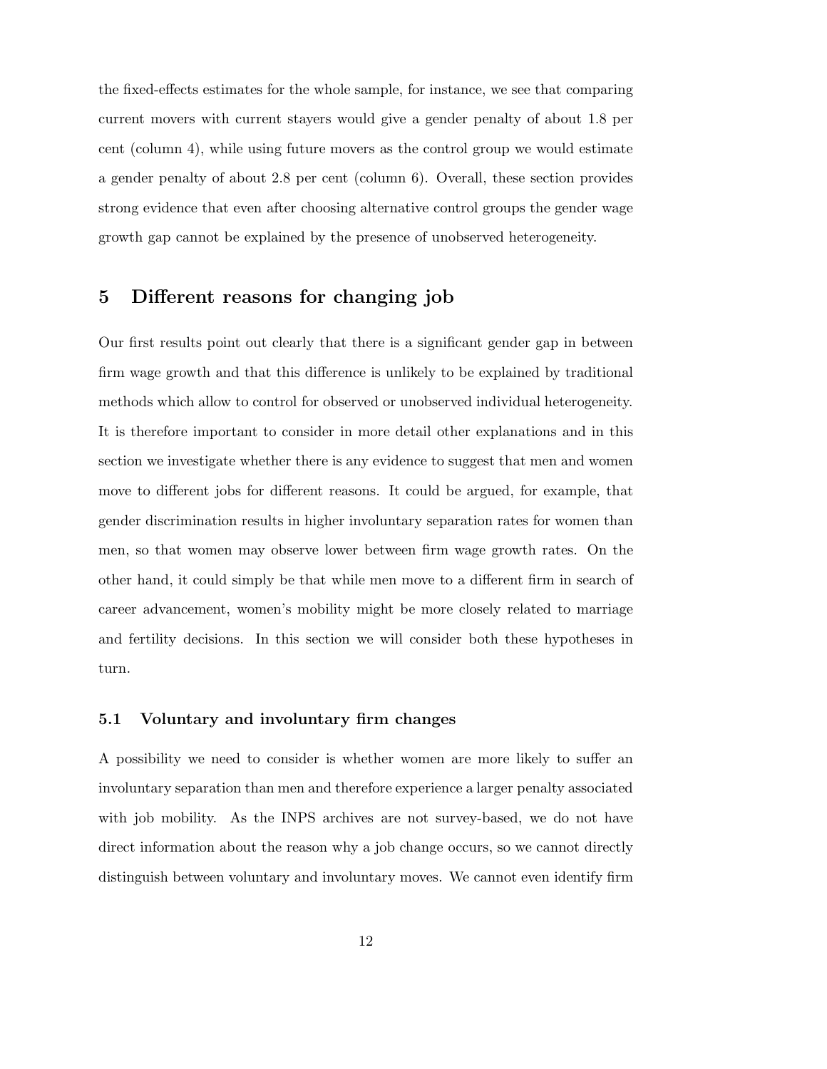the fixed-effects estimates for the whole sample, for instance, we see that comparing current movers with current stayers would give a gender penalty of about 1.8 per cent (column 4), while using future movers as the control group we would estimate a gender penalty of about 2.8 per cent (column 6). Overall, these section provides strong evidence that even after choosing alternative control groups the gender wage growth gap cannot be explained by the presence of unobserved heterogeneity.

## 5 Different reasons for changing job

Our first results point out clearly that there is a significant gender gap in between firm wage growth and that this difference is unlikely to be explained by traditional methods which allow to control for observed or unobserved individual heterogeneity. It is therefore important to consider in more detail other explanations and in this section we investigate whether there is any evidence to suggest that men and women move to different jobs for different reasons. It could be argued, for example, that gender discrimination results in higher involuntary separation rates for women than men, so that women may observe lower between firm wage growth rates. On the other hand, it could simply be that while men move to a different firm in search of career advancement, women's mobility might be more closely related to marriage and fertility decisions. In this section we will consider both these hypotheses in turn.

### 5.1 Voluntary and involuntary firm changes

A possibility we need to consider is whether women are more likely to suffer an involuntary separation than men and therefore experience a larger penalty associated with job mobility. As the INPS archives are not survey-based, we do not have direct information about the reason why a job change occurs, so we cannot directly distinguish between voluntary and involuntary moves. We cannot even identify firm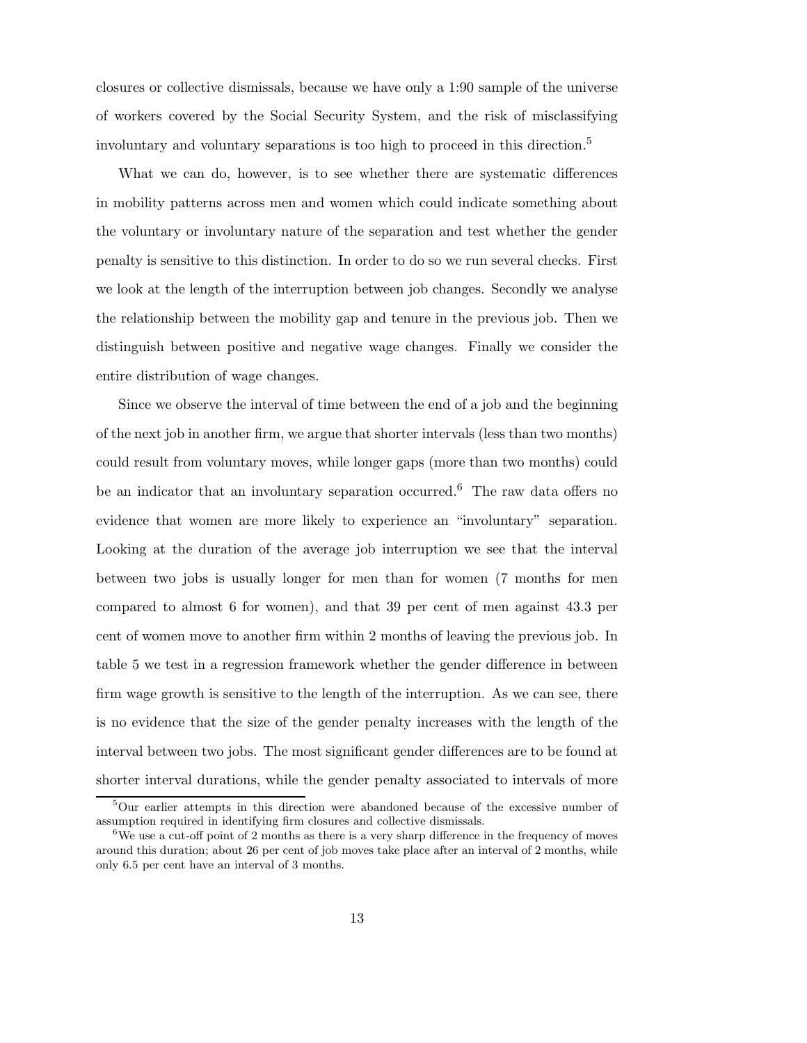closures or collective dismissals, because we have only a 1:90 sample of the universe of workers covered by the Social Security System, and the risk of misclassifying involuntary and voluntary separations is too high to proceed in this direction.[5]

What we can do, however, is to see whether there are systematic differences in mobility patterns across men and women which could indicate something about the voluntary or involuntary nature of the separation and test whether the gender penalty is sensitive to this distinction. In order to do so we run several checks. First we look at the length of the interruption between job changes. Secondly we analyse the relationship between the mobility gap and tenure in the previous job. Then we distinguish between positive and negative wage changes. Finally we consider the entire distribution of wage changes.

Since we observe the interval of time between the end of a job and the beginning of the next job in another firm, we argue that shorter intervals (less than two months) could result from voluntary moves, while longer gaps (more than two months) could be an indicator that an involuntary separation occurred.[6] The raw data offers no evidence that women are more likely to experience an "involuntary" separation. Looking at the duration of the average job interruption we see that the interval between two jobs is usually longer for men than for women (7 months for men compared to almost 6 for women), and that 39 per cent of men against 43.3 per cent of women move to another firm within 2 months of leaving the previous job. In table 5 we test in a regression framework whether the gender difference in between firm wage growth is sensitive to the length of the interruption. As we can see, there is no evidence that the size of the gender penalty increases with the length of the interval between two jobs. The most significant gender differences are to be found at shorter interval durations, while the gender penalty associated to intervals of more

[5] Our earlier attempts in this direction were abandoned because of the excessive number of assumption required in identifying firm closures and collective dismissals.

[6] We use a cut-off point of 2 months as there is a very sharp difference in the frequency of moves around this duration; about 26 per cent of job moves take place after an interval of 2 months, while only 6.5 per cent have an interval of 3 months.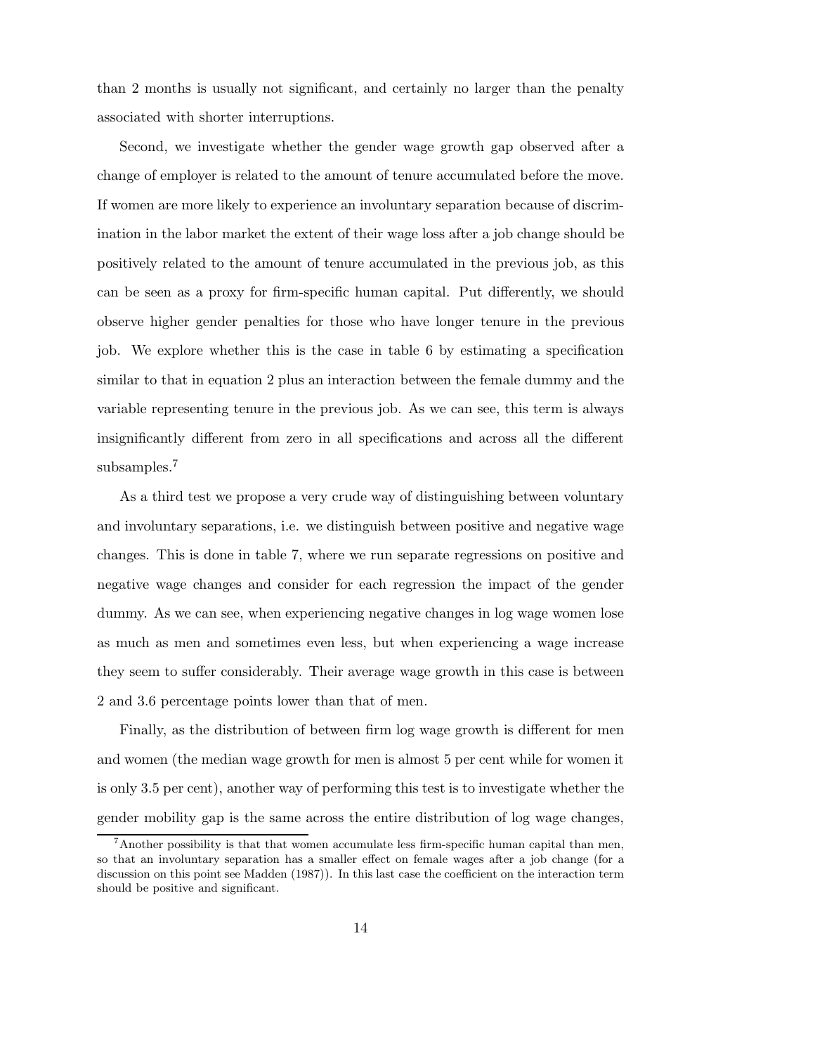than 2 months is usually not significant, and certainly no larger than the penalty associated with shorter interruptions.

Second, we investigate whether the gender wage growth gap observed after a change of employer is related to the amount of tenure accumulated before the move. If women are more likely to experience an involuntary separation because of discrimination in the labor market the extent of their wage loss after a job change should be positively related to the amount of tenure accumulated in the previous job, as this can be seen as a proxy for firm-specific human capital. Put differently, we should observe higher gender penalties for those who have longer tenure in the previous job. We explore whether this is the case in table 6 by estimating a specification similar to that in equation 2 plus an interaction between the female dummy and the variable representing tenure in the previous job. As we can see, this term is always insignificantly different from zero in all specifications and across all the different subsamples.[7]

As a third test we propose a very crude way of distinguishing between voluntary and involuntary separations, i.e. we distinguish between positive and negative wage changes. This is done in table 7, where we run separate regressions on positive and negative wage changes and consider for each regression the impact of the gender dummy. As we can see, when experiencing negative changes in log wage women lose as much as men and sometimes even less, but when experiencing a wage increase they seem to suffer considerably. Their average wage growth in this case is between 2 and 3.6 percentage points lower than that of men.

Finally, as the distribution of between firm log wage growth is different for men and women (the median wage growth for men is almost 5 per cent while for women it is only 3.5 per cent), another way of performing this test is to investigate whether the gender mobility gap is the same across the entire distribution of log wage changes,

[7] Another possibility is that that women accumulate less firm-specific human capital than men, so that an involuntary separation has a smaller effect on female wages after a job change (for a discussion on this point see Madden (1987)). In this last case the coefficient on the interaction term should be positive and significant.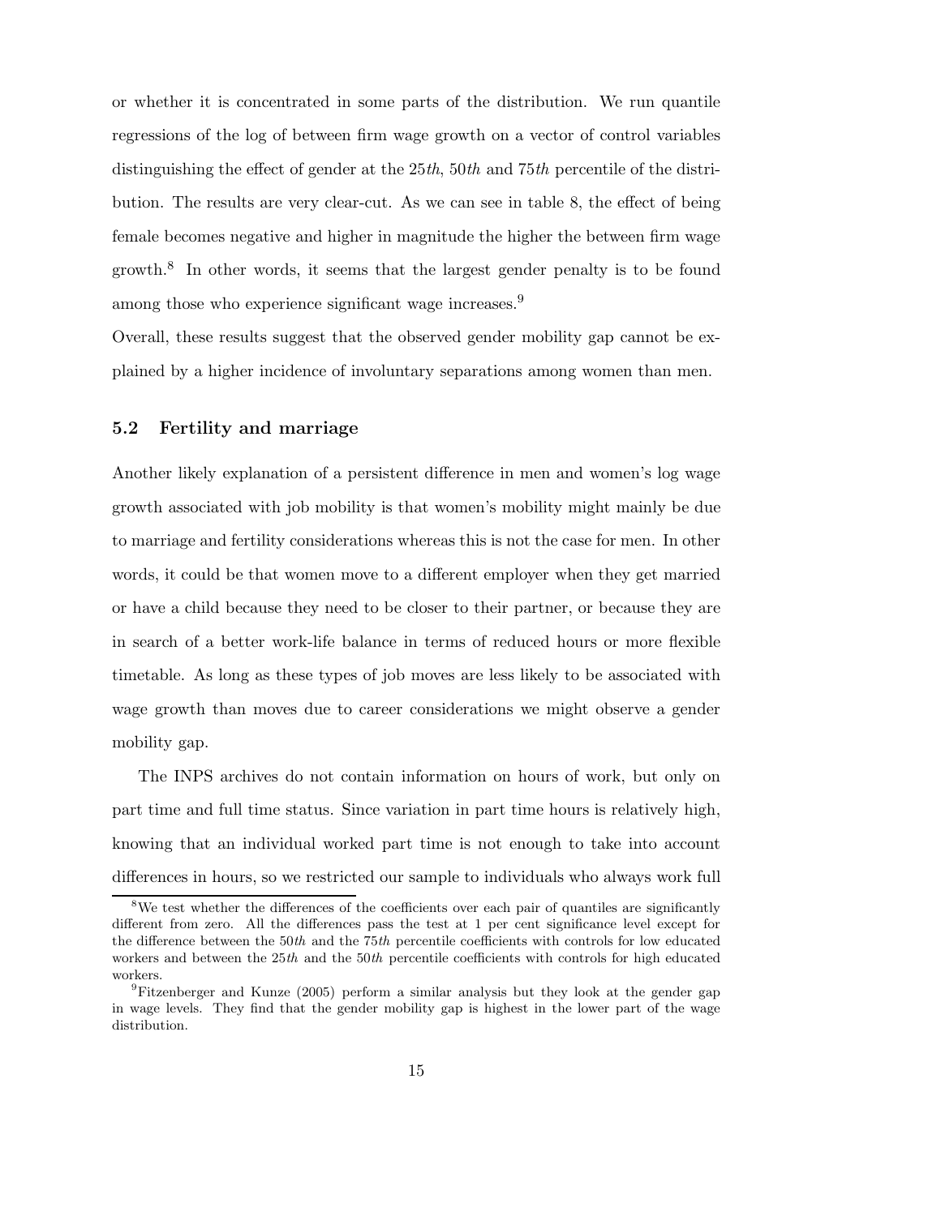or whether it is concentrated in some parts of the distribution. We run quantile regressions of the log of between firm wage growth on a vector of control variables distinguishing the effect of gender at the 25*th*, 50*th* and 75*th* percentile of the distribution. The results are very clear-cut. As we can see in table 8, the effect of being female becomes negative and higher in magnitude the higher the between firm wage growth.[8] In other words, it seems that the largest gender penalty is to be found among those who experience significant wage increases.[9]

Overall, these results suggest that the observed gender mobility gap cannot be explained by a higher incidence of involuntary separations among women than men.

### 5.2 Fertility and marriage

Another likely explanation of a persistent difference in men and women's log wage growth associated with job mobility is that women's mobility might mainly be due to marriage and fertility considerations whereas this is not the case for men. In other words, it could be that women move to a different employer when they get married or have a child because they need to be closer to their partner, or because they are in search of a better work-life balance in terms of reduced hours or more flexible timetable. As long as these types of job moves are less likely to be associated with wage growth than moves due to career considerations we might observe a gender mobility gap.

The INPS archives do not contain information on hours of work, but only on part time and full time status. Since variation in part time hours is relatively high, knowing that an individual worked part time is not enough to take into account differences in hours, so we restricted our sample to individuals who always work full

---

[8] We test whether the differences of the coefficients over each pair of quantiles are significantly different from zero. All the differences pass the test at 1 per cent significance level except for the difference between the 50*th* and the 75*th* percentile coefficients with controls for low educated workers and between the 25*th* and the 50*th* percentile coefficients with controls for high educated workers.

[9] Fitzenberger and Kunze (2005) perform a similar analysis but they look at the gender gap in wage levels. They find that the gender mobility gap is highest in the lower part of the wage distribution.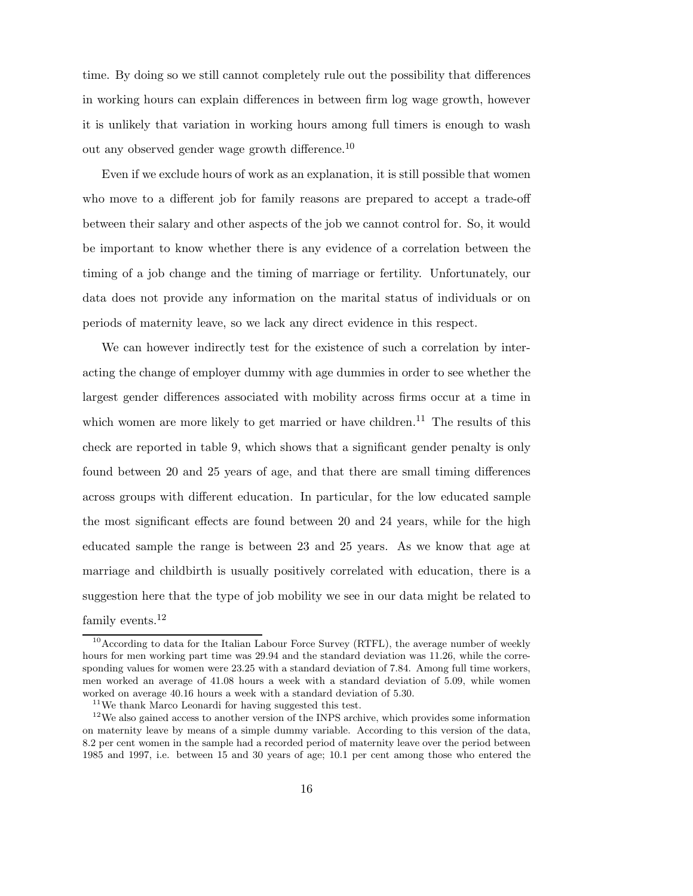time. By doing so we still cannot completely rule out the possibility that differences in working hours can explain differences in between firm log wage growth, however it is unlikely that variation in working hours among full timers is enough to wash out any observed gender wage growth difference.[10]

Even if we exclude hours of work as an explanation, it is still possible that women who move to a different job for family reasons are prepared to accept a trade-off between their salary and other aspects of the job we cannot control for. So, it would be important to know whether there is any evidence of a correlation between the timing of a job change and the timing of marriage or fertility. Unfortunately, our data does not provide any information on the marital status of individuals or on periods of maternity leave, so we lack any direct evidence in this respect.

We can however indirectly test for the existence of such a correlation by interacting the change of employer dummy with age dummies in order to see whether the largest gender differences associated with mobility across firms occur at a time in which women are more likely to get married or have children.[11] The results of this check are reported in table 9, which shows that a significant gender penalty is only found between 20 and 25 years of age, and that there are small timing differences across groups with different education. In particular, for the low educated sample the most significant effects are found between 20 and 24 years, while for the high educated sample the range is between 23 and 25 years. As we know that age at marriage and childbirth is usually positively correlated with education, there is a suggestion here that the type of job mobility we see in our data might be related to family events.[12]

[10] According to data for the Italian Labour Force Survey (RTFL), the average number of weekly hours for men working part time was 29.94 and the standard deviation was 11.26, while the corresponding values for women were 23.25 with a standard deviation of 7.84. Among full time workers, men worked an average of 41.08 hours a week with a standard deviation of 5.09, while women worked on average 40.16 hours a week with a standard deviation of 5.30.

[11] We thank Marco Leonardi for having suggested this test.

[12] We also gained access to another version of the INPS archive, which provides some information on maternity leave by means of a simple dummy variable. According to this version of the data, 8.2 per cent women in the sample had a recorded period of maternity leave over the period between 1985 and 1997, i.e. between 15 and 30 years of age; 10.1 per cent among those who entered the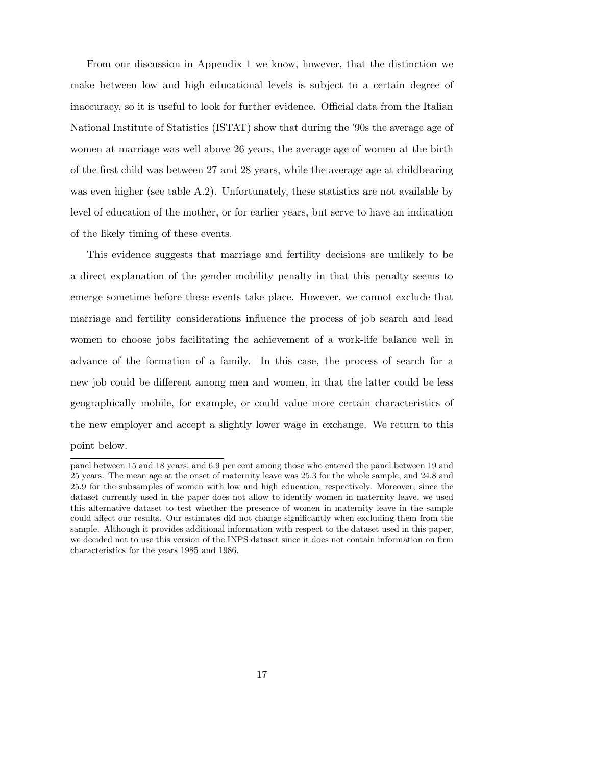From our discussion in Appendix 1 we know, however, that the distinction we make between low and high educational levels is subject to a certain degree of inaccuracy, so it is useful to look for further evidence. Official data from the Italian National Institute of Statistics (ISTAT) show that during the '90s the average age of women at marriage was well above 26 years, the average age of women at the birth of the first child was between 27 and 28 years, while the average age at childbearing was even higher (see table A.2). Unfortunately, these statistics are not available by level of education of the mother, or for earlier years, but serve to have an indication of the likely timing of these events.

This evidence suggests that marriage and fertility decisions are unlikely to be a direct explanation of the gender mobility penalty in that this penalty seems to emerge sometime before these events take place. However, we cannot exclude that marriage and fertility considerations influence the process of job search and lead women to choose jobs facilitating the achievement of a work-life balance well in advance of the formation of a family. In this case, the process of search for a new job could be different among men and women, in that the latter could be less geographically mobile, for example, or could value more certain characteristics of the new employer and accept a slightly lower wage in exchange. We return to this point below.

---

panel between 15 and 18 years, and 6.9 per cent among those who entered the panel between 19 and 25 years. The mean age at the onset of maternity leave was 25.3 for the whole sample, and 24.8 and 25.9 for the subsamples of women with low and high education, respectively. Moreover, since the dataset currently used in the paper does not allow to identify women in maternity leave, we used this alternative dataset to test whether the presence of women in maternity leave in the sample could affect our results. Our estimates did not change significantly when excluding them from the sample. Although it provides additional information with respect to the dataset used in this paper, we decided not to use this version of the INPS dataset since it does not contain information on firm characteristics for the years 1985 and 1986.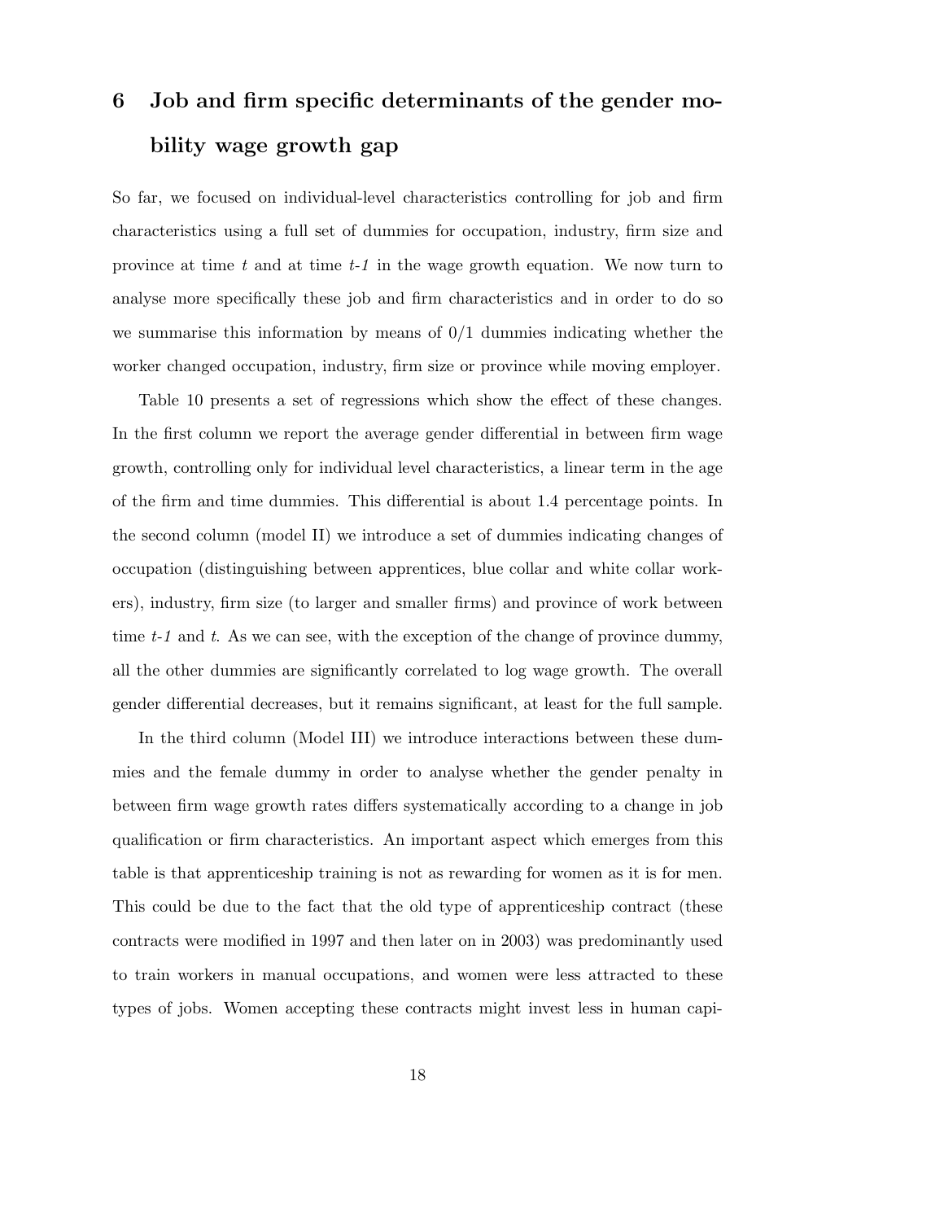# 6 Job and firm specific determinants of the gender mobility wage growth gap

So far, we focused on individual-level characteristics controlling for job and firm characteristics using a full set of dummies for occupation, industry, firm size and province at time $t$ and at time $t$-$1$ in the wage growth equation. We now turn to analyse more specifically these job and firm characteristics and in order to do so we summarise this information by means of 0/1 dummies indicating whether the worker changed occupation, industry, firm size or province while moving employer.

Table 10 presents a set of regressions which show the effect of these changes. In the first column we report the average gender differential in between firm wage growth, controlling only for individual level characteristics, a linear term in the age of the firm and time dummies. This differential is about 1.4 percentage points. In the second column (model II) we introduce a set of dummies indicating changes of occupation (distinguishing between apprentices, blue collar and white collar workers), industry, firm size (to larger and smaller firms) and province of work between time $t$-$1$ and $t$. As we can see, with the exception of the change of province dummy, all the other dummies are significantly correlated to log wage growth. The overall gender differential decreases, but it remains significant, at least for the full sample.

In the third column (Model III) we introduce interactions between these dummies and the female dummy in order to analyse whether the gender penalty in between firm wage growth rates differs systematically according to a change in job qualification or firm characteristics. An important aspect which emerges from this table is that apprenticeship training is not as rewarding for women as it is for men. This could be due to the fact that the old type of apprenticeship contract (these contracts were modified in 1997 and then later on in 2003) was predominantly used to train workers in manual occupations, and women were less attracted to these types of jobs. Women accepting these contracts might invest less in human capi-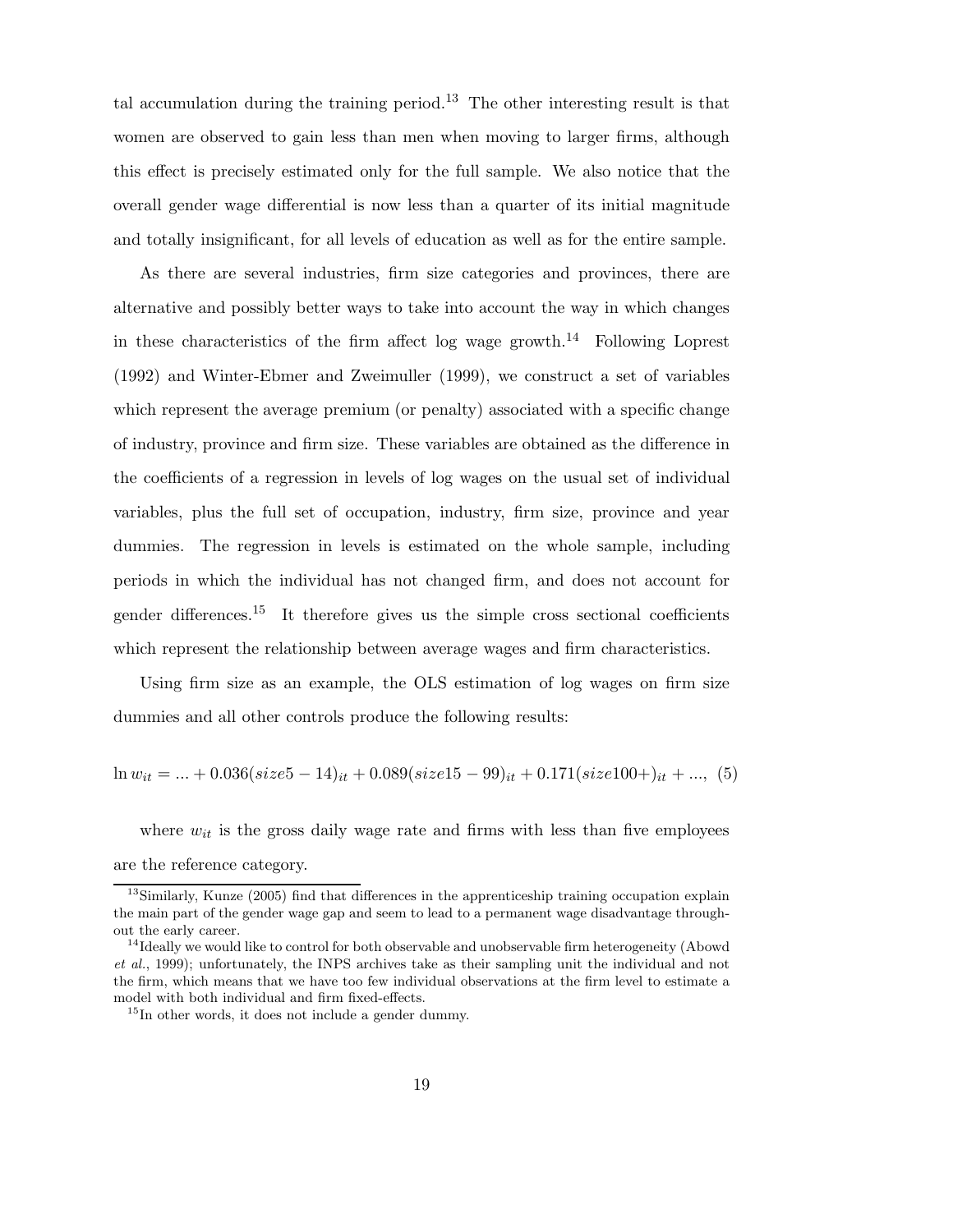tal accumulation during the training period.[13] The other interesting result is that women are observed to gain less than men when moving to larger firms, although this effect is precisely estimated only for the full sample. We also notice that the overall gender wage differential is now less than a quarter of its initial magnitude and totally insignificant, for all levels of education as well as for the entire sample.

As there are several industries, firm size categories and provinces, there are alternative and possibly better ways to take into account the way in which changes in these characteristics of the firm affect log wage growth.[14] Following Loprest (1992) and Winter-Ebmer and Zweimuller (1999), we construct a set of variables which represent the average premium (or penalty) associated with a specific change of industry, province and firm size. These variables are obtained as the difference in the coefficients of a regression in levels of log wages on the usual set of individual variables, plus the full set of occupation, industry, firm size, province and year dummies. The regression in levels is estimated on the whole sample, including periods in which the individual has not changed firm, and does not account for gender differences.[15] It therefore gives us the simple cross sectional coefficients which represent the relationship between average wages and firm characteristics.

Using firm size as an example, the OLS estimation of log wages on firm size dummies and all other controls produce the following results:

$$\ln w_{it} = ... + 0.036(size5-14)_{it} + 0.089(size15-99)_{it} + 0.171(size100+)_{it} + ..., \quad (5)$$

where $w_{it}$ is the gross daily wage rate and firms with less than five employees are the reference category.

---

[13] Similarly, Kunze (2005) find that differences in the apprenticeship training occupation explain the main part of the gender wage gap and seem to lead to a permanent wage disadvantage throughout the early career.

[14] Ideally we would like to control for both observable and unobservable firm heterogeneity (Abowd *et al.*, 1999); unfortunately, the INPS archives take as their sampling unit the individual and not the firm, which means that we have too few individual observations at the firm level to estimate a model with both individual and firm fixed-effects.

[15] In other words, it does not include a gender dummy.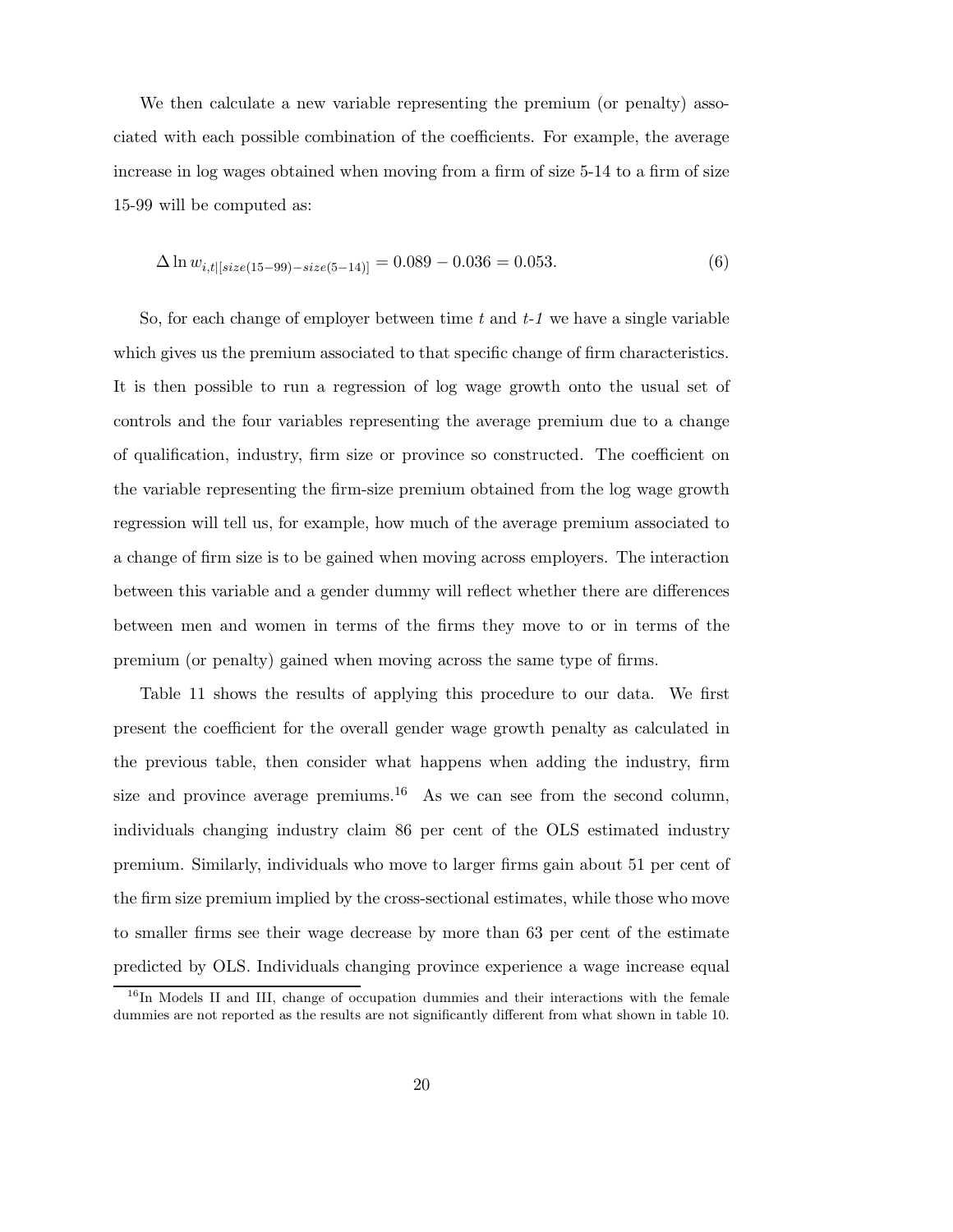We then calculate a new variable representing the premium (or penalty) associated with each possible combination of the coefficients. For example, the average increase in log wages obtained when moving from a firm of size 5-14 to a firm of size 15-99 will be computed as:

$$\Delta \ln w_{i,t|[size(15-99)-size(5-14)]} = 0.089 - 0.036 = 0.053. \tag{6}$$

So, for each change of employer between time *t* and *t-1* we have a single variable which gives us the premium associated to that specific change of firm characteristics. It is then possible to run a regression of log wage growth onto the usual set of controls and the four variables representing the average premium due to a change of qualification, industry, firm size or province so constructed. The coefficient on the variable representing the firm-size premium obtained from the log wage growth regression will tell us, for example, how much of the average premium associated to a change of firm size is to be gained when moving across employers. The interaction between this variable and a gender dummy will reflect whether there are differences between men and women in terms of the firms they move to or in terms of the premium (or penalty) gained when moving across the same type of firms.

Table 11 shows the results of applying this procedure to our data. We first present the coefficient for the overall gender wage growth penalty as calculated in the previous table, then consider what happens when adding the industry, firm size and province average premiums.[16] As we can see from the second column, individuals changing industry claim 86 per cent of the OLS estimated industry premium. Similarly, individuals who move to larger firms gain about 51 per cent of the firm size premium implied by the cross-sectional estimates, while those who move to smaller firms see their wage decrease by more than 63 per cent of the estimate predicted by OLS. Individuals changing province experience a wage increase equal

[16] In Models II and III, change of occupation dummies and their interactions with the female dummies are not reported as the results are not significantly different from what shown in table 10.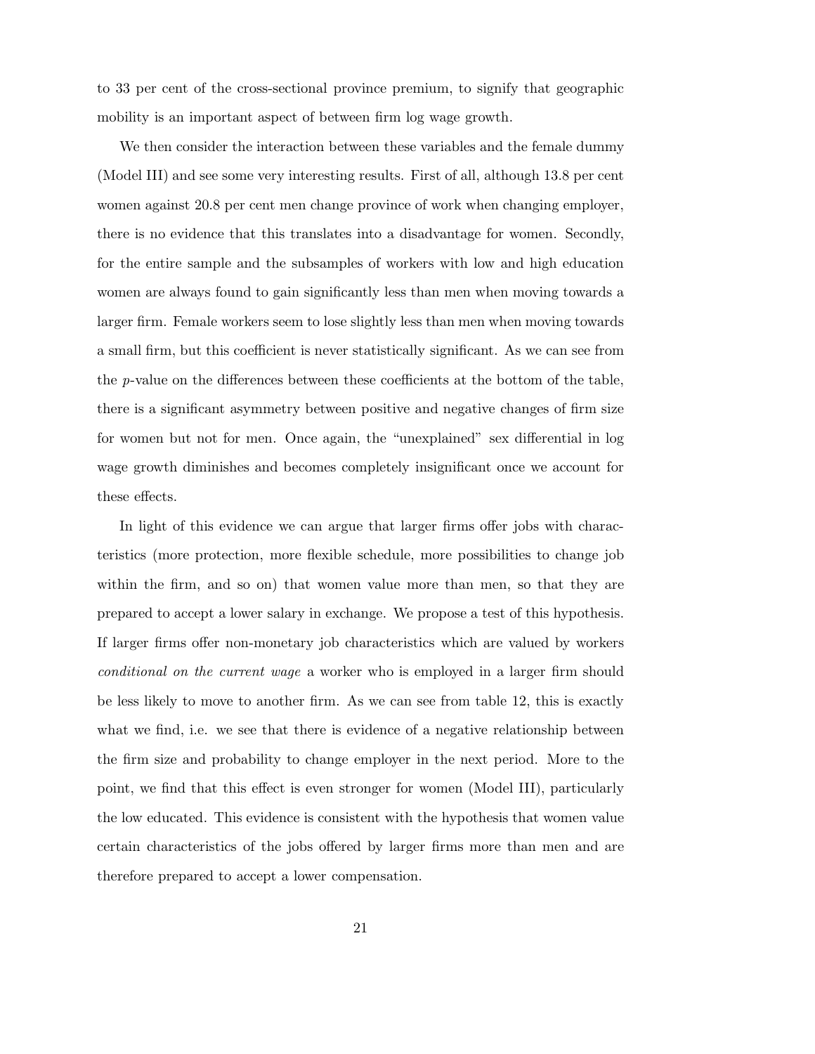to 33 per cent of the cross-sectional province premium, to signify that geographic mobility is an important aspect of between firm log wage growth.

We then consider the interaction between these variables and the female dummy (Model III) and see some very interesting results. First of all, although 13.8 per cent women against 20.8 per cent men change province of work when changing employer, there is no evidence that this translates into a disadvantage for women. Secondly, for the entire sample and the subsamples of workers with low and high education women are always found to gain significantly less than men when moving towards a larger firm. Female workers seem to lose slightly less than men when moving towards a small firm, but this coefficient is never statistically significant. As we can see from the $p$-value on the differences between these coefficients at the bottom of the table, there is a significant asymmetry between positive and negative changes of firm size for women but not for men. Once again, the "unexplained" sex differential in log wage growth diminishes and becomes completely insignificant once we account for these effects.

In light of this evidence we can argue that larger firms offer jobs with characteristics (more protection, more flexible schedule, more possibilities to change job within the firm, and so on) that women value more than men, so that they are prepared to accept a lower salary in exchange. We propose a test of this hypothesis. If larger firms offer non-monetary job characteristics which are valued by workers *conditional on the current wage* a worker who is employed in a larger firm should be less likely to move to another firm. As we can see from table 12, this is exactly what we find, i.e. we see that there is evidence of a negative relationship between the firm size and probability to change employer in the next period. More to the point, we find that this effect is even stronger for women (Model III), particularly the low educated. This evidence is consistent with the hypothesis that women value certain characteristics of the jobs offered by larger firms more than men and are therefore prepared to accept a lower compensation.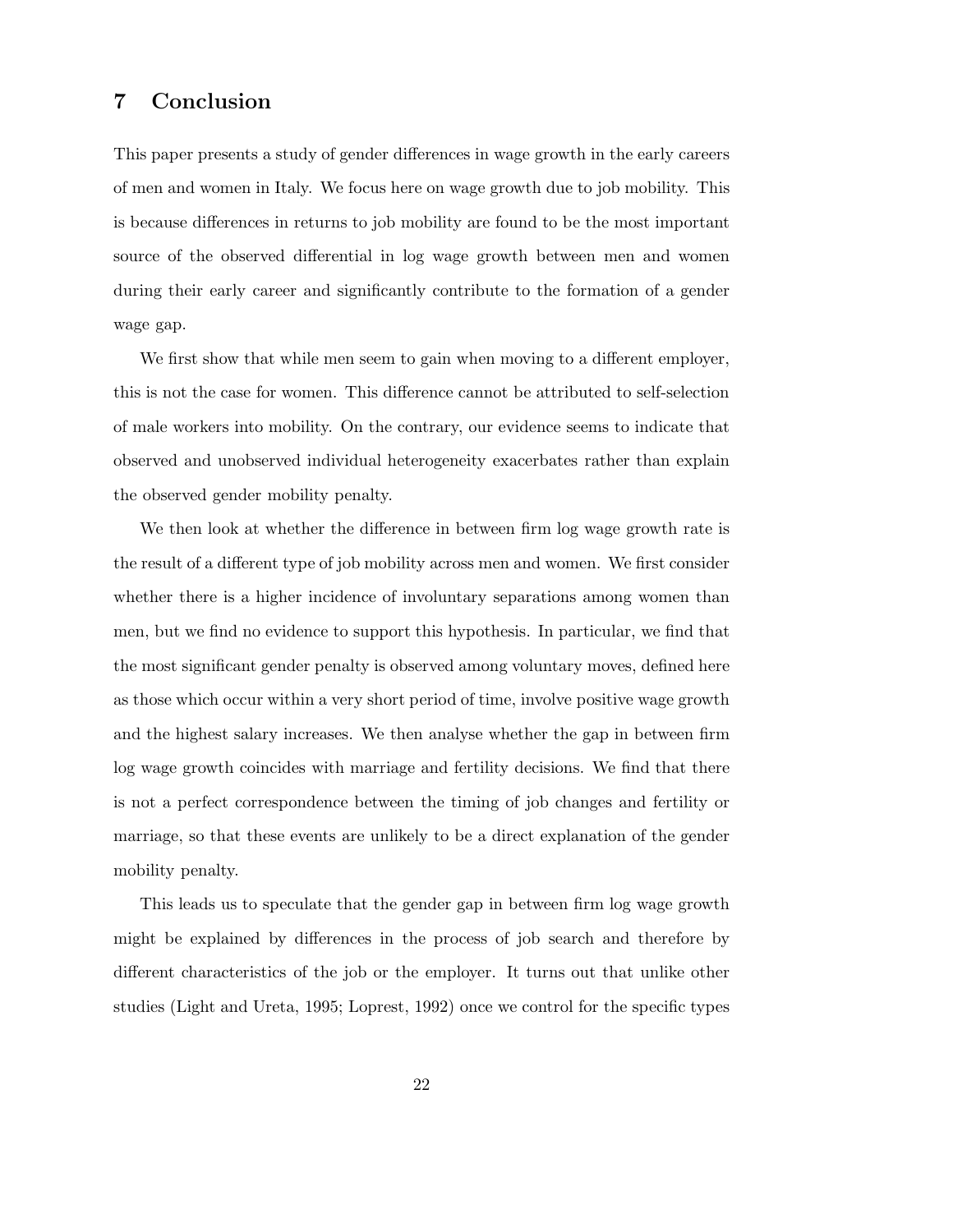## 7 Conclusion

This paper presents a study of gender differences in wage growth in the early careers of men and women in Italy. We focus here on wage growth due to job mobility. This is because differences in returns to job mobility are found to be the most important source of the observed differential in log wage growth between men and women during their early career and significantly contribute to the formation of a gender wage gap.

We first show that while men seem to gain when moving to a different employer, this is not the case for women. This difference cannot be attributed to self-selection of male workers into mobility. On the contrary, our evidence seems to indicate that observed and unobserved individual heterogeneity exacerbates rather than explain the observed gender mobility penalty.

We then look at whether the difference in between firm log wage growth rate is the result of a different type of job mobility across men and women. We first consider whether there is a higher incidence of involuntary separations among women than men, but we find no evidence to support this hypothesis. In particular, we find that the most significant gender penalty is observed among voluntary moves, defined here as those which occur within a very short period of time, involve positive wage growth and the highest salary increases. We then analyse whether the gap in between firm log wage growth coincides with marriage and fertility decisions. We find that there is not a perfect correspondence between the timing of job changes and fertility or marriage, so that these events are unlikely to be a direct explanation of the gender mobility penalty.

This leads us to speculate that the gender gap in between firm log wage growth might be explained by differences in the process of job search and therefore by different characteristics of the job or the employer. It turns out that unlike other studies (Light and Ureta, 1995; Loprest, 1992) once we control for the specific types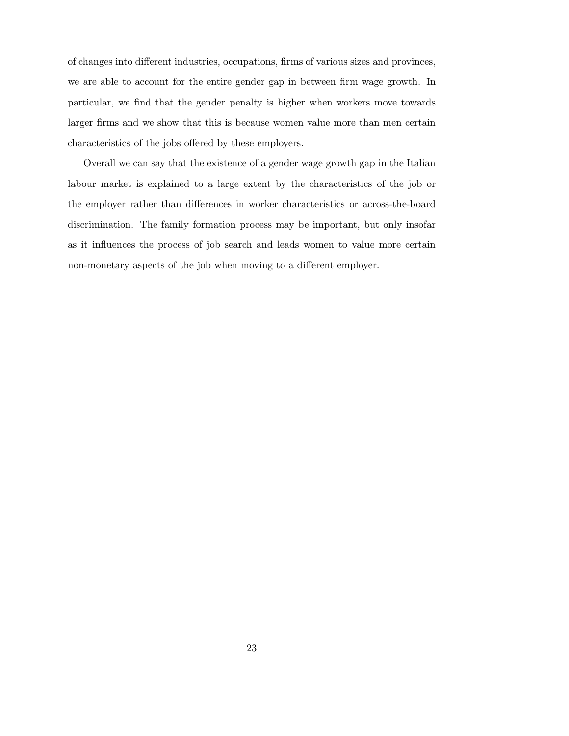of changes into different industries, occupations, firms of various sizes and provinces, we are able to account for the entire gender gap in between firm wage growth. In particular, we find that the gender penalty is higher when workers move towards larger firms and we show that this is because women value more than men certain characteristics of the jobs offered by these employers.

Overall we can say that the existence of a gender wage growth gap in the Italian labour market is explained to a large extent by the characteristics of the job or the employer rather than differences in worker characteristics or across-the-board discrimination. The family formation process may be important, but only insofar as it influences the process of job search and leads women to value more certain non-monetary aspects of the job when moving to a different employer.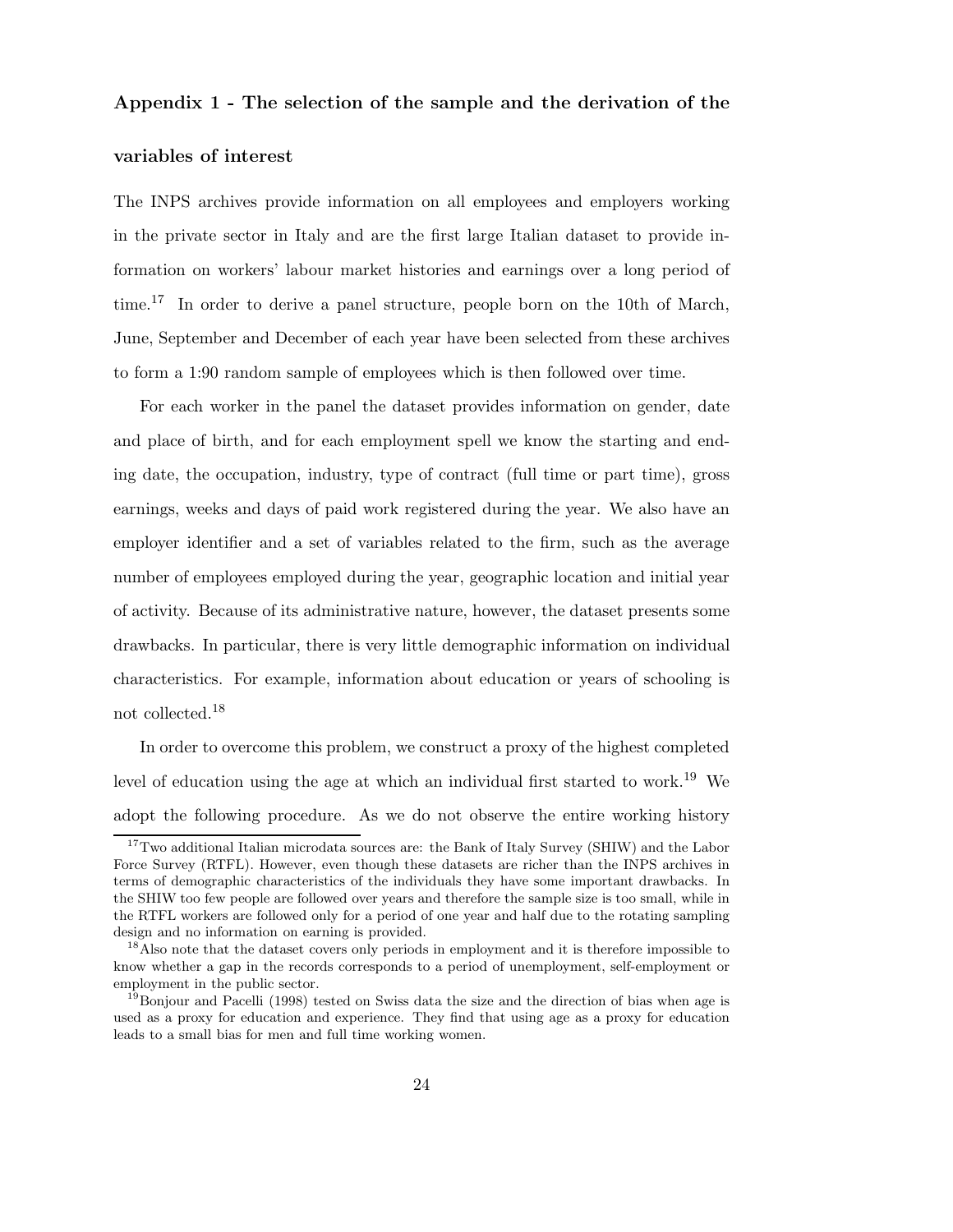## Appendix 1 - The selection of the sample and the derivation of the variables of interest

The INPS archives provide information on all employees and employers working in the private sector in Italy and are the first large Italian dataset to provide information on workers' labour market histories and earnings over a long period of time.[17] In order to derive a panel structure, people born on the 10th of March, June, September and December of each year have been selected from these archives to form a 1:90 random sample of employees which is then followed over time.

For each worker in the panel the dataset provides information on gender, date and place of birth, and for each employment spell we know the starting and ending date, the occupation, industry, type of contract (full time or part time), gross earnings, weeks and days of paid work registered during the year. We also have an employer identifier and a set of variables related to the firm, such as the average number of employees employed during the year, geographic location and initial year of activity. Because of its administrative nature, however, the dataset presents some drawbacks. In particular, there is very little demographic information on individual characteristics. For example, information about education or years of schooling is not collected.[18]

In order to overcome this problem, we construct a proxy of the highest completed level of education using the age at which an individual first started to work.[19] We adopt the following procedure. As we do not observe the entire working history

[17] Two additional Italian microdata sources are: the Bank of Italy Survey (SHIW) and the Labor Force Survey (RTFL). However, even though these datasets are richer than the INPS archives in terms of demographic characteristics of the individuals they have some important drawbacks. In the SHIW too few people are followed over years and therefore the sample size is too small, while in the RTFL workers are followed only for a period of one year and half due to the rotating sampling design and no information on earning is provided.

[18] Also note that the dataset covers only periods in employment and it is therefore impossible to know whether a gap in the records corresponds to a period of unemployment, self-employment or employment in the public sector.

[19] Bonjour and Pacelli (1998) tested on Swiss data the size and the direction of bias when age is used as a proxy for education and experience. They find that using age as a proxy for education leads to a small bias for men and full time working women.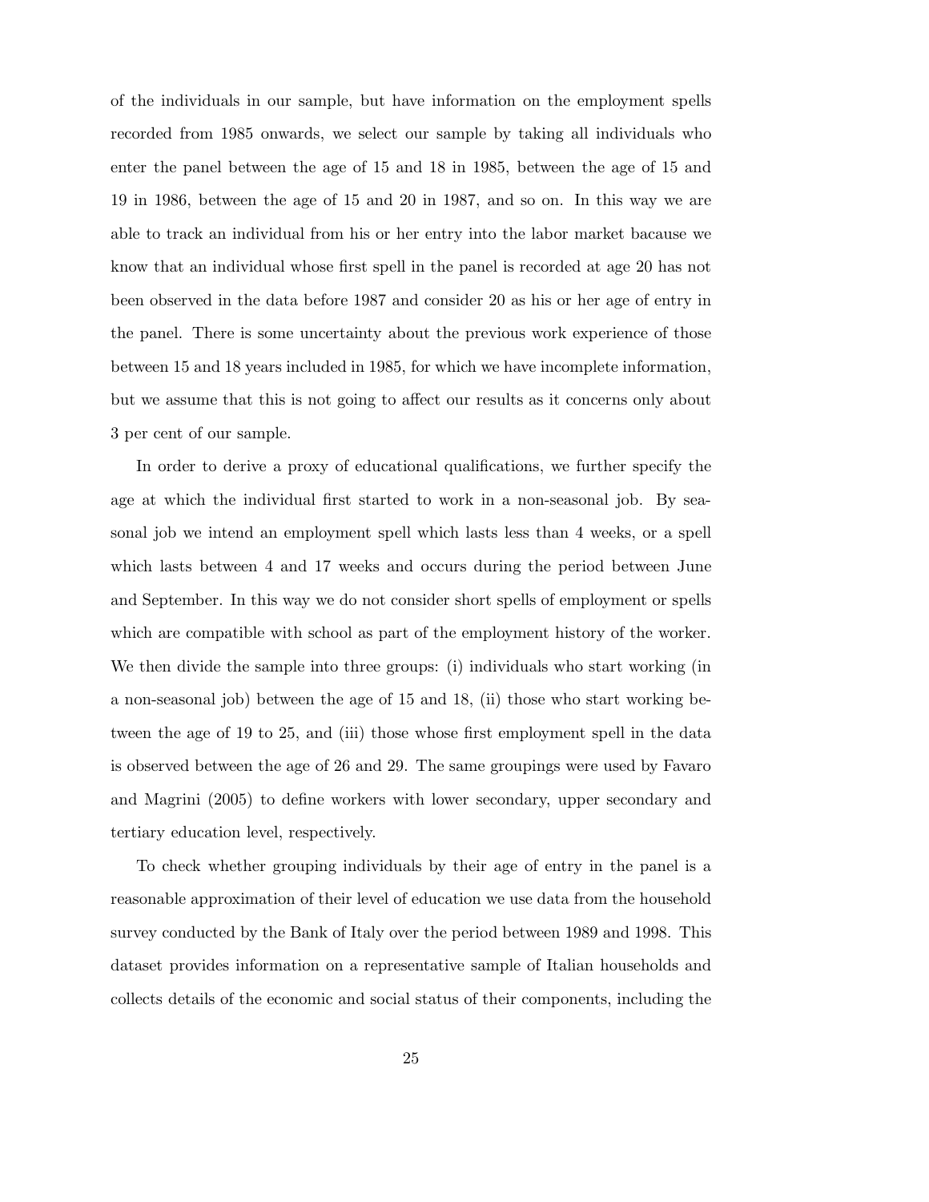of the individuals in our sample, but have information on the employment spells recorded from 1985 onwards, we select our sample by taking all individuals who enter the panel between the age of 15 and 18 in 1985, between the age of 15 and 19 in 1986, between the age of 15 and 20 in 1987, and so on. In this way we are able to track an individual from his or her entry into the labor market bacause we know that an individual whose first spell in the panel is recorded at age 20 has not been observed in the data before 1987 and consider 20 as his or her age of entry in the panel. There is some uncertainty about the previous work experience of those between 15 and 18 years included in 1985, for which we have incomplete information, but we assume that this is not going to affect our results as it concerns only about 3 per cent of our sample.

In order to derive a proxy of educational qualifications, we further specify the age at which the individual first started to work in a non-seasonal job. By seasonal job we intend an employment spell which lasts less than 4 weeks, or a spell which lasts between 4 and 17 weeks and occurs during the period between June and September. In this way we do not consider short spells of employment or spells which are compatible with school as part of the employment history of the worker. We then divide the sample into three groups: (i) individuals who start working (in a non-seasonal job) between the age of 15 and 18, (ii) those who start working between the age of 19 to 25, and (iii) those whose first employment spell in the data is observed between the age of 26 and 29. The same groupings were used by Favaro and Magrini (2005) to define workers with lower secondary, upper secondary and tertiary education level, respectively.

To check whether grouping individuals by their age of entry in the panel is a reasonable approximation of their level of education we use data from the household survey conducted by the Bank of Italy over the period between 1989 and 1998. This dataset provides information on a representative sample of Italian households and collects details of the economic and social status of their components, including the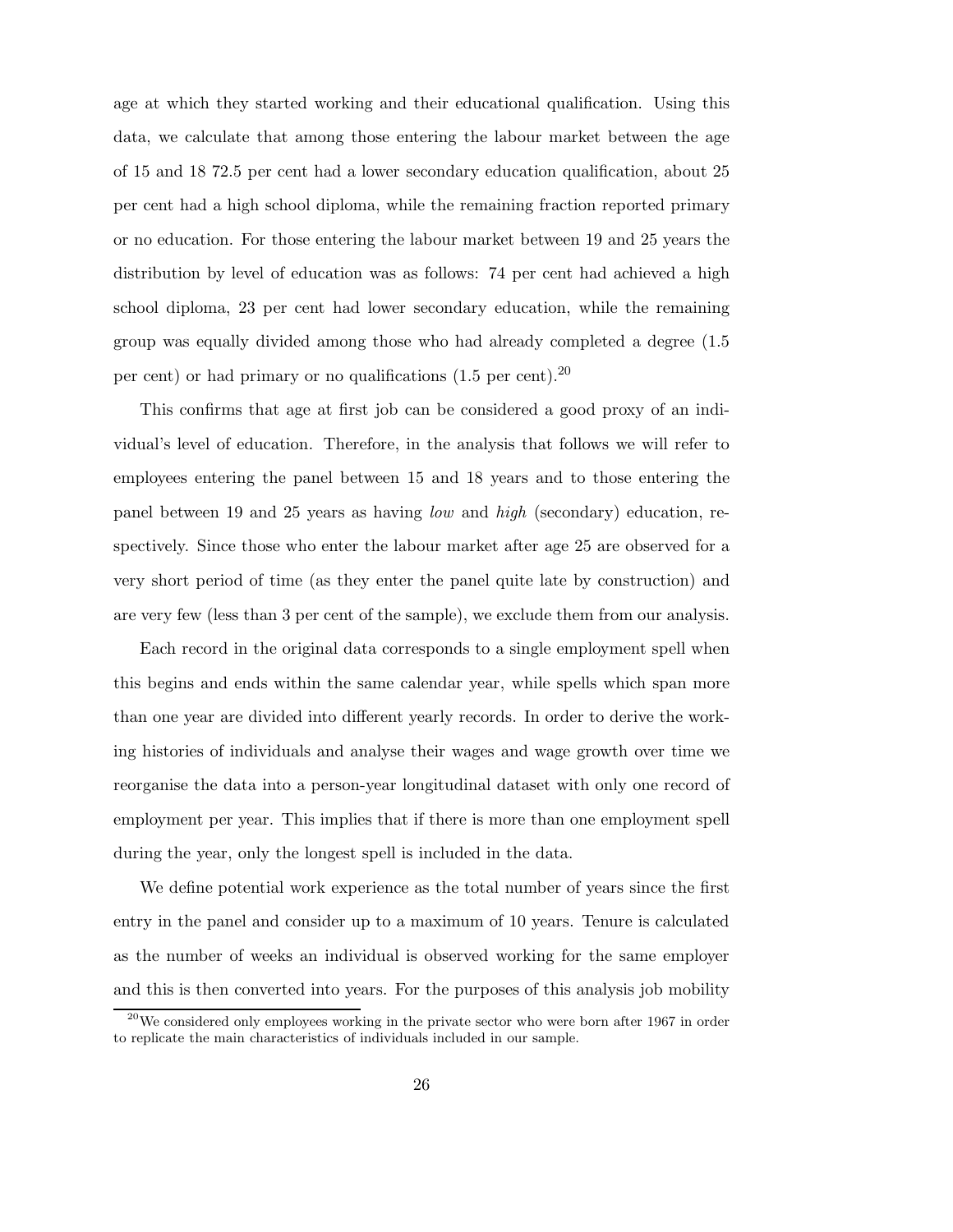age at which they started working and their educational qualification. Using this data, we calculate that among those entering the labour market between the age of 15 and 18 72.5 per cent had a lower secondary education qualification, about 25 per cent had a high school diploma, while the remaining fraction reported primary or no education. For those entering the labour market between 19 and 25 years the distribution by level of education was as follows: 74 per cent had achieved a high school diploma, 23 per cent had lower secondary education, while the remaining group was equally divided among those who had already completed a degree (1.5 per cent) or had primary or no qualifications (1.5 per cent).[20]

This confirms that age at first job can be considered a good proxy of an individual's level of education. Therefore, in the analysis that follows we will refer to employees entering the panel between 15 and 18 years and to those entering the panel between 19 and 25 years as having *low* and *high* (secondary) education, respectively. Since those who enter the labour market after age 25 are observed for a very short period of time (as they enter the panel quite late by construction) and are very few (less than 3 per cent of the sample), we exclude them from our analysis.

Each record in the original data corresponds to a single employment spell when this begins and ends within the same calendar year, while spells which span more than one year are divided into different yearly records. In order to derive the working histories of individuals and analyse their wages and wage growth over time we reorganise the data into a person-year longitudinal dataset with only one record of employment per year. This implies that if there is more than one employment spell during the year, only the longest spell is included in the data.

We define potential work experience as the total number of years since the first entry in the panel and consider up to a maximum of 10 years. Tenure is calculated as the number of weeks an individual is observed working for the same employer and this is then converted into years. For the purposes of this analysis job mobility

[20] We considered only employees working in the private sector who were born after 1967 in order to replicate the main characteristics of individuals included in our sample.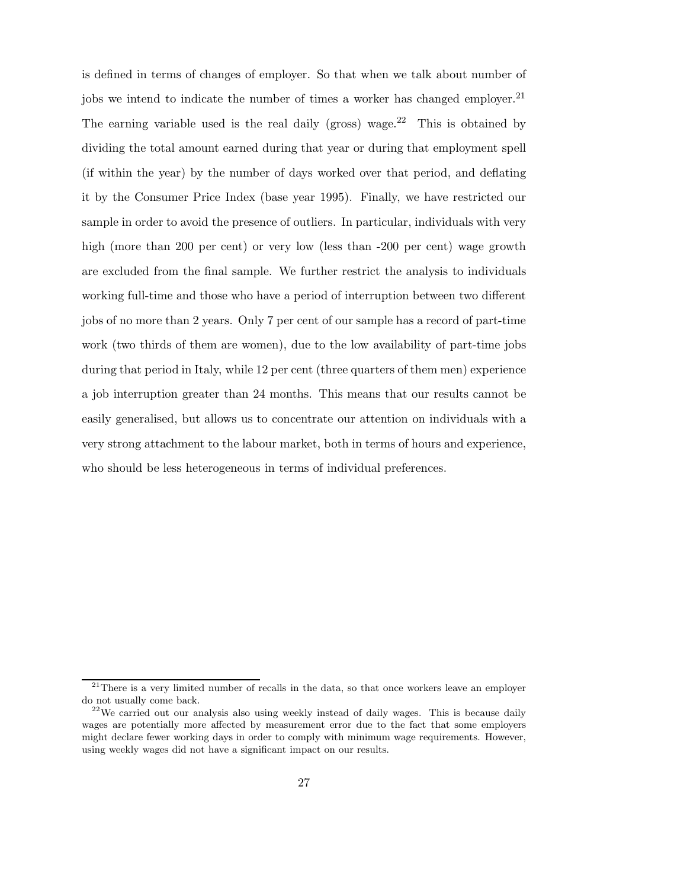is defined in terms of changes of employer. So that when we talk about number of jobs we intend to indicate the number of times a worker has changed employer.[21] The earning variable used is the real daily (gross) wage.[22] This is obtained by dividing the total amount earned during that year or during that employment spell (if within the year) by the number of days worked over that period, and deflating it by the Consumer Price Index (base year 1995). Finally, we have restricted our sample in order to avoid the presence of outliers. In particular, individuals with very high (more than 200 per cent) or very low (less than -200 per cent) wage growth are excluded from the final sample. We further restrict the analysis to individuals working full-time and those who have a period of interruption between two different jobs of no more than 2 years. Only 7 per cent of our sample has a record of part-time work (two thirds of them are women), due to the low availability of part-time jobs during that period in Italy, while 12 per cent (three quarters of them men) experience a job interruption greater than 24 months. This means that our results cannot be easily generalised, but allows us to concentrate our attention on individuals with a very strong attachment to the labour market, both in terms of hours and experience, who should be less heterogeneous in terms of individual preferences.

---

[21] There is a very limited number of recalls in the data, so that once workers leave an employer do not usually come back.

[22] We carried out our analysis also using weekly instead of daily wages. This is because daily wages are potentially more affected by measurement error due to the fact that some employers might declare fewer working days in order to comply with minimum wage requirements. However, using weekly wages did not have a significant impact on our results.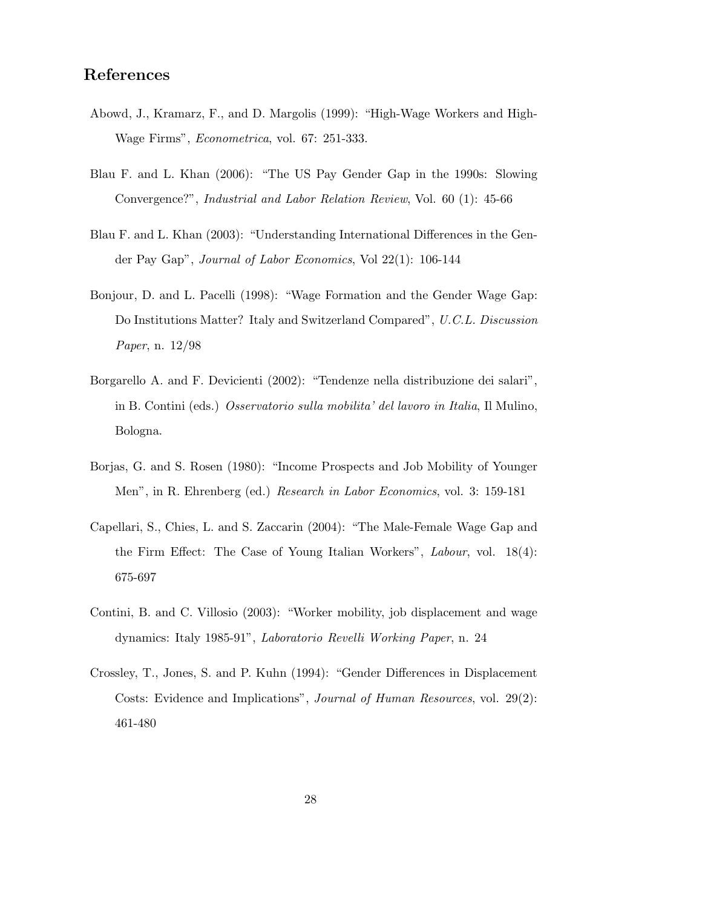## References

Abowd, J., Kramarz, F., and D. Margolis (1999): "High-Wage Workers and High-Wage Firms", *Econometrica*, vol. 67: 251-333.

Blau F. and L. Khan (2006): "The US Pay Gender Gap in the 1990s: Slowing Convergence?", *Industrial and Labor Relation Review*, Vol. 60 (1): 45-66

Blau F. and L. Khan (2003): "Understanding International Differences in the Gender Pay Gap", *Journal of Labor Economics*, Vol 22(1): 106-144

Bonjour, D. and L. Pacelli (1998): "Wage Formation and the Gender Wage Gap: Do Institutions Matter? Italy and Switzerland Compared", *U.C.L. Discussion Paper*, n. 12/98

Borgarello A. and F. Devicienti (2002): "Tendenze nella distribuzione dei salari", in B. Contini (eds.) *Osservatorio sulla mobilita' del lavoro in Italia*, Il Mulino, Bologna.

Borjas, G. and S. Rosen (1980): "Income Prospects and Job Mobility of Younger Men", in R. Ehrenberg (ed.) *Research in Labor Economics*, vol. 3: 159-181

Capellari, S., Chies, L. and S. Zaccarin (2004): "The Male-Female Wage Gap and the Firm Effect: The Case of Young Italian Workers", *Labour*, vol. 18(4): 675-697

Contini, B. and C. Villosio (2003): "Worker mobility, job displacement and wage dynamics: Italy 1985-91", *Laboratorio Revelli Working Paper*, n. 24

Crossley, T., Jones, S. and P. Kuhn (1994): "Gender Differences in Displacement Costs: Evidence and Implications", *Journal of Human Resources*, vol. 29(2): 461-480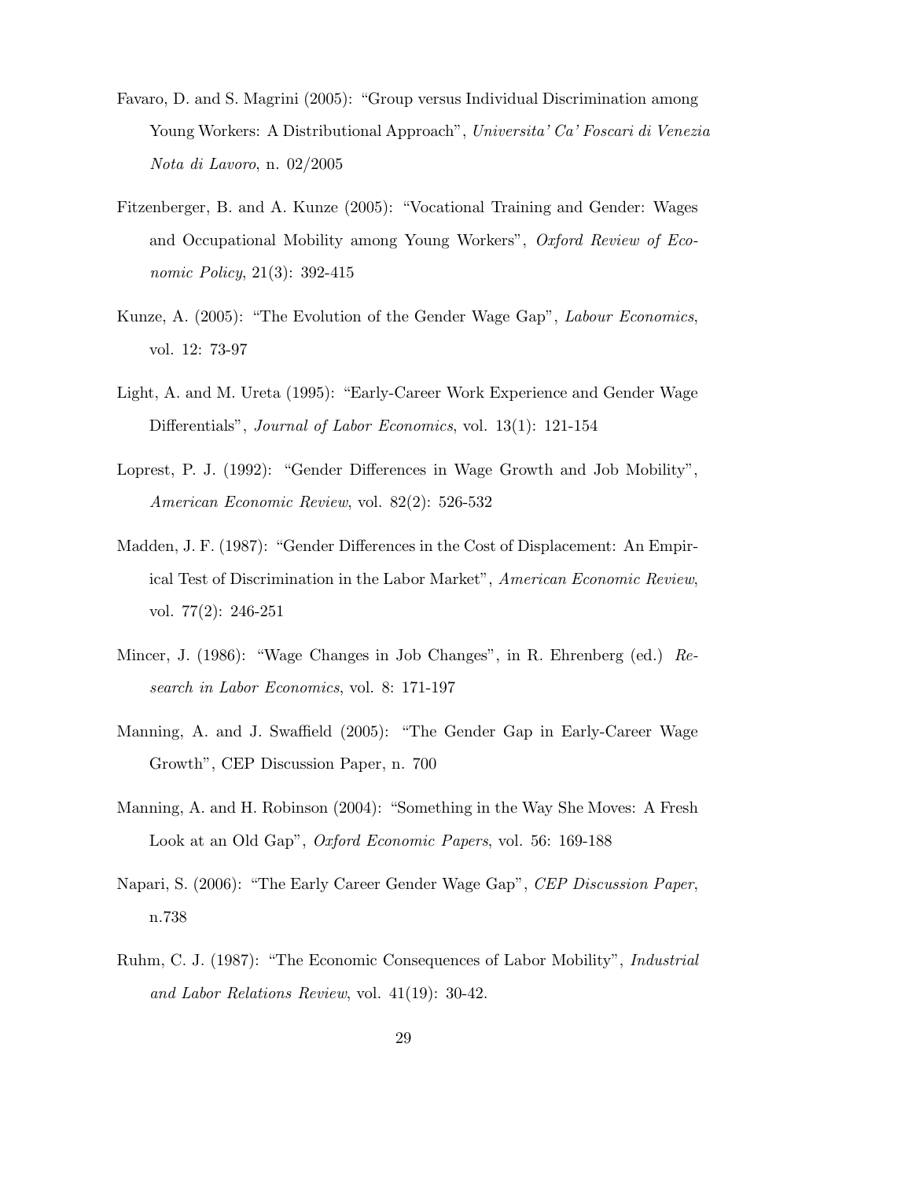Favaro, D. and S. Magrini (2005): "Group versus Individual Discrimination among Young Workers: A Distributional Approach", *Universita' Ca' Foscari di Venezia Nota di Lavoro*, n. 02/2005

Fitzenberger, B. and A. Kunze (2005): "Vocational Training and Gender: Wages and Occupational Mobility among Young Workers", *Oxford Review of Economic Policy*, 21(3): 392-415

Kunze, A. (2005): "The Evolution of the Gender Wage Gap", *Labour Economics*, vol. 12: 73-97

Light, A. and M. Ureta (1995): "Early-Career Work Experience and Gender Wage Differentials", *Journal of Labor Economics*, vol. 13(1): 121-154

Loprest, P. J. (1992): "Gender Differences in Wage Growth and Job Mobility", *American Economic Review*, vol. 82(2): 526-532

Madden, J. F. (1987): "Gender Differences in the Cost of Displacement: An Empirical Test of Discrimination in the Labor Market", *American Economic Review*, vol. 77(2): 246-251

Mincer, J. (1986): "Wage Changes in Job Changes", in R. Ehrenberg (ed.) *Research in Labor Economics*, vol. 8: 171-197

Manning, A. and J. Swaffield (2005): "The Gender Gap in Early-Career Wage Growth", CEP Discussion Paper, n. 700

Manning, A. and H. Robinson (2004): "Something in the Way She Moves: A Fresh Look at an Old Gap", *Oxford Economic Papers*, vol. 56: 169-188

Napari, S. (2006): "The Early Career Gender Wage Gap", *CEP Discussion Paper*, n.738

Ruhm, C. J. (1987): "The Economic Consequences of Labor Mobility", *Industrial and Labor Relations Review*, vol. 41(19): 30-42.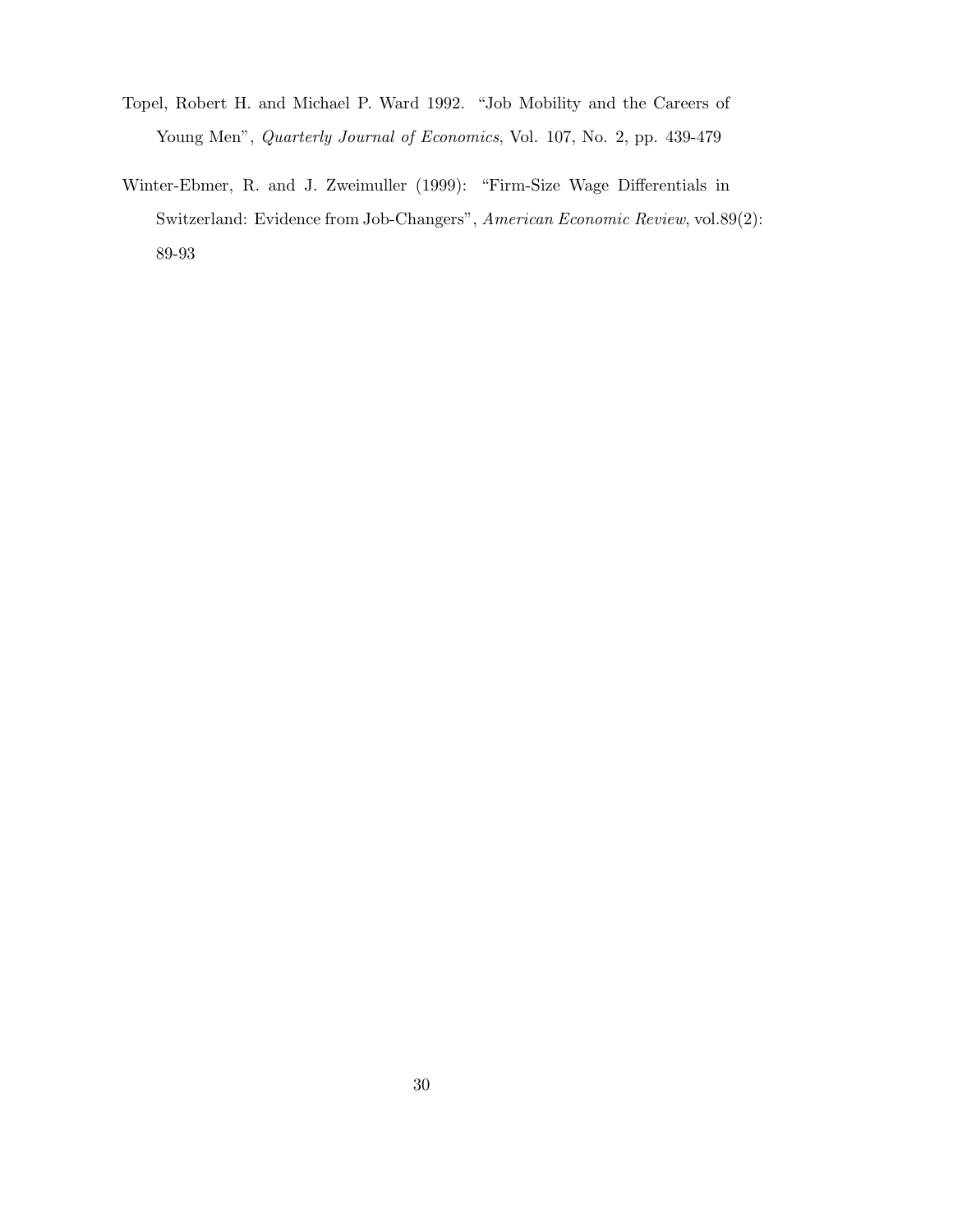Topel, Robert H. and Michael P. Ward 1992. "Job Mobility and the Careers of Young Men", *Quarterly Journal of Economics*, Vol. 107, No. 2, pp. 439-479

Winter-Ebmer, R. and J. Zweimuller (1999): "Firm-Size Wage Differentials in Switzerland: Evidence from Job-Changers", *American Economic Review*, vol.89(2): 89-93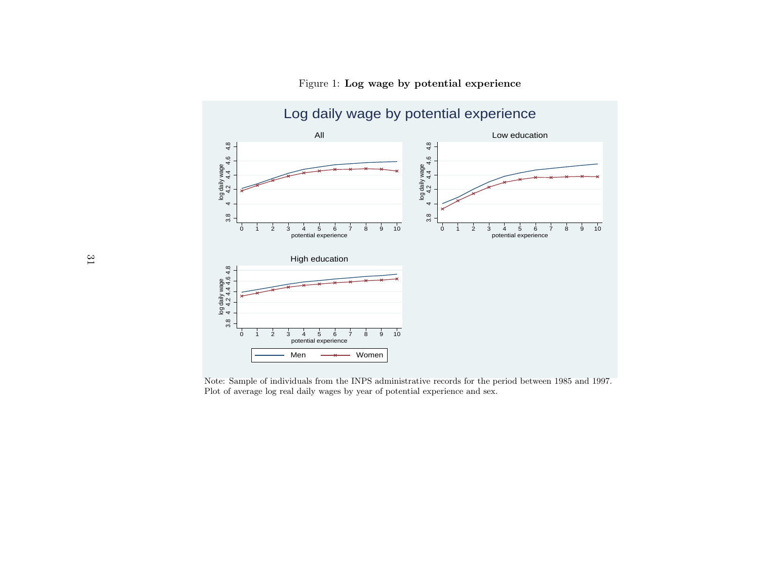Figure 1: **Log wage by potential experience**

Note: Sample of individuals from the INPS administrative records for the period between 1985 and 1997. Plot of average log real daily wages by year of potential experience and sex.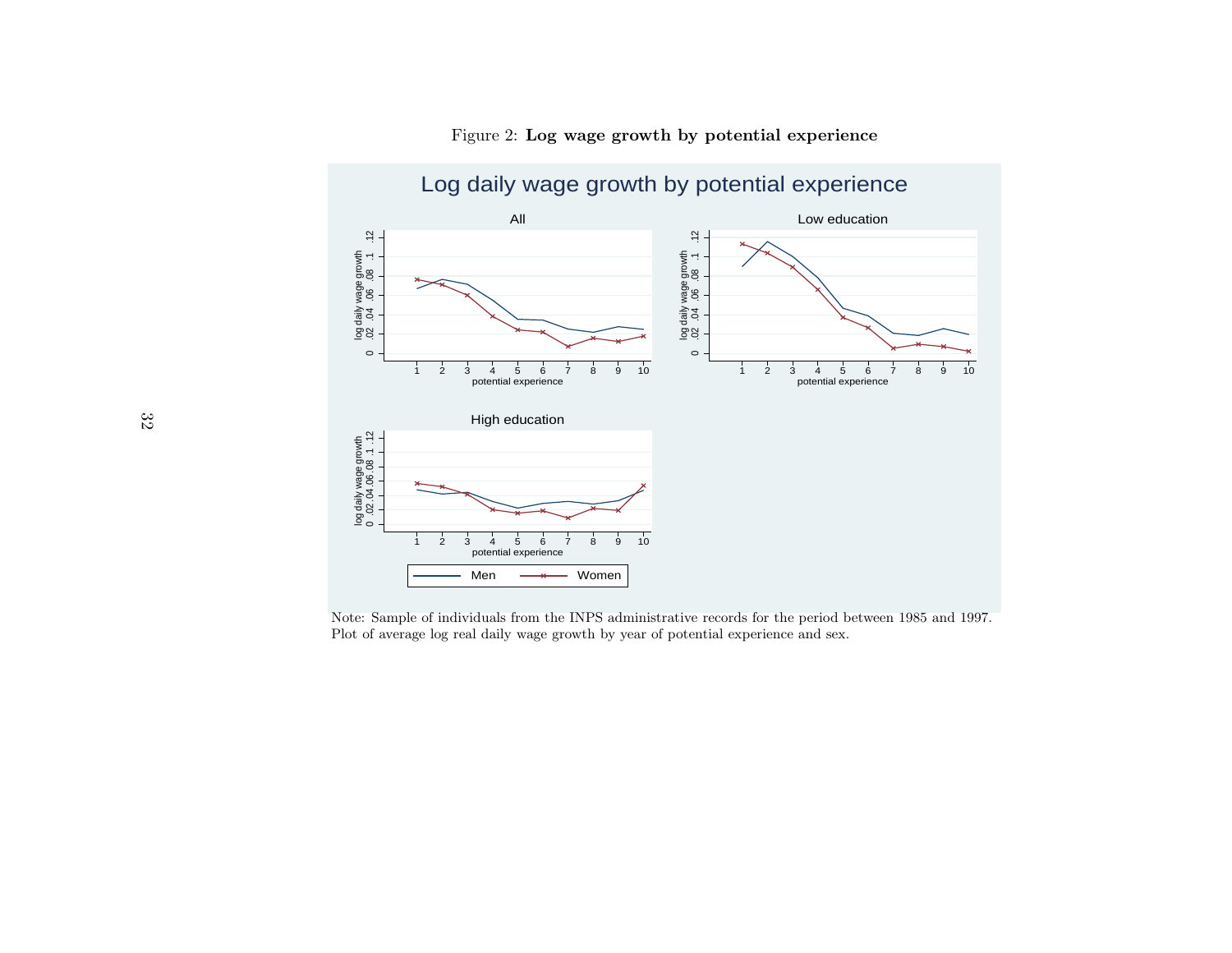Figure 2: **Log wage growth by potential experience**

Note: Sample of individuals from the INPS administrative records for the period between 1985 and 1997. Plot of average log real daily wage growth by year of potential experience and sex.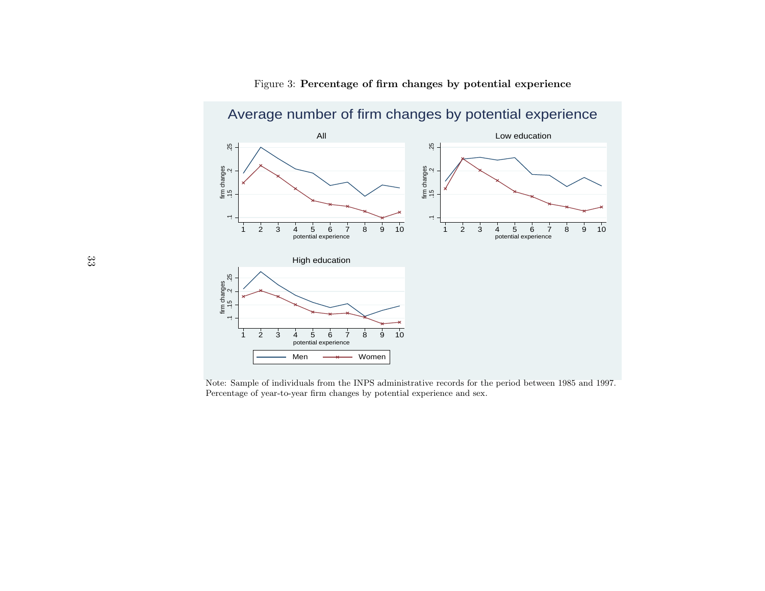Figure 3: **Percentage of firm changes by potential experience**

Note: Sample of individuals from the INPS administrative records for the period between 1985 and 1997. Percentage of year-to-year firm changes by potential experience and sex.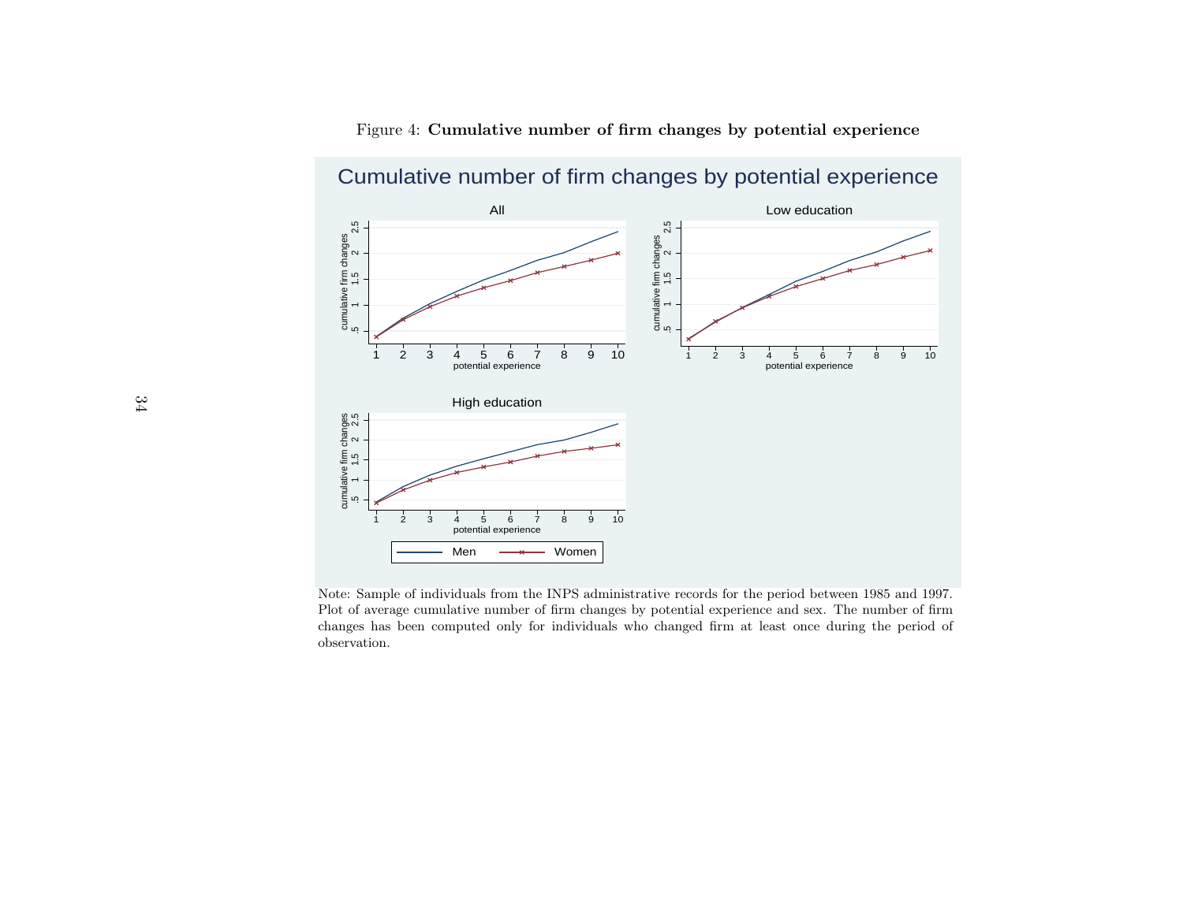Figure 4: **Cumulative number of firm changes by potential experience**

Note: Sample of individuals from the INPS administrative records for the period between 1985 and 1997. Plot of average cumulative number of firm changes by potential experience and sex. The number of firm changes has been computed only for individuals who changed firm at least once during the period of observation.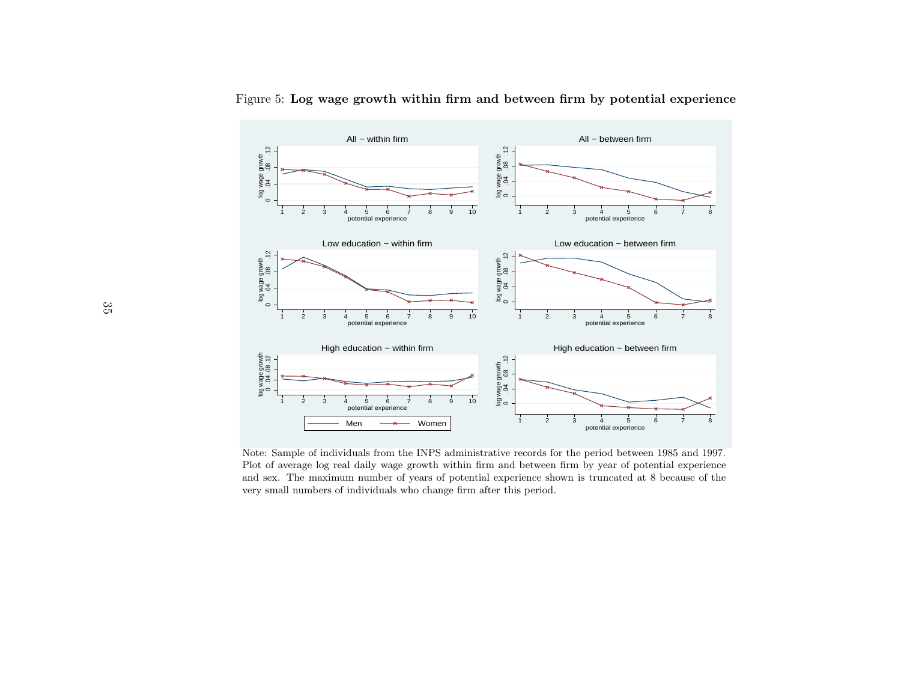Figure 5: **Log wage growth within firm and between firm by potential experience**

Note: Sample of individuals from the INPS administrative records for the period between 1985 and 1997. Plot of average log real daily wage growth within firm and between firm by year of potential experience and sex. The maximum number of years of potential experience shown is truncated at 8 because of the very small numbers of individuals who change firm after this period.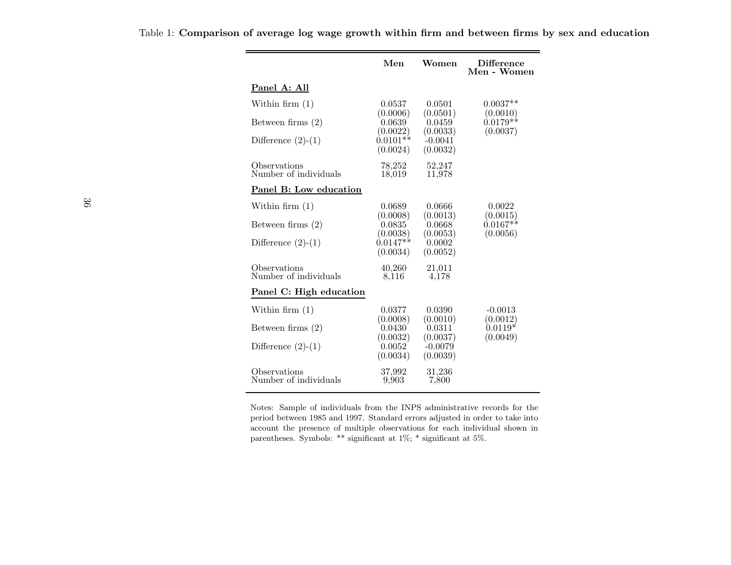Table 1: **Comparison of average log wage growth within firm and between firms by sex and education**

| | **Men** | **Women** | **Difference Men - Women** |
|---|---|---|---|
| **Panel A: All** | | | |
| Within firm (1) | 0.0537 | 0.0501 | 0.0037** |
| | (0.0006) | (0.0501) | (0.0010) |
| Between firms (2) | 0.0639 | 0.0459 | 0.0179** |
| | (0.0022) | (0.0033) | (0.0037) |
| Difference (2)-(1) | 0.0101** | -0.0041 | |
| | (0.0024) | (0.0032) | |
| Observations | 78,252 | 52,247 | |
| Number of individuals | 18,019 | 11,978 | |
| **Panel B: Low education** | | | |
| Within firm (1) | 0.0689 | 0.0666 | 0.0022 |
| | (0.0008) | (0.0013) | (0.0015) |
| Between firms (2) | 0.0835 | 0.0668 | 0.0167** |
| | (0.0038) | (0.0053) | (0.0056) |
| Difference (2)-(1) | 0.0147** | 0.0002 | |
| | (0.0034) | (0.0052) | |
| Observations | 40,260 | 21,011 | |
| Number of individuals | 8,116 | 4,178 | |
| **Panel C: High education** | | | |
| Within firm (1) | 0.0377 | 0.0390 | -0.0013 |
| | (0.0008) | (0.0010) | (0.0012) |
| Between firms (2) | 0.0430 | 0.0311 | 0.0119* |
| | (0.0032) | (0.0037) | (0.0049) |
| Difference (2)-(1) | 0.0052 | -0.0079 | |
| | (0.0034) | (0.0039) | |
| Observations | 37,992 | 31,236 | |
| Number of individuals | 9,903 | 7,800 | |

Notes: Sample of individuals from the INPS administrative records for the period between 1985 and 1997. Standard errors adjusted in order to take into account the presence of multiple observations for each individual shown in parentheses. Symbols: ** significant at 1%; * significant at 5%.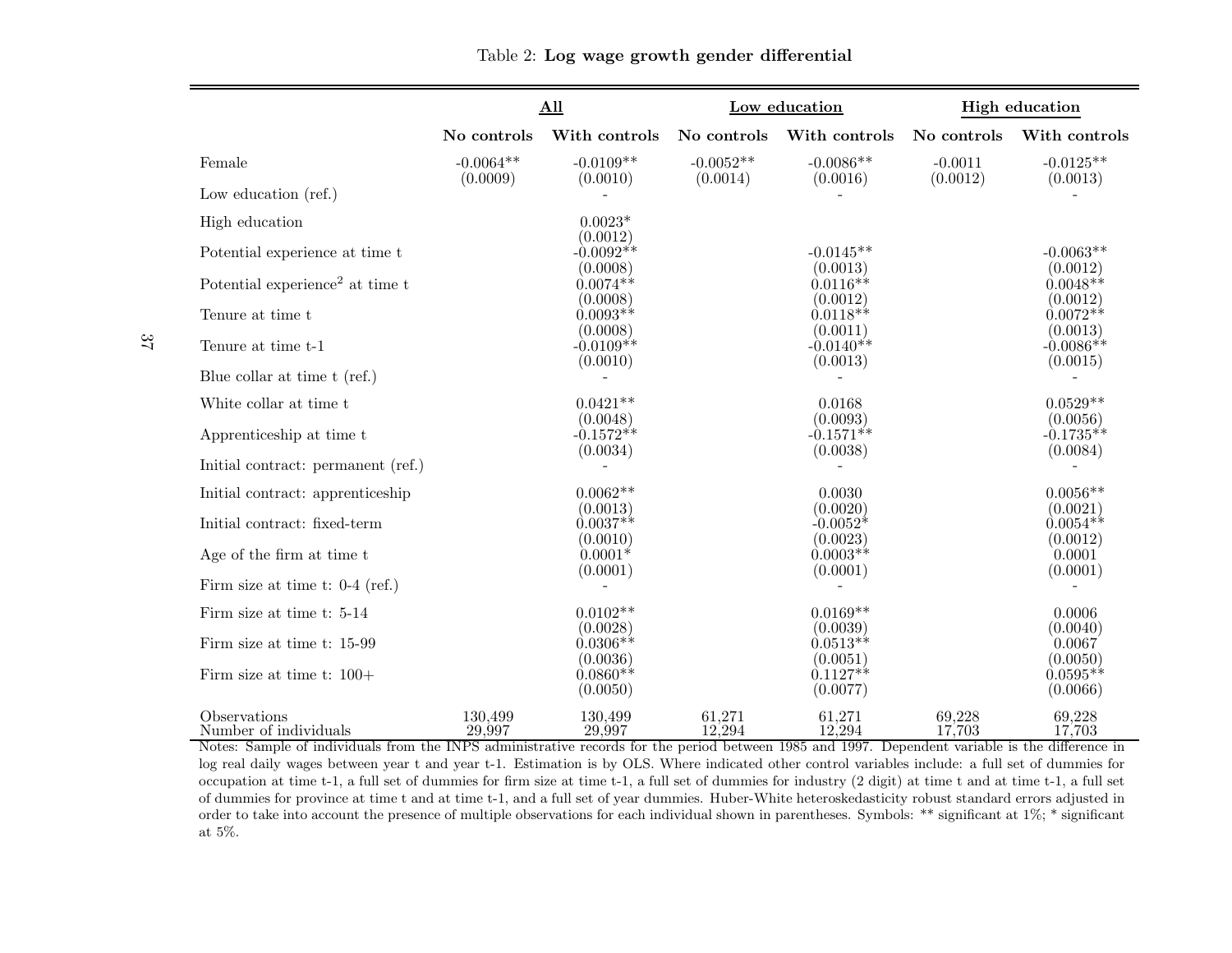Table 2: **Log wage growth gender differential**

| | All | | Low education | | High education | |
|---|---|---|---|---|---|---|
| | **No controls** | **With controls** | **No controls** | **With controls** | **No controls** | **With controls** |
| Female | -0.0064** | -0.0109** | -0.0052** | -0.0086** | -0.0011 | -0.0125** |
| | (0.0009) | (0.0010) | (0.0014) | (0.0016) | (0.0012) | (0.0013) |
| Low education (ref.) | | - | | - | | - |
| High education | | 0.0023* | | | | |
| | | (0.0012) | | | | |
| Potential experience at time t | | -0.0092** | | -0.0145** | | -0.0063** |
| | | (0.0008) | | (0.0013) | | (0.0012) |
| Potential experience$^2$ at time t | | 0.0074** | | 0.0116** | | 0.0048** |
| | | (0.0008) | | (0.0012) | | (0.0012) |
| Tenure at time t | | 0.0093** | | 0.0118** | | 0.0072** |
| | | (0.0008) | | (0.0011) | | (0.0013) |
| Tenure at time t-1 | | -0.0109** | | -0.0140** | | -0.0086** |
| | | (0.0010) | | (0.0013) | | (0.0015) |
| Blue collar at time t (ref.) | | - | | - | | - |
| White collar at time t | | 0.0421** | | 0.0168 | | 0.0529** |
| | | (0.0048) | | (0.0093) | | (0.0056) |
| Apprenticeship at time t | | -0.1572** | | -0.1571** | | -0.1735** |
| | | (0.0034) | | (0.0038) | | (0.0084) |
| Initial contract: permanent (ref.) | | - | | - | | - |
| Initial contract: apprenticeship | | 0.0062** | | 0.0030 | | 0.0056** |
| | | (0.0013) | | (0.0020) | | (0.0021) |
| Initial contract: fixed-term | | 0.0037** | | -0.0052* | | 0.0054** |
| | | (0.0010) | | (0.0023) | | (0.0012) |
| Age of the firm at time t | | 0.0001* | | 0.0003** | | 0.0001 |
| | | (0.0001) | | (0.0001) | | (0.0001) |
| Firm size at time t: 0-4 (ref.) | | - | | - | | - |
| Firm size at time t: 5-14 | | 0.0102** | | 0.0169** | | 0.0006 |
| | | (0.0028) | | (0.0039) | | (0.0040) |
| Firm size at time t: 15-99 | | 0.0306** | | 0.0513** | | 0.0067 |
| | | (0.0036) | | (0.0051) | | (0.0050) |
| Firm size at time t: 100+ | | 0.0860** | | 0.1127** | | 0.0595** |
| | | (0.0050) | | (0.0077) | | (0.0066) |
| Observations | 130,499 | 130,499 | 61,271 | 61,271 | 69,228 | 69,228 |
| Number of individuals | 29,997 | 29,997 | 12,294 | 12,294 | 17,703 | 17,703 |

Notes: Sample of individuals from the INPS administrative records for the period between 1985 and 1997. Dependent variable is the difference in log real daily wages between year t and year t-1. Estimation is by OLS. Where indicated other control variables include: a full set of dummies for occupation at time t-1, a full set of dummies for firm size at time t-1, a full set of dummies for industry (2 digit) at time t and at time t-1, a full set of dummies for province at time t and at time t-1, and a full set of year dummies. Huber-White heteroskedasticity robust standard errors adjusted in order to take into account the presence of multiple observations for each individual shown in parentheses. Symbols: ** significant at 1%; * significant at 5%.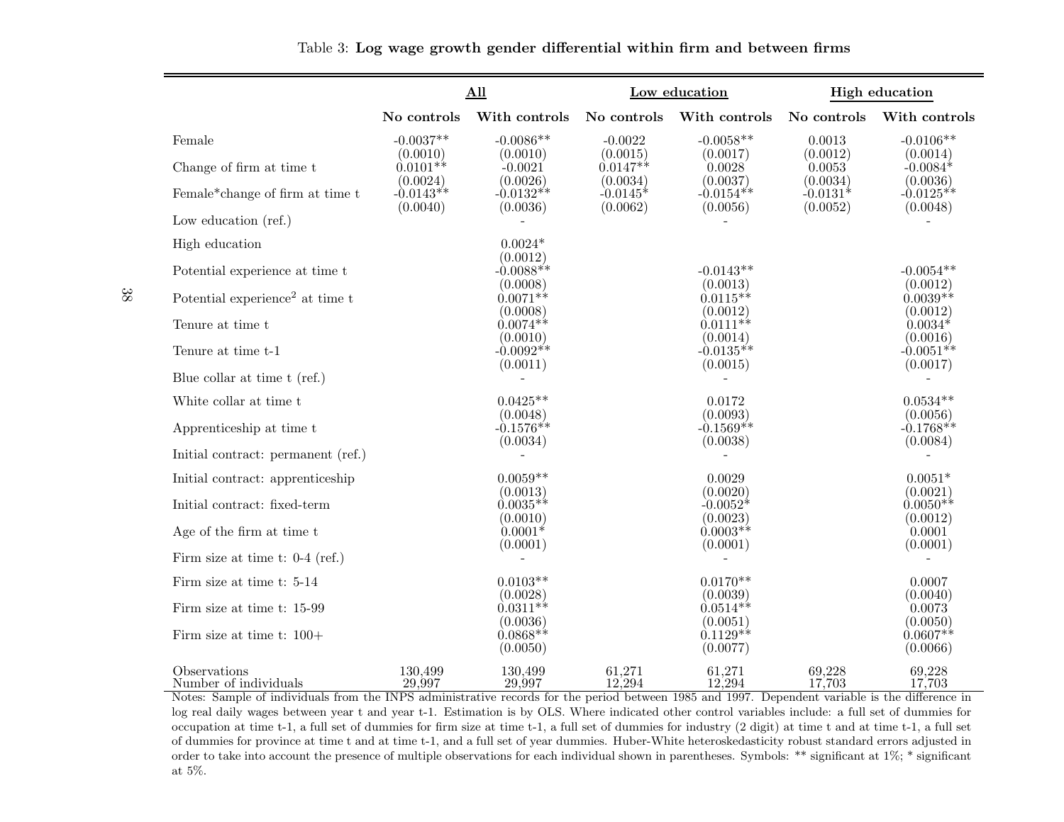Table 3: **Log wage growth gender differential within firm and between firms**

| | All | | Low education | | High education | |
|---|---|---|---|---|---|---|
| | **No controls** | **With controls** | **No controls** | **With controls** | **No controls** | **With controls** |
| Female | -0.0037** | -0.0086** | -0.0022 | -0.0058** | 0.0013 | -0.0106** |
| | (0.0010) | (0.0010) | (0.0015) | (0.0017) | (0.0012) | (0.0014) |
| Change of firm at time t | 0.0101** | -0.0021 | 0.0147** | 0.0028 | 0.0053 | -0.0084* |
| | (0.0024) | (0.0026) | (0.0034) | (0.0037) | (0.0034) | (0.0036) |
| Female*change of firm at time t | -0.0143** | -0.0132** | -0.0145* | -0.0154** | -0.0131* | -0.0125** |
| | (0.0040) | (0.0036) | (0.0062) | (0.0056) | (0.0052) | (0.0048) |
| Low education (ref.) | | - | | - | | - |
| High education | | 0.0024* | | | | |
| | | (0.0012) | | | | |
| Potential experience at time t | | -0.0088** | | -0.0143** | | -0.0054** |
| | | (0.0008) | | (0.0013) | | (0.0012) |
| Potential experience$^2$ at time t | | 0.0071** | | 0.0115** | | 0.0039** |
| | | (0.0008) | | (0.0012) | | (0.0012) |
| Tenure at time t | | 0.0074** | | 0.0111** | | 0.0034* |
| | | (0.0010) | | (0.0014) | | (0.0016) |
| Tenure at time t-1 | | -0.0092** | | -0.0135** | | -0.0051** |
| | | (0.0011) | | (0.0015) | | (0.0017) |
| Blue collar at time t (ref.) | | - | | - | | - |
| White collar at time t | | 0.0425** | | 0.0172 | | 0.0534** |
| | | (0.0048) | | (0.0093) | | (0.0056) |
| Apprenticeship at time t | | -0.1576** | | -0.1569** | | -0.1768** |
| | | (0.0034) | | (0.0038) | | (0.0084) |
| Initial contract: permanent (ref.) | | - | | - | | - |
| Initial contract: apprenticeship | | 0.0059** | | 0.0029 | | 0.0051* |
| | | (0.0013) | | (0.0020) | | (0.0021) |
| Initial contract: fixed-term | | 0.0035** | | -0.0052* | | 0.0050** |
| | | (0.0010) | | (0.0023) | | (0.0012) |
| Age of the firm at time t | | 0.0001* | | 0.0003** | | 0.0001 |
| | | (0.0001) | | (0.0001) | | (0.0001) |
| Firm size at time t: 0-4 (ref.) | | - | | - | | - |
| Firm size at time t: 5-14 | | 0.0103** | | 0.0170** | | 0.0007 |
| | | (0.0028) | | (0.0039) | | (0.0040) |
| Firm size at time t: 15-99 | | 0.0311** | | 0.0514** | | 0.0073 |
| | | (0.0036) | | (0.0051) | | (0.0050) |
| Firm size at time t: 100+ | | 0.0868** | | 0.1129** | | 0.0607** |
| | | (0.0050) | | (0.0077) | | (0.0066) |
| Observations | 130,499 | 130,499 | 61,271 | 61,271 | 69,228 | 69,228 |
| Number of individuals | 29,997 | 29,997 | 12,294 | 12,294 | 17,703 | 17,703 |

Notes: Sample of individuals from the INPS administrative records for the period between 1985 and 1997. Dependent variable is the difference in log real daily wages between year t and year t-1. Estimation is by OLS. Where indicated other control variables include: a full set of dummies for occupation at time t-1, a full set of dummies for firm size at time t-1, a full set of dummies for industry (2 digit) at time t and at time t-1, a full set of dummies for province at time t and at time t-1, and a full set of year dummies. Huber-White heteroskedasticity robust standard errors adjusted in order to take into account the presence of multiple observations for each individual shown in parentheses. Symbols: ** significant at 1%; * significant at 5%.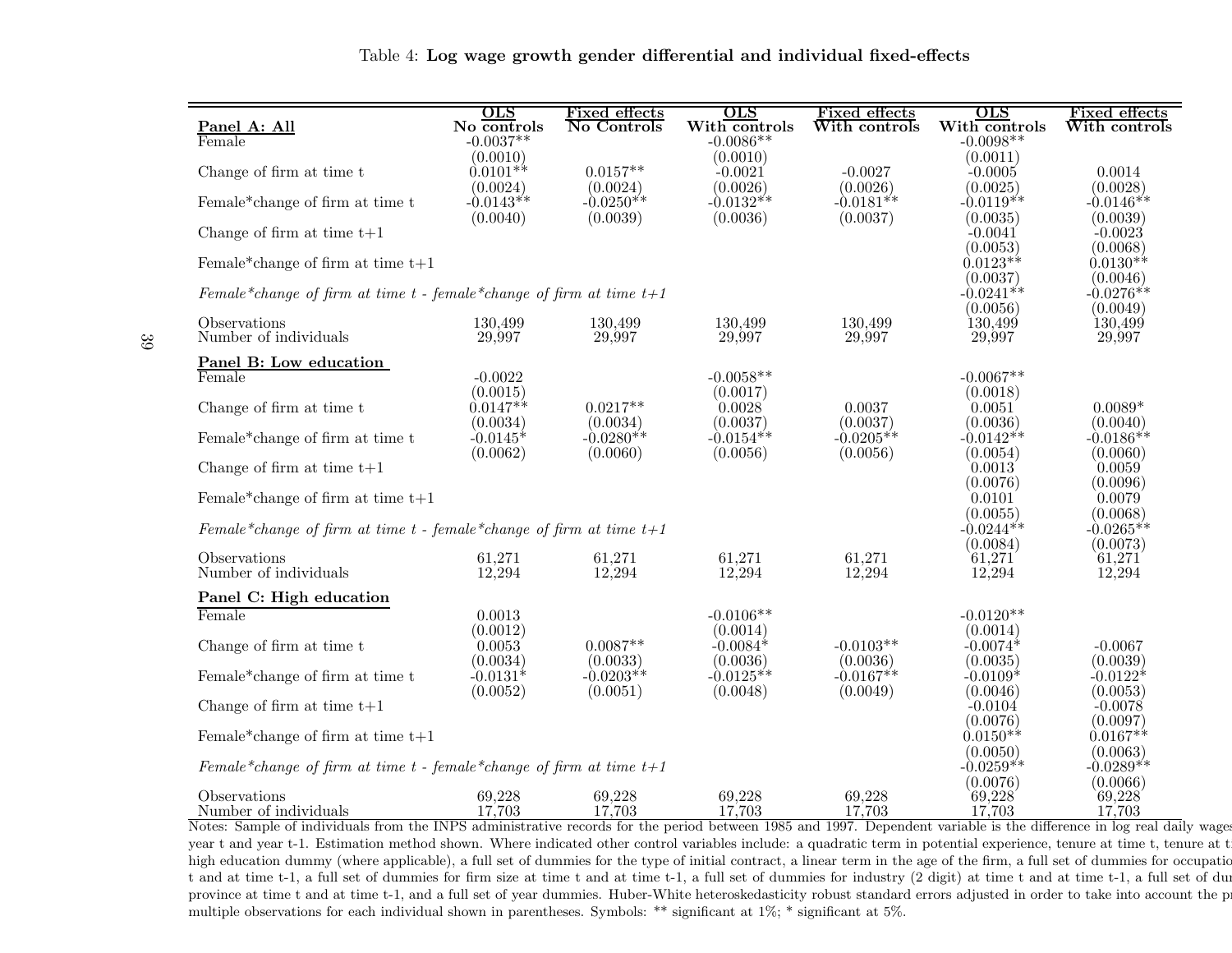Table 4: **Log wage growth gender differential and individual fixed-effects**

| | OLS No controls | Fixed effects No Controls | OLS With controls | Fixed effects With controls | OLS With controls | Fixed effects With controls |
|---|---|---|---|---|---|---|
| **Panel A: All** | | | | | | |
| Female | -0.0037** | | -0.0086** | | -0.0098** | |
| | (0.0010) | | (0.0010) | | (0.0011) | |
| Change of firm at time t | 0.0101** | 0.0157** | -0.0021 | -0.0027 | -0.0005 | 0.0014 |
| | (0.0024) | (0.0024) | (0.0026) | (0.0026) | (0.0025) | (0.0028) |
| Female*change of firm at time t | -0.0143** | -0.0250** | -0.0132** | -0.0181** | -0.0119** | -0.0146** |
| | (0.0040) | (0.0039) | (0.0036) | (0.0037) | (0.0035) | (0.0039) |
| Change of firm at time t+1 | | | | | -0.0041 | -0.0023 |
| | | | | | (0.0053) | (0.0068) |
| Female*change of firm at time t+1 | | | | | 0.0123** | 0.0130** |
| | | | | | (0.0037) | (0.0046) |
| *Female*change of firm at time t - female*change of firm at time t+1* | | | | | -0.0241** | -0.0276** |
| | | | | | (0.0056) | (0.0049) |
| Observations | 130,499 | 130,499 | 130,499 | 130,499 | 130,499 | 130,499 |
| Number of individuals | 29,997 | 29,997 | 29,997 | 29,997 | 29,997 | 29,997 |
| **Panel B: Low education** | | | | | | |
| Female | -0.0022 | | -0.0058** | | -0.0067** | |
| | (0.0015) | | (0.0017) | | (0.0018) | |
| Change of firm at time t | 0.0147** | 0.0217** | 0.0028 | 0.0037 | 0.0051 | 0.0089* |
| | (0.0034) | (0.0034) | (0.0037) | (0.0037) | (0.0036) | (0.0040) |
| Female*change of firm at time t | -0.0145* | -0.0280** | -0.0154** | -0.0205** | -0.0142** | -0.0186** |
| | (0.0062) | (0.0060) | (0.0056) | (0.0056) | (0.0054) | (0.0060) |
| Change of firm at time t+1 | | | | | 0.0013 | 0.0059 |
| | | | | | (0.0076) | (0.0096) |
| Female*change of firm at time t+1 | | | | | 0.0101 | 0.0079 |
| | | | | | (0.0055) | (0.0068) |
| *Female*change of firm at time t - female*change of firm at time t+1* | | | | | -0.0244** | -0.0265** |
| | | | | | (0.0084) | (0.0073) |
| Observations | 61,271 | 61,271 | 61,271 | 61,271 | 61,271 | 61,271 |
| Number of individuals | 12,294 | 12,294 | 12,294 | 12,294 | 12,294 | 12,294 |
| **Panel C: High education** | | | | | | |
| Female | 0.0013 | | -0.0106** | | -0.0120** | |
| | (0.0012) | | (0.0014) | | (0.0014) | |
| Change of firm at time t | 0.0053 | 0.0087** | -0.0084* | -0.0103** | -0.0074* | -0.0067 |
| | (0.0034) | (0.0033) | (0.0036) | (0.0036) | (0.0035) | (0.0039) |
| Female*change of firm at time t | -0.0131* | -0.0203** | -0.0125** | -0.0167** | -0.0109* | -0.0122* |
| | (0.0052) | (0.0051) | (0.0048) | (0.0049) | (0.0046) | (0.0053) |
| Change of firm at time t+1 | | | | | -0.0104 | -0.0078 |
| | | | | | (0.0076) | (0.0097) |
| Female*change of firm at time t+1 | | | | | 0.0150** | 0.0167** |
| | | | | | (0.0050) | (0.0063) |
| *Female*change of firm at time t - female*change of firm at time t+1* | | | | | -0.0259** | -0.0289** |
| | | | | | (0.0076) | (0.0066) |
| Observations | 69,228 | 69,228 | 69,228 | 69,228 | 69,228 | 69,228 |
| Number of individuals | 17,703 | 17,703 | 17,703 | 17,703 | 17,703 | 17,703 |

Notes: Sample of individuals from the INPS administrative records for the period between 1985 and 1997. Dependent variable is the difference in log real daily wages year t and year t-1. Estimation method shown. Where indicated other control variables include: a quadratic term in potential experience, tenure at time t, tenure at t high education dummy (where applicable), a full set of dummies for the type of initial contract, a linear term in the age of the firm, a full set of dummies for occupatio t and at time t-1, a full set of dummies for firm size at time t and at time t-1, a full set of dummies for industry (2 digit) at time t and at time t-1, a full set of du province at time t and at time t-1, and a full set of year dummies. Huber-White heteroskedasticity robust standard errors adjusted in order to take into account the pr multiple observations for each individual shown in parentheses. Symbols: ** significant at 1%; * significant at 5%.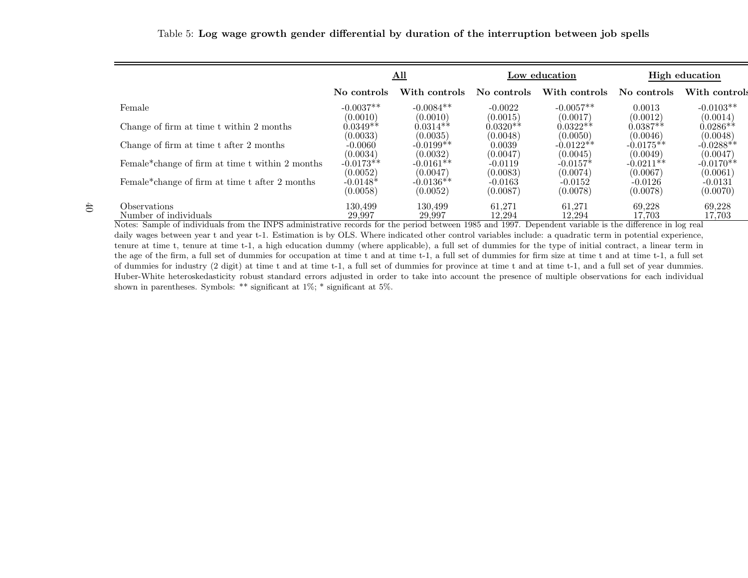Table 5: **Log wage growth gender differential by duration of the interruption between job spells**

| | **All** | | **Low education** | | **High education** | |
|---|---|---|---|---|---|---|
| | **No controls** | **With controls** | **No controls** | **With controls** | **No controls** | **With controls** |
| Female | -0.0037** | -0.0084** | -0.0022 | -0.0057** | 0.0013 | -0.0103** |
| | (0.0010) | (0.0010) | (0.0015) | (0.0017) | (0.0012) | (0.0014) |
| Change of firm at time t within 2 months | 0.0349** | 0.0314** | 0.0320** | 0.0322** | 0.0387** | 0.0286** |
| | (0.0033) | (0.0035) | (0.0048) | (0.0050) | (0.0046) | (0.0048) |
| Change of firm at time t after 2 months | -0.0060 | -0.0199** | 0.0039 | -0.0122** | -0.0175** | -0.0288** |
| | (0.0034) | (0.0032) | (0.0047) | (0.0045) | (0.0049) | (0.0047) |
| Female*change of firm at time t within 2 months | -0.0173** | -0.0161** | -0.0119 | -0.0157* | -0.0211** | -0.0170** |
| | (0.0052) | (0.0047) | (0.0083) | (0.0074) | (0.0067) | (0.0061) |
| Female*change of firm at time t after 2 months | -0.0148* | -0.0136** | -0.0163 | -0.0152 | -0.0126 | -0.0131 |
| | (0.0058) | (0.0052) | (0.0087) | (0.0078) | (0.0078) | (0.0070) |
| Observations | 130,499 | 130,499 | 61,271 | 61,271 | 69,228 | 69,228 |
| Number of individuals | 29,997 | 29,997 | 12,294 | 12,294 | 17,703 | 17,703 |

Notes: Sample of individuals from the INPS administrative records for the period between 1985 and 1997. Dependent variable is the difference in log real daily wages between year t and year t-1. Estimation is by OLS. Where indicated other control variables include: a quadratic term in potential experience, tenure at time t, tenure at time t-1, a high education dummy (where applicable), a full set of dummies for the type of initial contract, a linear term in the age of the firm, a full set of dummies for occupation at time t and at time t-1, a full set of dummies for firm size at time t and at time t-1, a full set of dummies for industry (2 digit) at time t and at time t-1, a full set of dummies for province at time t and at time t-1, and a full set of year dummies. Huber-White heteroskedasticity robust standard errors adjusted in order to take into account the presence of multiple observations for each individual shown in parentheses. Symbols: ** significant at 1%; * significant at 5%.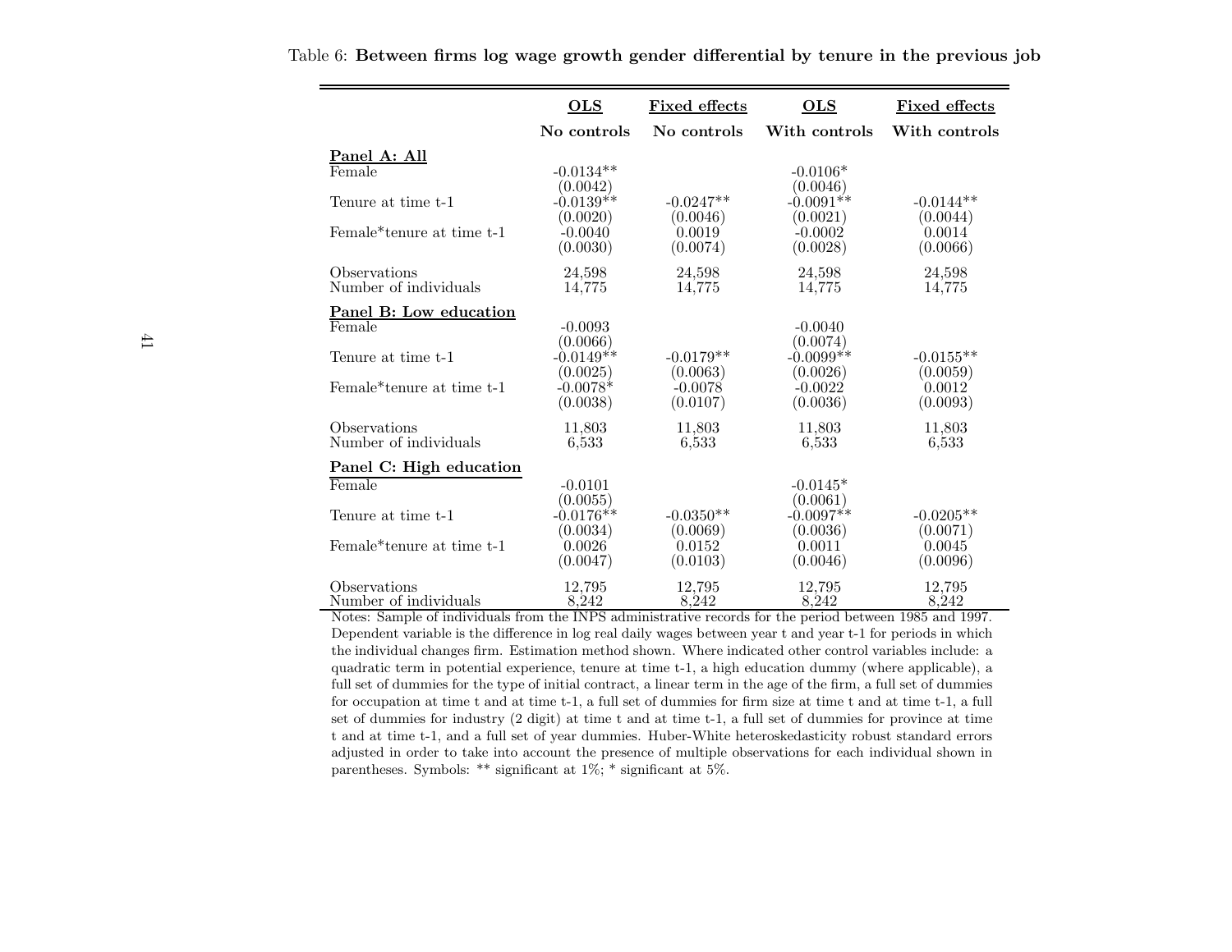Table 6: **Between firms log wage growth gender differential by tenure in the previous job**

| | OLS | Fixed effects | OLS | Fixed effects |
|---|---|---|---|---|
| | No controls | No controls | With controls | With controls |
| **Panel A: All** | | | | |
| Female | -0.0134** | | -0.0106* | |
| | (0.0042) | | (0.0046) | |
| Tenure at time t-1 | -0.0139** | -0.0247** | -0.0091** | -0.0144** |
| | (0.0020) | (0.0046) | (0.0021) | (0.0044) |
| Female*tenure at time t-1 | -0.0040 | 0.0019 | -0.0002 | 0.0014 |
| | (0.0030) | (0.0074) | (0.0028) | (0.0066) |
| Observations | 24,598 | 24,598 | 24,598 | 24,598 |
| Number of individuals | 14,775 | 14,775 | 14,775 | 14,775 |
| **Panel B: Low education** | | | | |
| Female | -0.0093 | | -0.0040 | |
| | (0.0066) | | (0.0074) | |
| Tenure at time t-1 | -0.0149** | -0.0179** | -0.0099** | -0.0155** |
| | (0.0025) | (0.0063) | (0.0026) | (0.0059) |
| Female*tenure at time t-1 | -0.0078* | -0.0078 | -0.0022 | 0.0012 |
| | (0.0038) | (0.0107) | (0.0036) | (0.0093) |
| Observations | 11,803 | 11,803 | 11,803 | 11,803 |
| Number of individuals | 6,533 | 6,533 | 6,533 | 6,533 |
| **Panel C: High education** | | | | |
| Female | -0.0101 | | -0.0145* | |
| | (0.0055) | | (0.0061) | |
| Tenure at time t-1 | -0.0176** | -0.0350** | -0.0097** | -0.0205** |
| | (0.0034) | (0.0069) | (0.0036) | (0.0071) |
| Female*tenure at time t-1 | 0.0026 | 0.0152 | 0.0011 | 0.0045 |
| | (0.0047) | (0.0103) | (0.0046) | (0.0096) |
| Observations | 12,795 | 12,795 | 12,795 | 12,795 |
| Number of individuals | 8,242 | 8,242 | 8,242 | 8,242 |

Notes: Sample of individuals from the INPS administrative records for the period between 1985 and 1997. Dependent variable is the difference in log real daily wages between year t and year t-1 for periods in which the individual changes firm. Estimation method shown. Where indicated other control variables include: a quadratic term in potential experience, tenure at time t-1, a high education dummy (where applicable), a full set of dummies for the type of initial contract, a linear term in the age of the firm, a full set of dummies for occupation at time t and at time t-1, a full set of dummies for firm size at time t and at time t-1, a full set of dummies for industry (2 digit) at time t and at time t-1, a full set of dummies for province at time t and at time t-1, and a full set of year dummies. Huber-White heteroskedasticity robust standard errors adjusted in order to take into account the presence of multiple observations for each individual shown in parentheses. Symbols: ** significant at 1%; * significant at 5%.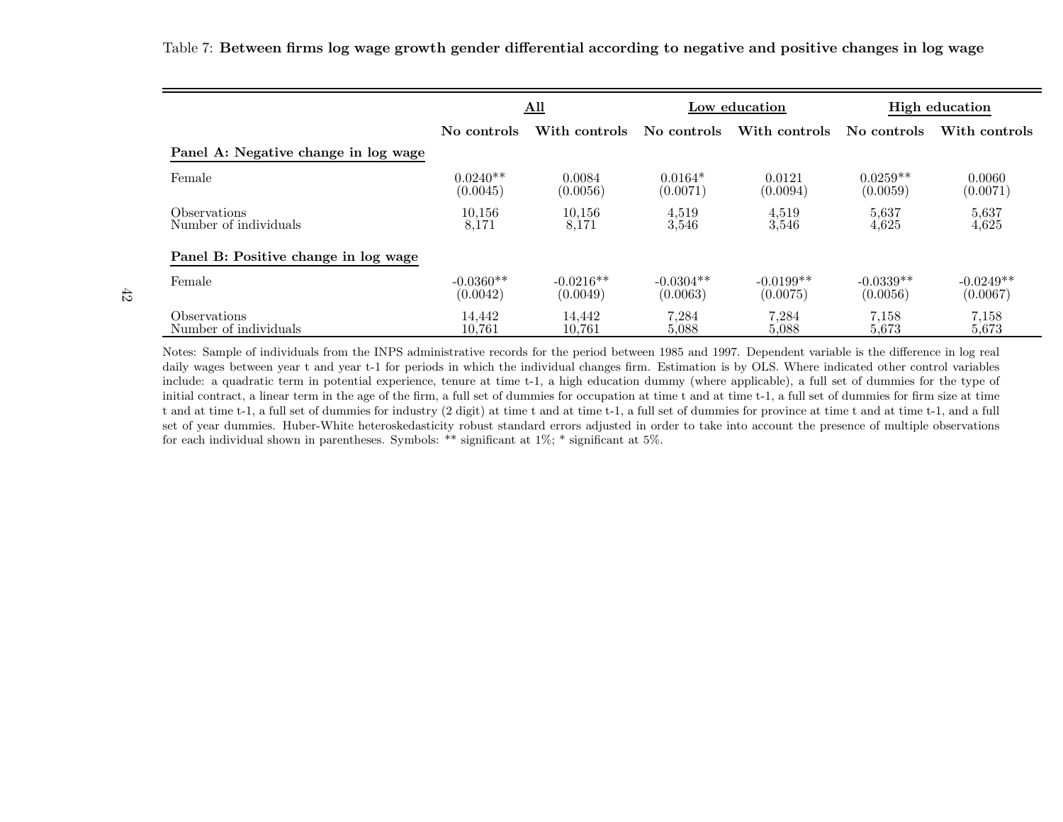Table 7: **Between firms log wage growth gender differential according to negative and positive changes in log wage**

| | **All** | | **Low education** | | **High education** | |
|---|---|---|---|---|---|---|
| | **No controls** | **With controls** | **No controls** | **With controls** | **No controls** | **With controls** |
| **Panel A: Negative change in log wage** | | | | | | |
| Female | 0.0240** | 0.0084 | 0.0164* | 0.0121 | 0.0259** | 0.0060 |
| | (0.0045) | (0.0056) | (0.0071) | (0.0094) | (0.0059) | (0.0071) |
| Observations | 10,156 | 10,156 | 4,519 | 4,519 | 5,637 | 5,637 |
| Number of individuals | 8,171 | 8,171 | 3,546 | 3,546 | 4,625 | 4,625 |
| **Panel B: Positive change in log wage** | | | | | | |
| Female | -0.0360** | -0.0216** | -0.0304** | -0.0199** | -0.0339** | -0.0249** |
| | (0.0042) | (0.0049) | (0.0063) | (0.0075) | (0.0056) | (0.0067) |
| Observations | 14,442 | 14,442 | 7,284 | 7,284 | 7,158 | 7,158 |
| Number of individuals | 10,761 | 10,761 | 5,088 | 5,088 | 5,673 | 5,673 |

Notes: Sample of individuals from the INPS administrative records for the period between 1985 and 1997. Dependent variable is the difference in log real daily wages between year t and year t-1 for periods in which the individual changes firm. Estimation is by OLS. Where indicated other control variables include: a quadratic term in potential experience, tenure at time t-1, a high education dummy (where applicable), a full set of dummies for the type of initial contract, a linear term in the age of the firm, a full set of dummies for occupation at time t and at time t-1, a full set of dummies for firm size at time t and at time t-1, a full set of dummies for industry (2 digit) at time t and at time t-1, a full set of dummies for province at time t and at time t-1, and a full set of year dummies. Huber-White heteroskedasticity robust standard errors adjusted in order to take into account the presence of multiple observations for each individual shown in parentheses. Symbols: ** significant at 1%; * significant at 5%.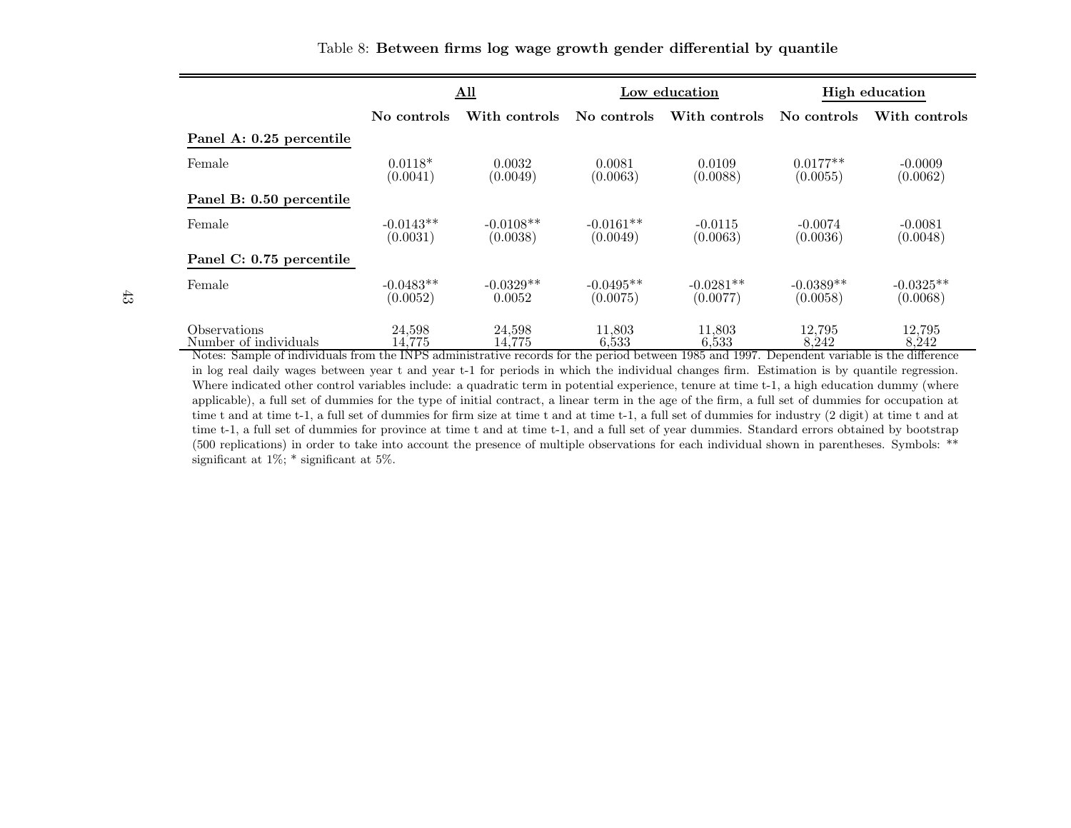Table 8: **Between firms log wage growth gender differential by quantile**

| | All | | Low education | | High education | |
|---|---|---|---|---|---|---|
| | **No controls** | **With controls** | **No controls** | **With controls** | **No controls** | **With controls** |
| **Panel A: 0.25 percentile** | | | | | | |
| Female | 0.0118* | 0.0032 | 0.0081 | 0.0109 | 0.0177** | -0.0009 |
| | (0.0041) | (0.0049) | (0.0063) | (0.0088) | (0.0055) | (0.0062) |
| **Panel B: 0.50 percentile** | | | | | | |
| Female | -0.0143** | -0.0108** | -0.0161** | -0.0115 | -0.0074 | -0.0081 |
| | (0.0031) | (0.0038) | (0.0049) | (0.0063) | (0.0036) | (0.0048) |
| **Panel C: 0.75 percentile** | | | | | | |
| Female | -0.0483** | -0.0329** | -0.0495** | -0.0281** | -0.0389** | -0.0325** |
| | (0.0052) | 0.0052 | (0.0075) | (0.0077) | (0.0058) | (0.0068) |
| Observations | 24,598 | 24,598 | 11,803 | 11,803 | 12,795 | 12,795 |
| Number of individuals | 14,775 | 14,775 | 6,533 | 6,533 | 8,242 | 8,242 |

Notes: Sample of individuals from the INPS administrative records for the period between 1985 and 1997. Dependent variable is the difference in log real daily wages between year t and year t-1 for periods in which the individual changes firm. Estimation is by quantile regression. Where indicated other control variables include: a quadratic term in potential experience, tenure at time t-1, a high education dummy (where applicable), a full set of dummies for the type of initial contract, a linear term in the age of the firm, a full set of dummies for occupation at time t and at time t-1, a full set of dummies for firm size at time t and at time t-1, a full set of dummies for industry (2 digit) at time t and at time t-1, a full set of dummies for province at time t and at time t-1, and a full set of year dummies. Standard errors obtained by bootstrap (500 replications) in order to take into account the presence of multiple observations for each individual shown in parentheses. Symbols: ** significant at 1%; * significant at 5%.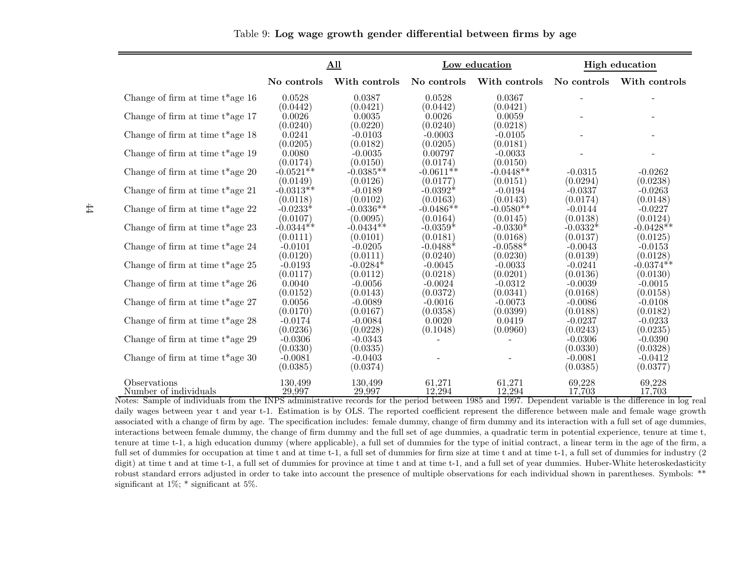Table 9: **Log wage growth gender differential between firms by age**

| | All | | Low education | | High education | |
|---|---|---|---|---|---|---|
| | **No controls** | **With controls** | **No controls** | **With controls** | **No controls** | **With controls** |
| Change of firm at time t*age 16 | 0.0528 | 0.0387 | 0.0528 | 0.0367 | - | - |
| | (0.0442) | (0.0421) | (0.0442) | (0.0421) | | |
| Change of firm at time t*age 17 | 0.0026 | 0.0035 | 0.0026 | 0.0059 | - | - |
| | (0.0240) | (0.0220) | (0.0240) | (0.0218) | | |
| Change of firm at time t*age 18 | 0.0241 | -0.0103 | -0.0003 | -0.0105 | - | - |
| | (0.0205) | (0.0182) | (0.0205) | (0.0181) | | |
| Change of firm at time t*age 19 | 0.0080 | -0.0035 | 0.00797 | -0.0033 | - | - |
| | (0.0174) | (0.0150) | (0.0174) | (0.0150) | | |
| Change of firm at time t*age 20 | -0.0521** | -0.0385** | -0.0611** | -0.0448** | -0.0315 | -0.0262 |
| | (0.0149) | (0.0126) | (0.0177) | (0.0151) | (0.0294) | (0.0238) |
| Change of firm at time t*age 21 | -0.0313** | -0.0189 | -0.0392* | -0.0194 | -0.0337 | -0.0263 |
| | (0.0118) | (0.0102) | (0.0163) | (0.0143) | (0.0174) | (0.0148) |
| Change of firm at time t*age 22 | -0.0233* | -0.0336** | -0.0486** | -0.0580** | -0.0144 | -0.0227 |
| | (0.0107) | (0.0095) | (0.0164) | (0.0145) | (0.0138) | (0.0124) |
| Change of firm at time t*age 23 | -0.0344** | -0.0434** | -0.0359* | -0.0330* | -0.0332* | -0.0428** |
| | (0.0111) | (0.0101) | (0.0181) | (0.0168) | (0.0137) | (0.0125) |
| Change of firm at time t*age 24 | -0.0101 | -0.0205 | -0.0488* | -0.0588* | -0.0043 | -0.0153 |
| | (0.0120) | (0.0111) | (0.0240) | (0.0230) | (0.0139) | (0.0128) |
| Change of firm at time t*age 25 | -0.0193 | -0.0284* | -0.0045 | -0.0033 | -0.0241 | -0.0374** |
| | (0.0117) | (0.0112) | (0.0218) | (0.0201) | (0.0136) | (0.0130) |
| Change of firm at time t*age 26 | 0.0040 | -0.0056 | -0.0024 | -0.0312 | -0.0039 | -0.0015 |
| | (0.0152) | (0.0143) | (0.0372) | (0.0341) | (0.0168) | (0.0158) |
| Change of firm at time t*age 27 | 0.0056 | -0.0089 | -0.0016 | -0.0073 | -0.0086 | -0.0108 |
| | (0.0170) | (0.0167) | (0.0358) | (0.0399) | (0.0188) | (0.0182) |
| Change of firm at time t*age 28 | -0.0174 | -0.0084 | 0.0020 | 0.0419 | -0.0237 | -0.0233 |
| | (0.0236) | (0.0228) | (0.1048) | (0.0960) | (0.0243) | (0.0235) |
| Change of firm at time t*age 29 | -0.0306 | -0.0343 | - | - | -0.0306 | -0.0390 |
| | (0.0330) | (0.0335) | | | (0.0330) | (0.0328) |
| Change of firm at time t*age 30 | -0.0081 | -0.0403 | - | - | -0.0081 | -0.0412 |
| | (0.0385) | (0.0374) | | | (0.0385) | (0.0377) |
| Observations | 130,499 | 130,499 | 61,271 | 61,271 | 69,228 | 69,228 |
| Number of individuals | 29,997 | 29,997 | 12,294 | 12,294 | 17,703 | 17,703 |

Notes: Sample of individuals from the INPS administrative records for the period between 1985 and 1997. Dependent variable is the difference in log real daily wages between year t and year t-1. Estimation is by OLS. The reported coefficient represent the difference between male and female wage growth associated with a change of firm by age. The specification includes: female dummy, change of firm dummy and its interaction with a full set of age dummies, interactions between female dummy, the change of firm dummy and the full set of age dummies, a quadratic term in potential experience, tenure at time t, tenure at time t-1, a high education dummy (where applicable), a full set of dummies for the type of initial contract, a linear term in the age of the firm, a full set of dummies for occupation at time t and at time t-1, a full set of dummies for firm size at time t and at time t-1, a full set of dummies for industry (2 digit) at time t and at time t-1, a full set of dummies for province at time t and at time t-1, and a full set of year dummies. Huber-White heteroskedasticity robust standard errors adjusted in order to take into account the presence of multiple observations for each individual shown in parentheses. Symbols: ** significant at 1%; * significant at 5%.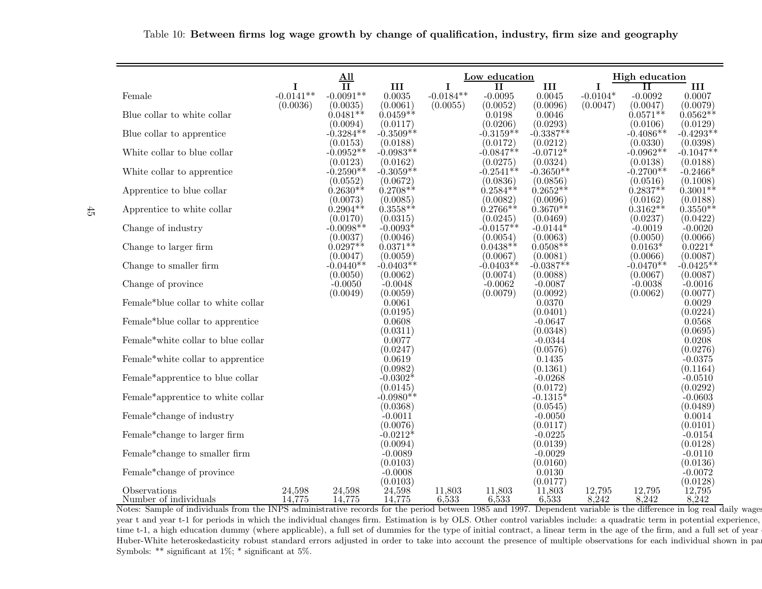Table 10: **Between firms log wage growth by change of qualification, industry, firm size and geography**

| | All | | | Low education | | | High education | | |
|---|---|---|---|---|---|---|---|---|---|
| | I | II | III | I | II | III | I | II | III |
| Female | -0.0141** | -0.0091** | 0.0035 | -0.0184** | -0.0095 | 0.0045 | -0.0104* | -0.0092 | 0.0007 |
| | (0.0036) | (0.0035) | (0.0061) | (0.0055) | (0.0052) | (0.0096) | (0.0047) | (0.0047) | (0.0079) |
| Blue collar to white collar | | 0.0481** | 0.0459** | | 0.0198 | 0.0046 | | 0.0571** | 0.0562** |
| | | (0.0094) | (0.0117) | | (0.0206) | (0.0293) | | (0.0106) | (0.0129) |
| Blue collar to apprentice | | -0.3284** | -0.3509** | | -0.3159** | -0.3387** | | -0.4086** | -0.4293** |
| | | (0.0153) | (0.0188) | | (0.0172) | (0.0212) | | (0.0330) | (0.0398) |
| White collar to blue collar | | -0.0952** | -0.0983** | | -0.0847** | -0.0712* | | -0.0962** | -0.1047** |
| | | (0.0123) | (0.0162) | | (0.0275) | (0.0324) | | (0.0138) | (0.0188) |
| White collar to apprentice | | -0.2590** | -0.3059** | | -0.2541** | -0.3650** | | -0.2700** | -0.2466* |
| | | (0.0552) | (0.0672) | | (0.0836) | (0.0856) | | (0.0516) | (0.1008) |
| Apprentice to blue collar | | 0.2630** | 0.2708** | | 0.2584** | 0.2652** | | 0.2837** | 0.3001** |
| | | (0.0073) | (0.0085) | | (0.0082) | (0.0096) | | (0.0162) | (0.0188) |
| Apprentice to white collar | | 0.2904** | 0.3558** | | 0.2766** | 0.3670** | | 0.3162** | 0.3550** |
| | | (0.0170) | (0.0315) | | (0.0245) | (0.0469) | | (0.0237) | (0.0422) |
| Change of industry | | -0.0098** | -0.0093* | | -0.0157** | -0.0144* | | -0.0019 | -0.0020 |
| | | (0.0037) | (0.0046) | | (0.0054) | (0.0063) | | (0.0050) | (0.0066) |
| Change to larger firm | | 0.0297** | 0.0371** | | 0.0438** | 0.0508** | | 0.0163* | 0.0221* |
| | | (0.0047) | (0.0059) | | (0.0067) | (0.0081) | | (0.0066) | (0.0087) |
| Change to smaller firm | | -0.0440** | -0.0403** | | -0.0403** | -0.0387** | | -0.0470** | -0.0425** |
| | | (0.0050) | (0.0062) | | (0.0074) | (0.0088) | | (0.0067) | (0.0087) |
| Change of province | | -0.0050 | -0.0048 | | -0.0062 | -0.0087 | | -0.0038 | -0.0016 |
| | | (0.0049) | (0.0059) | | (0.0079) | (0.0092) | | (0.0062) | (0.0077) |
| Female*blue collar to white collar | | | 0.0061 | | | 0.0370 | | | 0.0029 |
| | | | (0.0195) | | | (0.0401) | | | (0.0224) |
| Female*blue collar to apprentice | | | 0.0608 | | | -0.0647 | | | 0.0568 |
| | | | (0.0311) | | | (0.0348) | | | (0.0695) |
| Female*white collar to blue collar | | | 0.0077 | | | -0.0344 | | | 0.0208 |
| | | | (0.0247) | | | (0.0576) | | | (0.0276) |
| Female*white collar to apprentice | | | 0.0619 | | | 0.1435 | | | -0.0375 |
| | | | (0.0982) | | | (0.1361) | | | (0.1164) |
| Female*apprentice to blue collar | | | -0.0302* | | | -0.0268 | | | -0.0510 |
| | | | (0.0145) | | | (0.0172) | | | (0.0292) |
| Female*apprentice to white collar | | | -0.0980** | | | -0.1315* | | | -0.0603 |
| | | | (0.0368) | | | (0.0545) | | | (0.0489) |
| Female*change of industry | | | -0.0011 | | | -0.0050 | | | 0.0014 |
| | | | (0.0076) | | | (0.0117) | | | (0.0101) |
| Female*change to larger firm | | | -0.0212* | | | -0.0225 | | | -0.0154 |
| | | | (0.0094) | | | (0.0139) | | | (0.0128) |
| Female*change to smaller firm | | | -0.0089 | | | -0.0029 | | | -0.0110 |
| | | | (0.0103) | | | (0.0160) | | | (0.0136) |
| Female*change of province | | | -0.0008 | | | 0.0130 | | | -0.0072 |
| | | | (0.0103) | | | (0.0177) | | | (0.0128) |
| Observations | 24,598 | 24,598 | 24,598 | 11,803 | 11,803 | 11,803 | 12,795 | 12,795 | 12,795 |
| Number of individuals | 14,775 | 14,775 | 14,775 | 6,533 | 6,533 | 6,533 | 8,242 | 8,242 | 8,242 |

Notes: Sample of individuals from the INPS administrative records for the period between 1985 and 1997. Dependent variable is the difference in log real daily wages year t and year t-1 for periods in which the individual changes firm. Estimation is by OLS. Other control variables include: a quadratic term in potential experience, time t-1, a high education dummy (where applicable), a full set of dummies for the type of initial contract, a linear term in the age of the firm, and a full set of year Huber-White heteroskedasticity robust standard errors adjusted in order to take into account the presence of multiple observations for each individual shown in par Symbols: ** significant at 1%; * significant at 5%.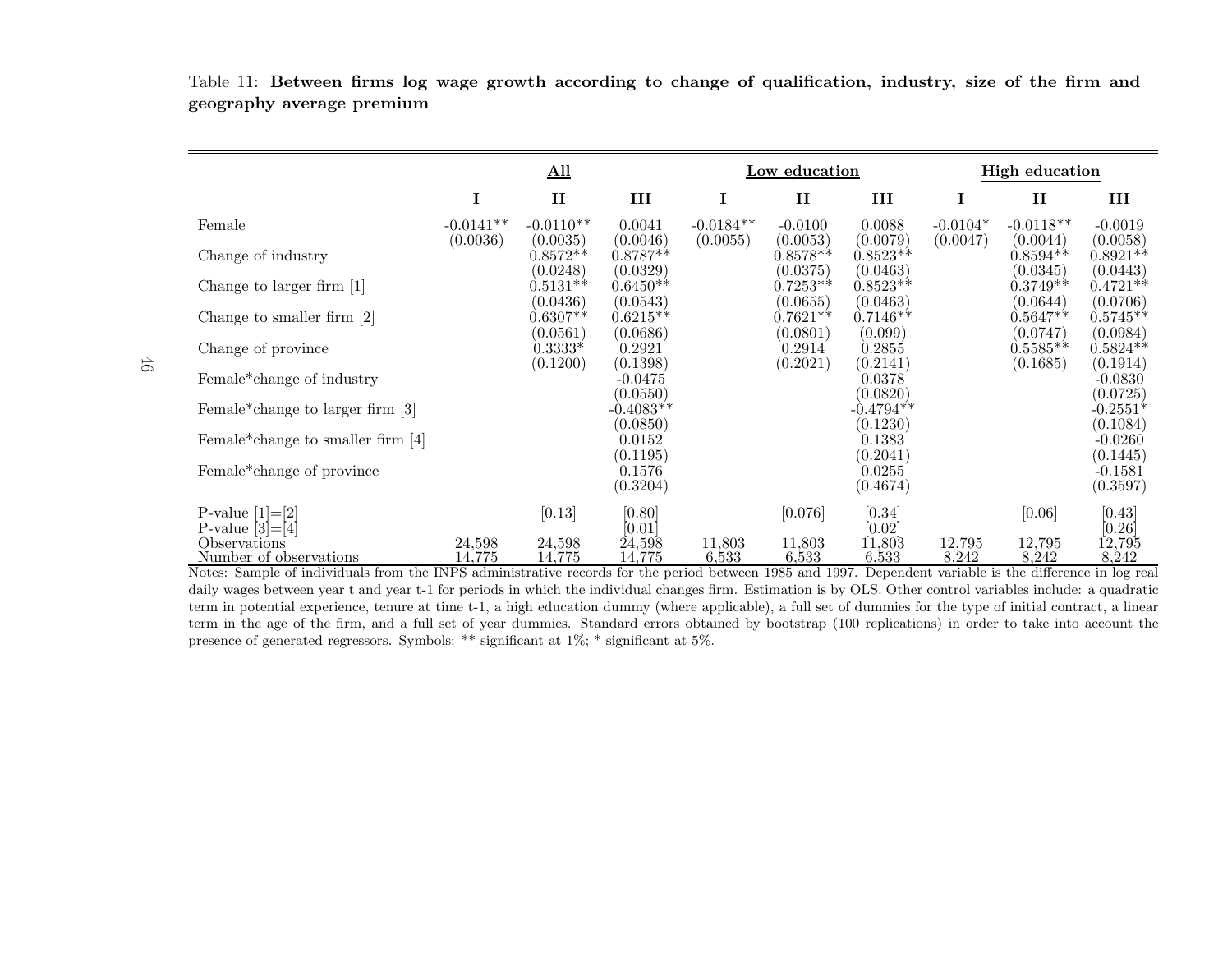Table 11: **Between firms log wage growth according to change of qualification, industry, size of the firm and geography average premium**

| | **All** | | | **Low education** | | | **High education** | | |
|---|---|---|---|---|---|---|---|---|---|
| | **I** | **II** | **III** | **I** | **II** | **III** | **I** | **II** | **III** |
| Female | -0.0141** | -0.0110** | 0.0041 | -0.0184** | -0.0100 | 0.0088 | -0.0104* | -0.0118** | -0.0019 |
| | (0.0036) | (0.0035) | (0.0046) | (0.0055) | (0.0053) | (0.0079) | (0.0047) | (0.0044) | (0.0058) |
| Change of industry | | 0.8572** | 0.8787** | | 0.8578** | 0.8523** | | 0.8594** | 0.8921** |
| | | (0.0248) | (0.0329) | | (0.0375) | (0.0463) | | (0.0345) | (0.0443) |
| Change to larger firm [1] | | 0.5131** | 0.6450** | | 0.7253** | 0.8523** | | 0.3749** | 0.4721** |
| | | (0.0436) | (0.0543) | | (0.0655) | (0.0463) | | (0.0644) | (0.0706) |
| Change to smaller firm [2] | | 0.6307** | 0.6215** | | 0.7621** | 0.7146** | | 0.5647** | 0.5745** |
| | | (0.0561) | (0.0686) | | (0.0801) | (0.099) | | (0.0747) | (0.0984) |
| Change of province | | 0.3333* | 0.2921 | | 0.2914 | 0.2855 | | 0.5585** | 0.5824** |
| | | (0.1200) | (0.1398) | | (0.2021) | (0.2141) | | (0.1685) | (0.1914) |
| Female*change of industry | | | -0.0475 | | | 0.0378 | | | -0.0830 |
| | | | (0.0550) | | | (0.0820) | | | (0.0725) |
| Female*change to larger firm [3] | | | -0.4083** | | | -0.4794** | | | -0.2551* |
| | | | (0.0850) | | | (0.1230) | | | (0.1084) |
| Female*change to smaller firm [4] | | | 0.0152 | | | 0.1383 | | | -0.0260 |
| | | | (0.1195) | | | (0.2041) | | | (0.1445) |
| Female*change of province | | | 0.1576 | | | 0.0255 | | | -0.1581 |
| | | | (0.3204) | | | (0.4674) | | | (0.3597) |
| P-value [1]=[2] | | [0.13] | [0.80] | | [0.076] | [0.34] | | [0.06] | [0.43] |
| P-value [3]=[4] | | | [0.01] | | | [0.02] | | | [0.26] |
| Observations | 24,598 | 24,598 | 24,598 | 11,803 | 11,803 | 11,803 | 12,795 | 12,795 | 12,795 |
| Number of observations | 14,775 | 14,775 | 14,775 | 6,533 | 6,533 | 6,533 | 8,242 | 8,242 | 8,242 |

Notes: Sample of individuals from the INPS administrative records for the period between 1985 and 1997. Dependent variable is the difference in log real daily wages between year t and year t-1 for periods in which the individual changes firm. Estimation is by OLS. Other control variables include: a quadratic term in potential experience, tenure at time t-1, a high education dummy (where applicable), a full set of dummies for the type of initial contract, a linear term in the age of the firm, and a full set of year dummies. Standard errors obtained by bootstrap (100 replications) in order to take into account the presence of generated regressors. Symbols: ** significant at 1%; * significant at 5%.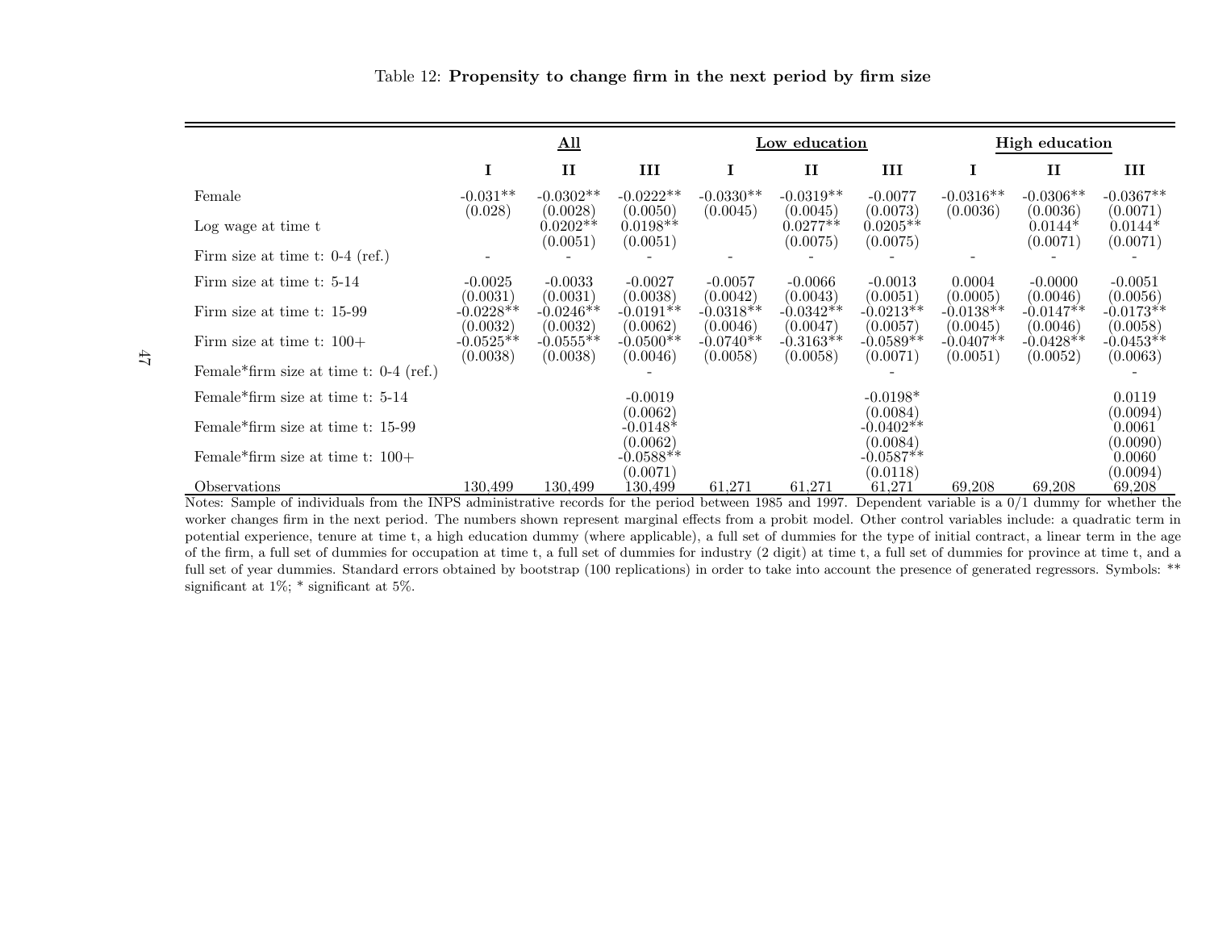Table 12: **Propensity to change firm in the next period by firm size**

| | All | | | Low education | | | High education | | |
|---|---|---|---|---|---|---|---|---|---|
| | **I** | **II** | **III** | **I** | **II** | **III** | **I** | **II** | **III** |
| Female | -0.031** | -0.0302** | -0.0222** | -0.0330** | -0.0319** | -0.0077 | -0.0316** | -0.0306** | -0.0367** |
| | (0.028) | (0.0028) | (0.0050) | (0.0045) | (0.0045) | (0.0073) | (0.0036) | (0.0036) | (0.0071) |
| Log wage at time t | | 0.0202** | 0.0198** | | 0.0277** | 0.0205** | | 0.0144* | 0.0144* |
| | | (0.0051) | (0.0051) | | (0.0075) | (0.0075) | | (0.0071) | (0.0071) |
| Firm size at time t: 0-4 (ref.) | - | - | - | - | - | - | - | - | - |
| Firm size at time t: 5-14 | -0.0025 | -0.0033 | -0.0027 | -0.0057 | -0.0066 | -0.0013 | 0.0004 | -0.0000 | -0.0051 |
| | (0.0031) | (0.0031) | (0.0038) | (0.0042) | (0.0043) | (0.0051) | (0.0005) | (0.0046) | (0.0056) |
| Firm size at time t: 15-99 | -0.0228** | -0.0246** | -0.0191** | -0.0318** | -0.0342** | -0.0213** | -0.0138** | -0.0147** | -0.0173** |
| | (0.0032) | (0.0032) | (0.0062) | (0.0046) | (0.0047) | (0.0057) | (0.0045) | (0.0046) | (0.0058) |
| Firm size at time t: 100+ | -0.0525** | -0.0555** | -0.0500** | -0.0740** | -0.3163** | -0.0589** | -0.0407** | -0.0428** | -0.0453** |
| | (0.0038) | (0.0038) | (0.0046) | (0.0058) | (0.0058) | (0.0071) | (0.0051) | (0.0052) | (0.0063) |
| Female*firm size at time t: 0-4 (ref.) | | | - | | | - | | | - |
| Female*firm size at time t: 5-14 | | | -0.0019 | | | -0.0198* | | | 0.0119 |
| | | | (0.0062) | | | (0.0084) | | | (0.0094) |
| Female*firm size at time t: 15-99 | | | -0.0148* | | | -0.0402** | | | 0.0061 |
| | | | (0.0062) | | | (0.0084) | | | (0.0090) |
| Female*firm size at time t: 100+ | | | -0.0588** | | | -0.0587** | | | 0.0060 |
| | | | (0.0071) | | | (0.0118) | | | (0.0094) |
| Observations | 130,499 | 130,499 | 130,499 | 61,271 | 61,271 | 61,271 | 69,208 | 69,208 | 69,208 |

Notes: Sample of individuals from the INPS administrative records for the period between 1985 and 1997. Dependent variable is a 0/1 dummy for whether the worker changes firm in the next period. The numbers shown represent marginal effects from a probit model. Other control variables include: a quadratic term in potential experience, tenure at time t, a high education dummy (where applicable), a full set of dummies for the type of initial contract, a linear term in the age of the firm, a full set of dummies for occupation at time t, a full set of dummies for industry (2 digit) at time t, a full set of dummies for province at time t, and a full set of year dummies. Standard errors obtained by bootstrap (100 replications) in order to take into account the presence of generated regressors. Symbols: ** significant at 1%; * significant at 5%.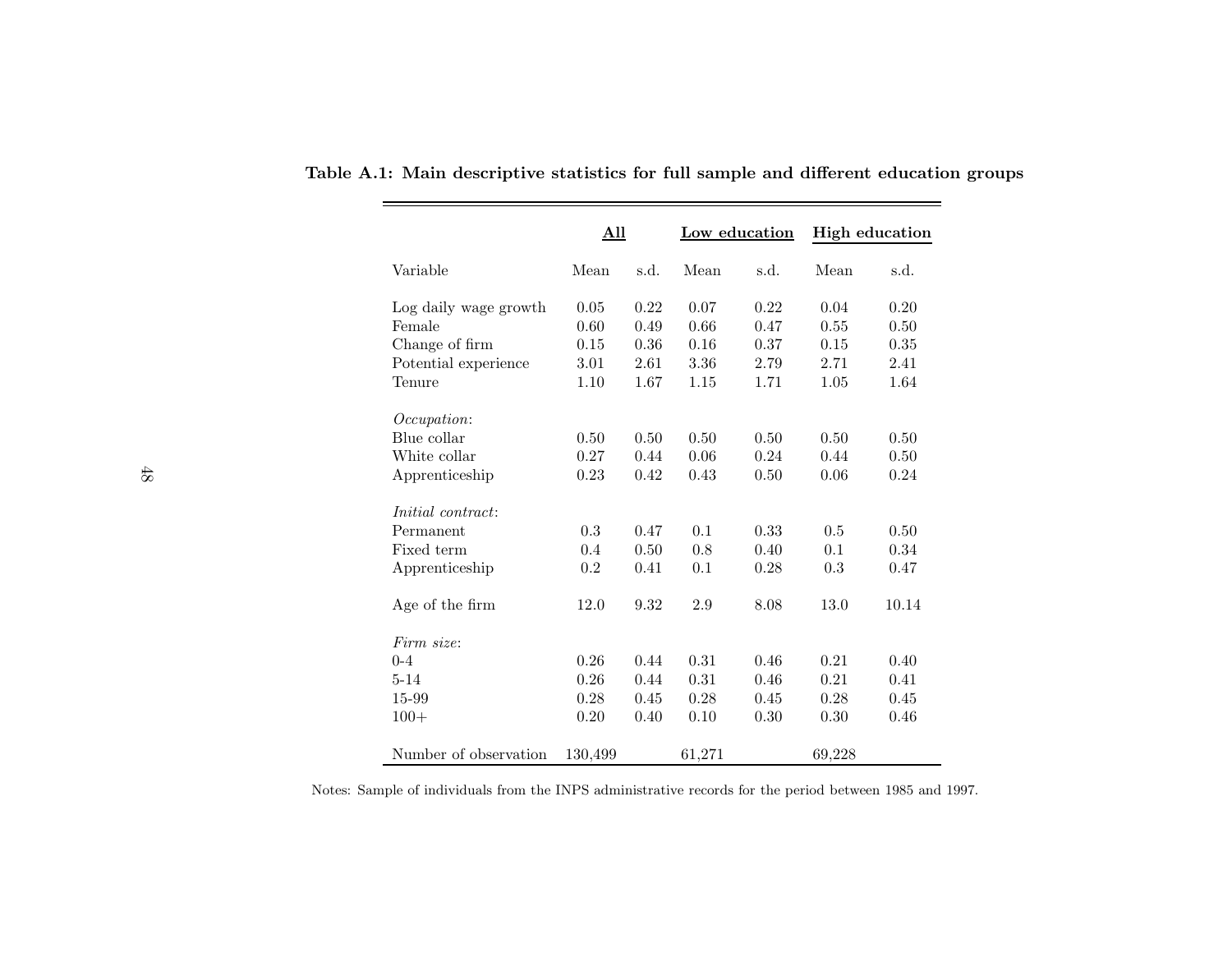**Table A.1: Main descriptive statistics for full sample and different education groups**

| | All | | Low education | | High education | |
|---|---|---|---|---|---|---|
| Variable | Mean | s.d. | Mean | s.d. | Mean | s.d. |
| Log daily wage growth | 0.05 | 0.22 | 0.07 | 0.22 | 0.04 | 0.20 |
| Female | 0.60 | 0.49 | 0.66 | 0.47 | 0.55 | 0.50 |
| Change of firm | 0.15 | 0.36 | 0.16 | 0.37 | 0.15 | 0.35 |
| Potential experience | 3.01 | 2.61 | 3.36 | 2.79 | 2.71 | 2.41 |
| Tenure | 1.10 | 1.67 | 1.15 | 1.71 | 1.05 | 1.64 |
| *Occupation*: | | | | | | |
| Blue collar | 0.50 | 0.50 | 0.50 | 0.50 | 0.50 | 0.50 |
| White collar | 0.27 | 0.44 | 0.06 | 0.24 | 0.44 | 0.50 |
| Apprenticeship | 0.23 | 0.42 | 0.43 | 0.50 | 0.06 | 0.24 |
| *Initial contract*: | | | | | | |
| Permanent | 0.3 | 0.47 | 0.1 | 0.33 | 0.5 | 0.50 |
| Fixed term | 0.4 | 0.50 | 0.8 | 0.40 | 0.1 | 0.34 |
| Apprenticeship | 0.2 | 0.41 | 0.1 | 0.28 | 0.3 | 0.47 |
| Age of the firm | 12.0 | 9.32 | 2.9 | 8.08 | 13.0 | 10.14 |
| *Firm size*: | | | | | | |
| 0-4 | 0.26 | 0.44 | 0.31 | 0.46 | 0.21 | 0.40 |
| 5-14 | 0.26 | 0.44 | 0.31 | 0.46 | 0.21 | 0.41 |
| 15-99 | 0.28 | 0.45 | 0.28 | 0.45 | 0.28 | 0.45 |
| 100+ | 0.20 | 0.40 | 0.10 | 0.30 | 0.30 | 0.46 |
| Number of observation | 130,499 | | 61,271 | | 69,228 | |

Notes: Sample of individuals from the INPS administrative records for the period between 1985 and 1997.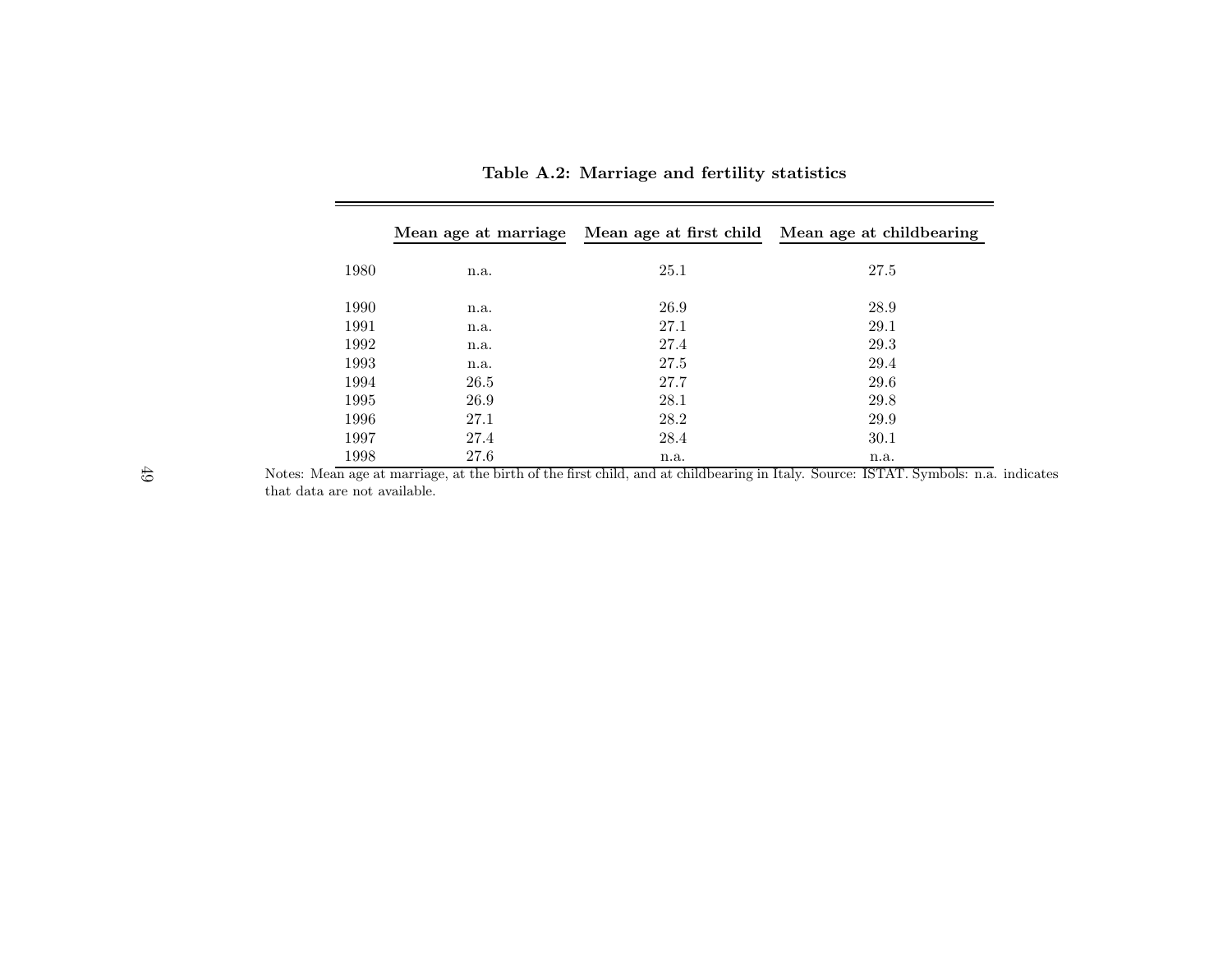**Table A.2: Marriage and fertility statistics**

| | Mean age at marriage | Mean age at first child | Mean age at childbearing |
|---|---|---|---|
| 1980 | n.a. | 25.1 | 27.5 |
| 1990 | n.a. | 26.9 | 28.9 |
| 1991 | n.a. | 27.1 | 29.1 |
| 1992 | n.a. | 27.4 | 29.3 |
| 1993 | n.a. | 27.5 | 29.4 |
| 1994 | 26.5 | 27.7 | 29.6 |
| 1995 | 26.9 | 28.1 | 29.8 |
| 1996 | 27.1 | 28.2 | 29.9 |
| 1997 | 27.4 | 28.4 | 30.1 |
| 1998 | 27.6 | n.a. | n.a. |

Notes: Mean age at marriage, at the birth of the first child, and at childbearing in Italy. Source: ISTAT. Symbols: n.a. indicates that data are not available.